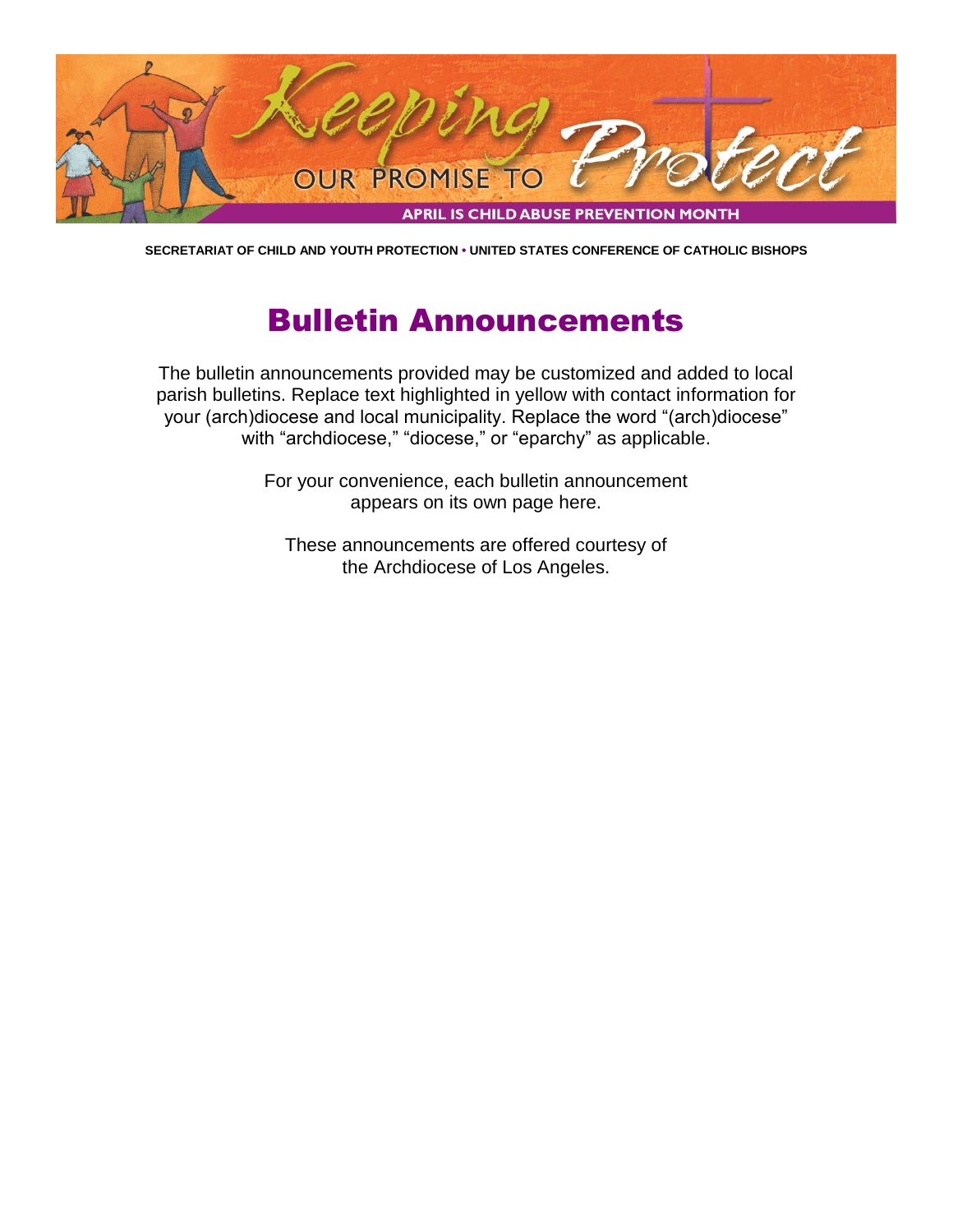# Keeping Our Promise to Protect

APRIL IS CHILD ABUSE PREVENTION MONTH

**SECRETARIAT OF CHILD AND YOUTH PROTECTION • UNITED STATES CONFERENCE OF CATHOLIC BISHOPS**

## Bulletin Announcements

The bulletin announcements provided may be customized and added to local parish bulletins. Replace text highlighted in yellow with contact information for your (arch)diocese and local municipality. Replace the word "(arch)diocese" with "archdiocese," "diocese," or "eparchy" as applicable.

For your convenience, each bulletin announcement appears on its own page here.

These announcements are offered courtesy of the Archdiocese of Los Angeles.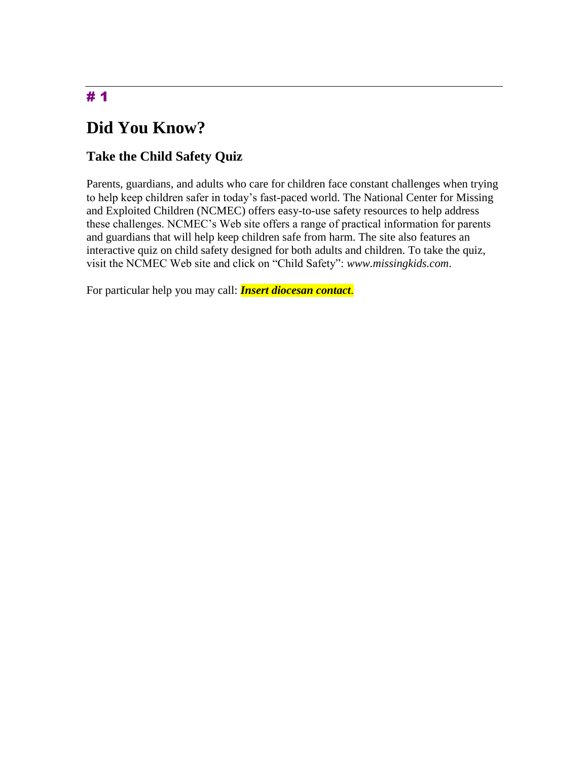---

# 1

# Did You Know?

## Take the Child Safety Quiz

Parents, guardians, and adults who care for children face constant challenges when trying to help keep children safer in today's fast-paced world. The National Center for Missing and Exploited Children (NCMEC) offers easy-to-use safety resources to help address these challenges. NCMEC's Web site offers a range of practical information for parents and guardians that will help keep children safe from harm. The site also features an interactive quiz on child safety designed for both adults and children. To take the quiz, visit the NCMEC Web site and click on "Child Safety": *www.missingkids.com*.

For particular help you may call: ***Insert diocesan contact***.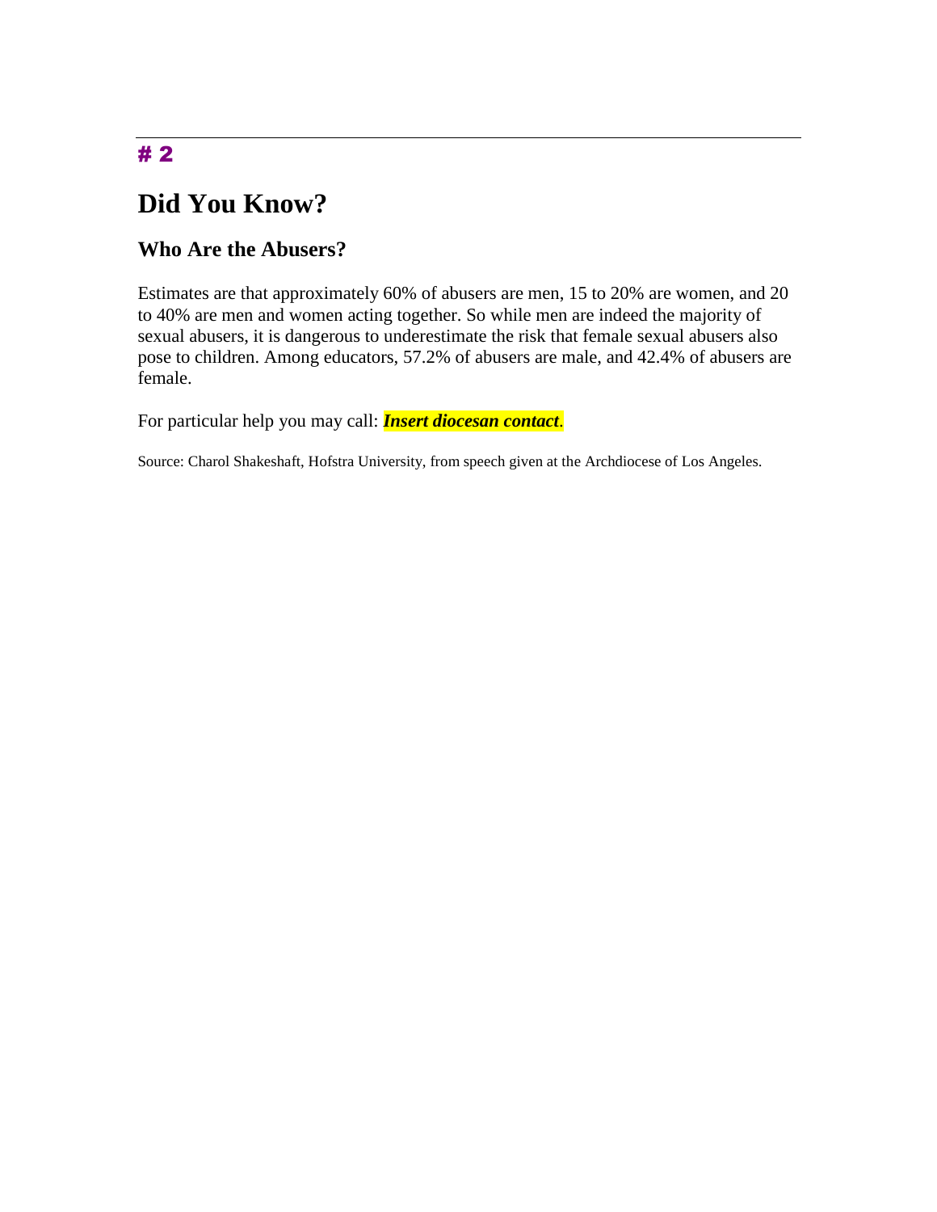# 2

# Did You Know?

## Who Are the Abusers?

Estimates are that approximately 60% of abusers are men, 15 to 20% are women, and 20 to 40% are men and women acting together. So while men are indeed the majority of sexual abusers, it is dangerous to underestimate the risk that female sexual abusers also pose to children. Among educators, 57.2% of abusers are male, and 42.4% of abusers are female.

For particular help you may call: ***Insert diocesan contact***.

Source: Charol Shakeshaft, Hofstra University, from speech given at the Archdiocese of Los Angeles.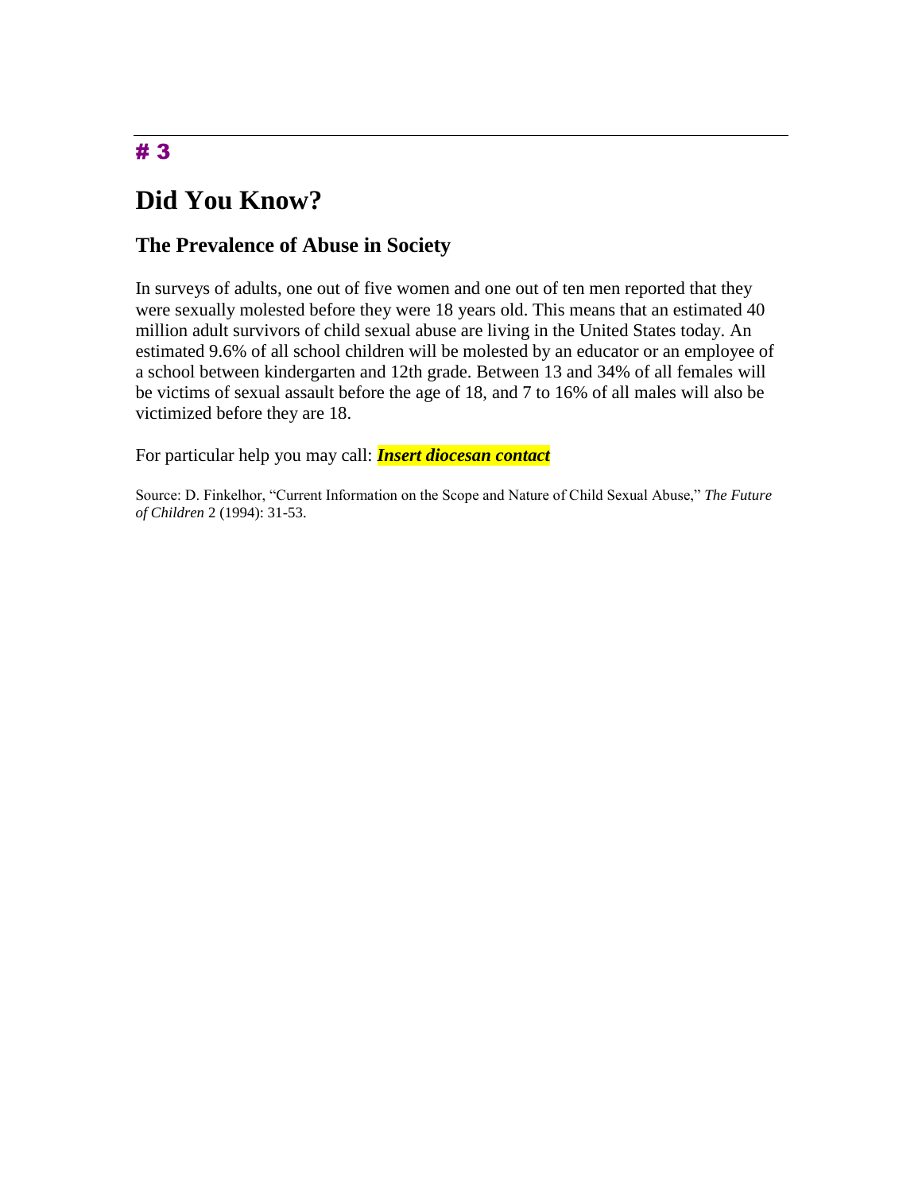# 3

## Did You Know?

### The Prevalence of Abuse in Society

In surveys of adults, one out of five women and one out of ten men reported that they were sexually molested before they were 18 years old. This means that an estimated 40 million adult survivors of child sexual abuse are living in the United States today. An estimated 9.6% of all school children will be molested by an educator or an employee of a school between kindergarten and 12th grade. Between 13 and 34% of all females will be victims of sexual assault before the age of 18, and 7 to 16% of all males will also be victimized before they are 18.

For particular help you may call: ***Insert diocesan contact***

Source: D. Finkelhor, "Current Information on the Scope and Nature of Child Sexual Abuse," *The Future of Children* 2 (1994): 31-53.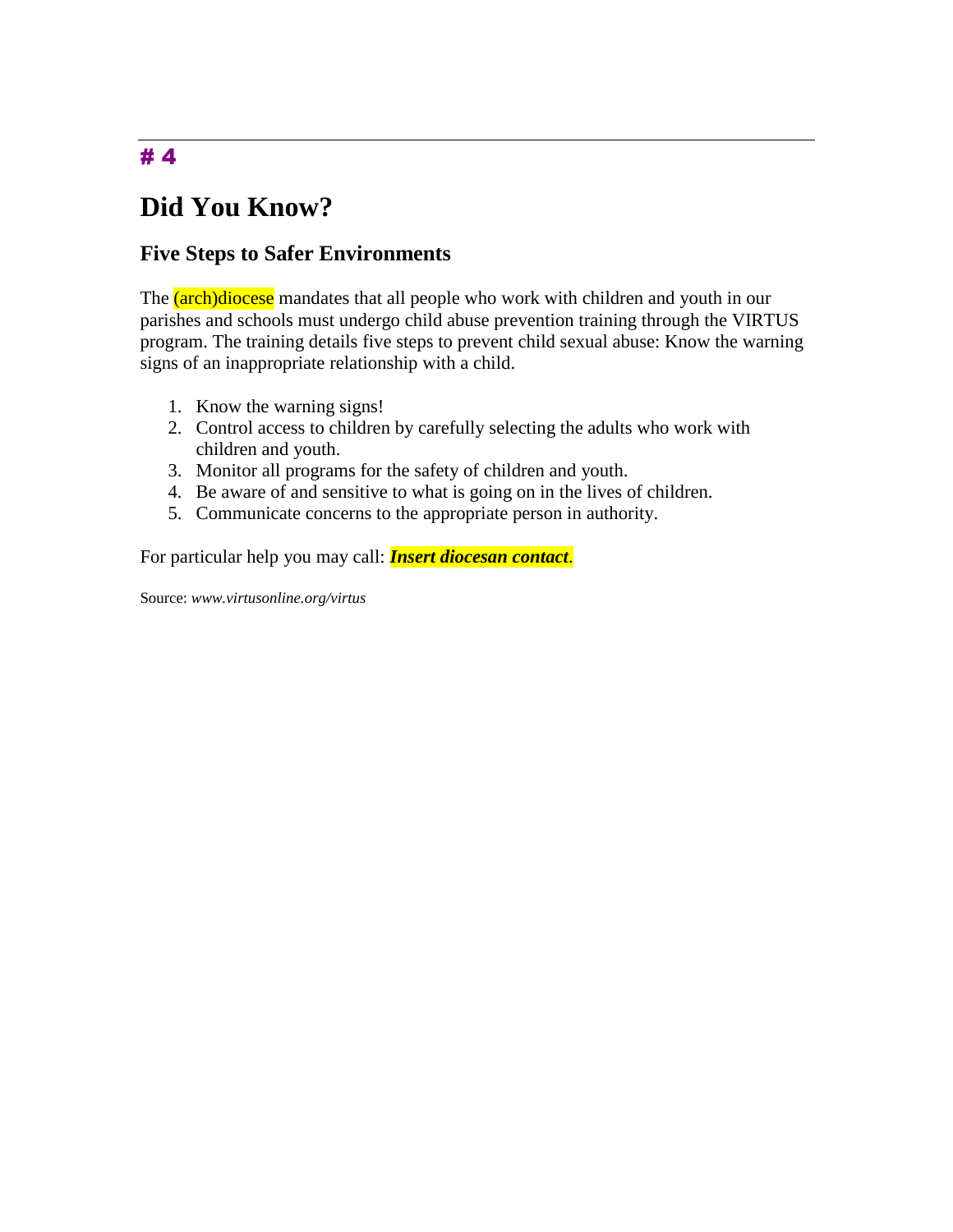---

# 4

# Did You Know?

## Five Steps to Safer Environments

The (arch)diocese mandates that all people who work with children and youth in our parishes and schools must undergo child abuse prevention training through the VIRTUS program. The training details five steps to prevent child sexual abuse: Know the warning signs of an inappropriate relationship with a child.

1. Know the warning signs!
2. Control access to children by carefully selecting the adults who work with children and youth.
3. Monitor all programs for the safety of children and youth.
4. Be aware of and sensitive to what is going on in the lives of children.
5. Communicate concerns to the appropriate person in authority.

For particular help you may call: ***Insert diocesan contact***.

Source: *www.virtusonline.org/virtus*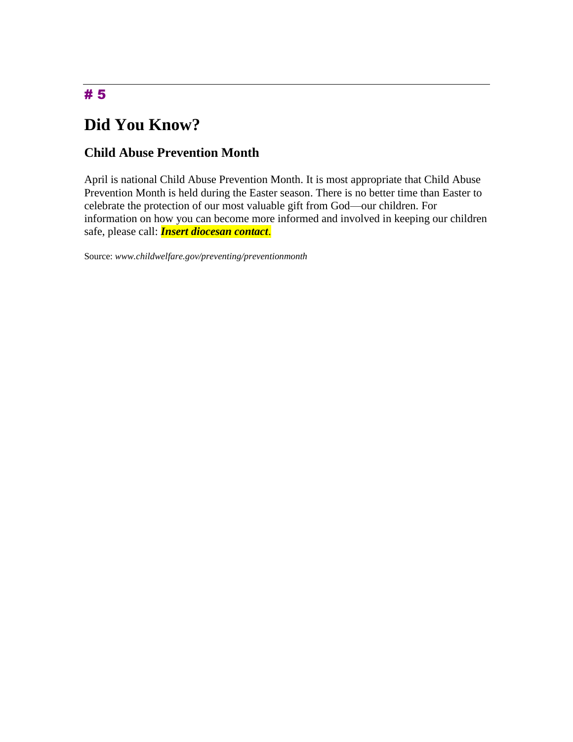# 5

# Did You Know?

## Child Abuse Prevention Month

April is national Child Abuse Prevention Month. It is most appropriate that Child Abuse Prevention Month is held during the Easter season. There is no better time than Easter to celebrate the protection of our most valuable gift from God—our children. For information on how you can become more informed and involved in keeping our children safe, please call: ***Insert diocesan contact***.

Source: *www.childwelfare.gov/preventing/preventionmonth*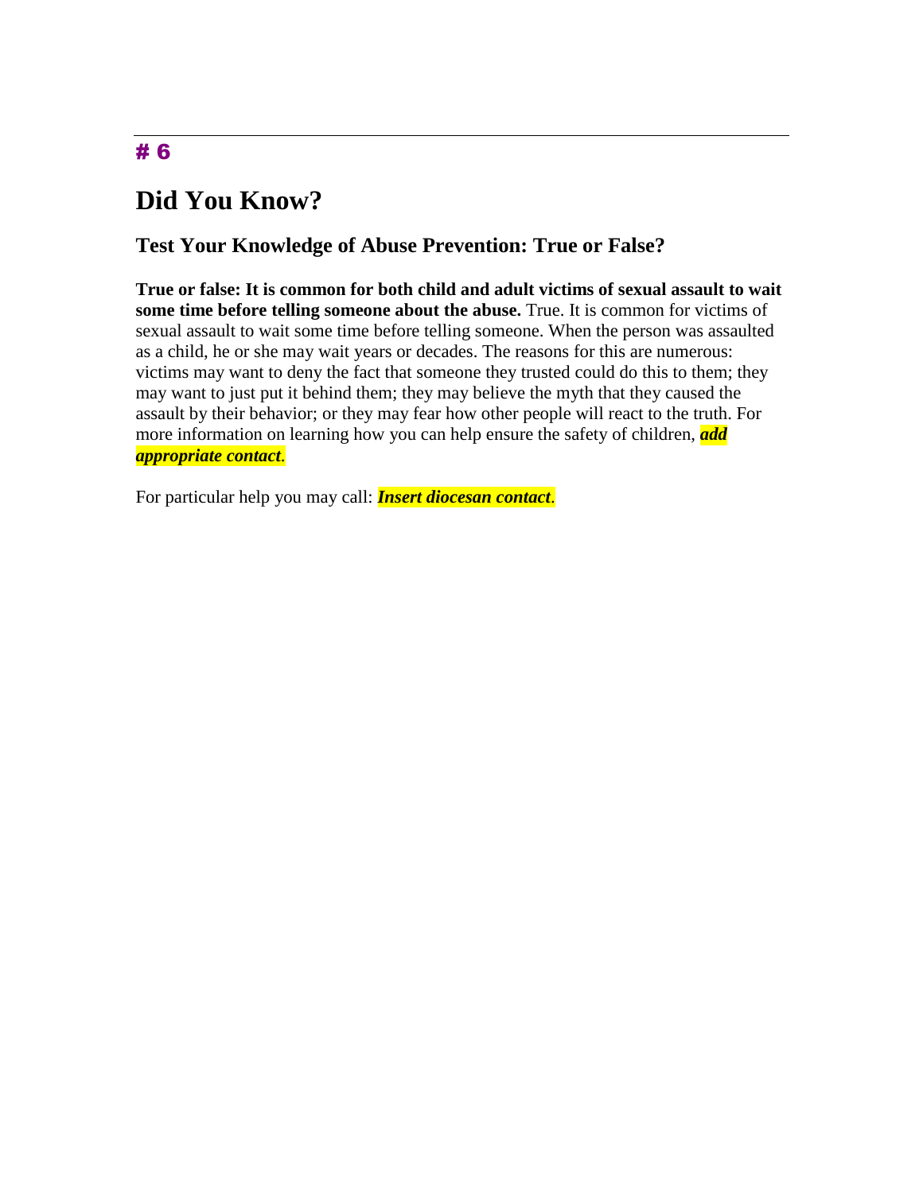---

# # 6

# Did You Know?

## Test Your Knowledge of Abuse Prevention: True or False?

**True or false: It is common for both child and adult victims of sexual assault to wait some time before telling someone about the abuse.** True. It is common for victims of sexual assault to wait some time before telling someone. When the person was assaulted as a child, he or she may wait years or decades. The reasons for this are numerous: victims may want to deny the fact that someone they trusted could do this to them; they may want to just put it behind them; they may believe the myth that they caused the assault by their behavior; or they may fear how other people will react to the truth. For more information on learning how you can help ensure the safety of children, ***add appropriate contact***.

For particular help you may call: ***Insert diocesan contact***.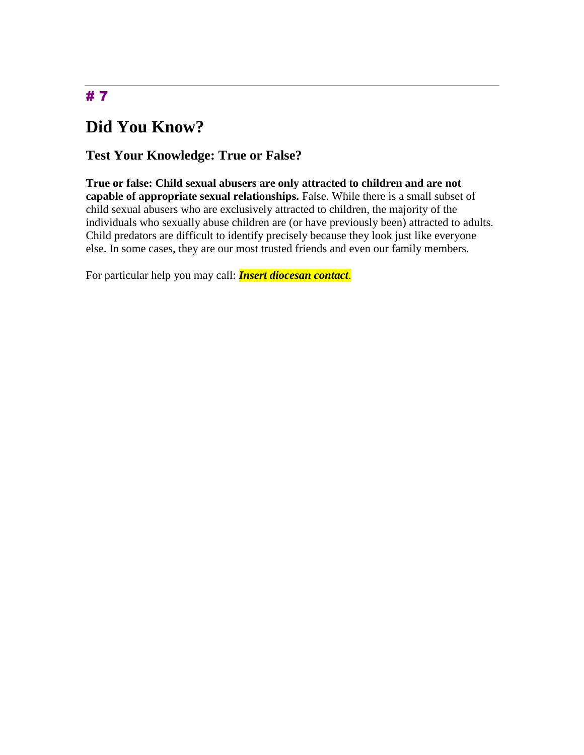---

# 7

# Did You Know?

## Test Your Knowledge: True or False?

**True or false: Child sexual abusers are only attracted to children and are not capable of appropriate sexual relationships.** False. While there is a small subset of child sexual abusers who are exclusively attracted to children, the majority of the individuals who sexually abuse children are (or have previously been) attracted to adults. Child predators are difficult to identify precisely because they look just like everyone else. In some cases, they are our most trusted friends and even our family members.

For particular help you may call: ***Insert diocesan contact***.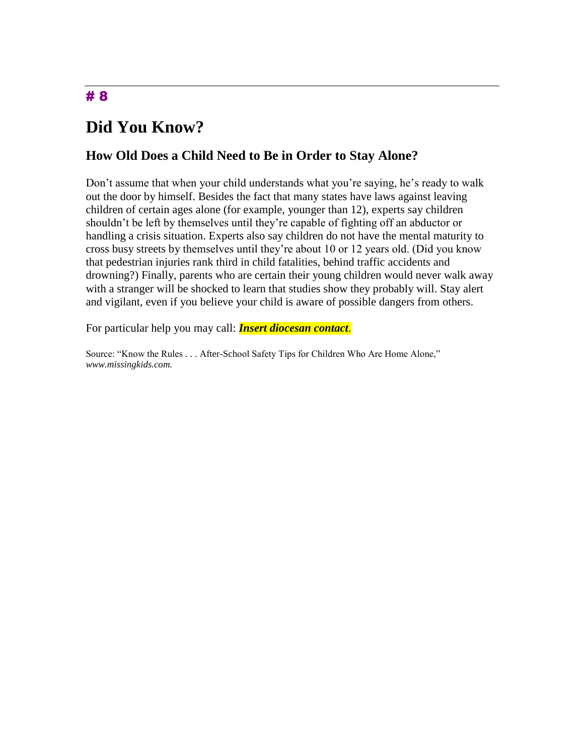## # 8

# Did You Know?

## How Old Does a Child Need to Be in Order to Stay Alone?

Don't assume that when your child understands what you're saying, he's ready to walk out the door by himself. Besides the fact that many states have laws against leaving children of certain ages alone (for example, younger than 12), experts say children shouldn't be left by themselves until they're capable of fighting off an abductor or handling a crisis situation. Experts also say children do not have the mental maturity to cross busy streets by themselves until they're about 10 or 12 years old. (Did you know that pedestrian injuries rank third in child fatalities, behind traffic accidents and drowning?) Finally, parents who are certain their young children would never walk away with a stranger will be shocked to learn that studies show they probably will. Stay alert and vigilant, even if you believe your child is aware of possible dangers from others.

For particular help you may call: ***Insert diocesan contact***.

Source: "Know the Rules . . . After-School Safety Tips for Children Who Are Home Alone," *www.missingkids.com.*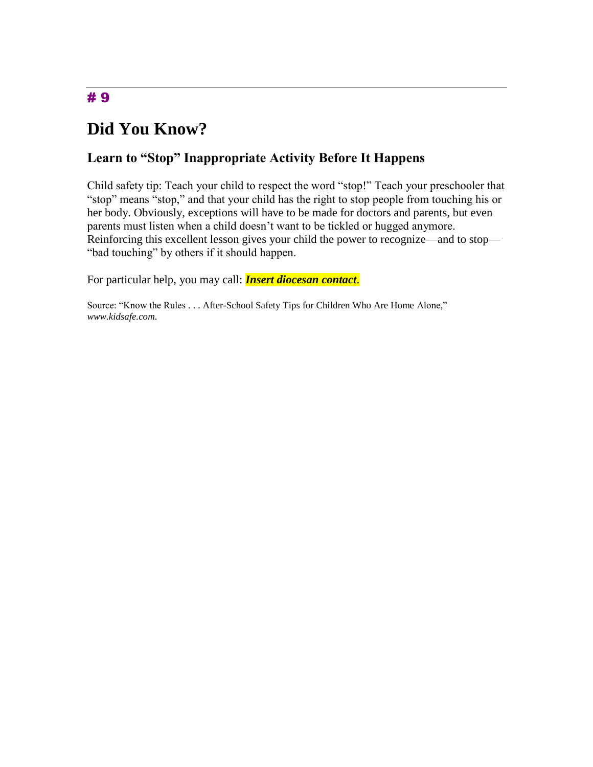# 9

# Did You Know?

## Learn to "Stop" Inappropriate Activity Before It Happens

Child safety tip: Teach your child to respect the word "stop!" Teach your preschooler that "stop" means "stop," and that your child has the right to stop people from touching his or her body. Obviously, exceptions will have to be made for doctors and parents, but even parents must listen when a child doesn't want to be tickled or hugged anymore. Reinforcing this excellent lesson gives your child the power to recognize—and to stop—"bad touching" by others if it should happen.

For particular help, you may call: ***Insert diocesan contact***.

Source: "Know the Rules . . . After-School Safety Tips for Children Who Are Home Alone," *www.kidsafe.com*.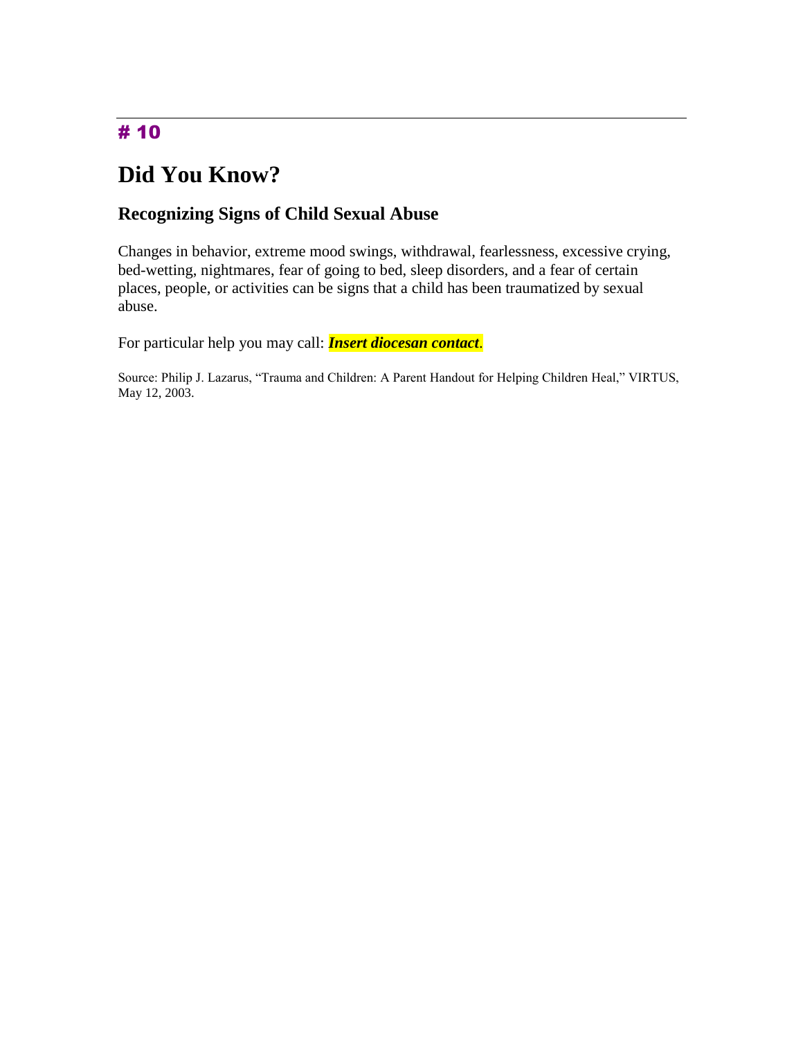# # 10

## Did You Know?

### Recognizing Signs of Child Sexual Abuse

Changes in behavior, extreme mood swings, withdrawal, fearlessness, excessive crying, bed-wetting, nightmares, fear of going to bed, sleep disorders, and a fear of certain places, people, or activities can be signs that a child has been traumatized by sexual abuse.

For particular help you may call: ***Insert diocesan contact***.

Source: Philip J. Lazarus, "Trauma and Children: A Parent Handout for Helping Children Heal," VIRTUS, May 12, 2003.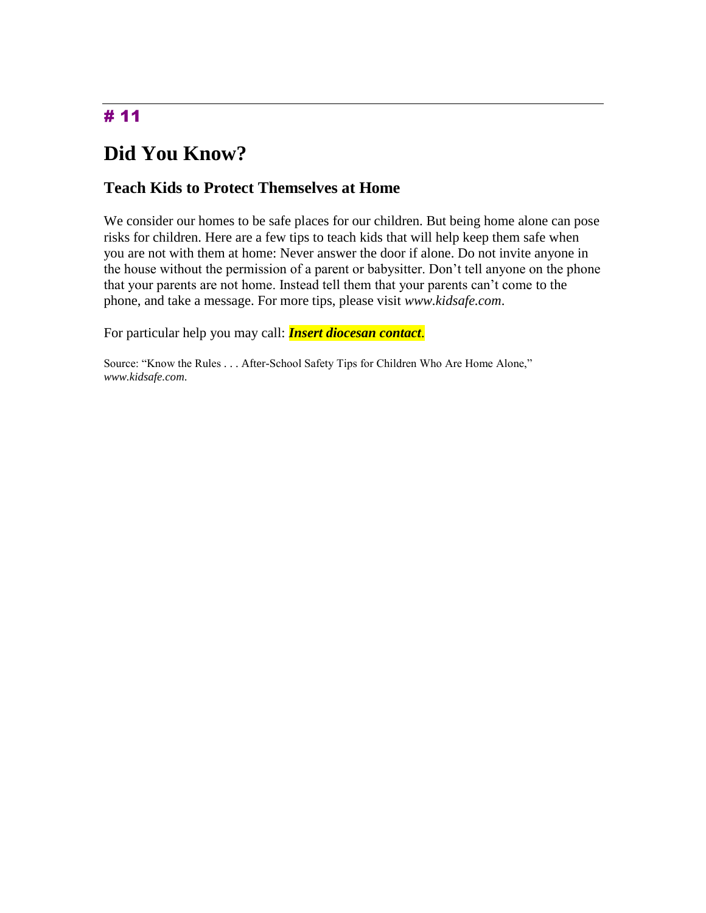# 11

# Did You Know?

## Teach Kids to Protect Themselves at Home

We consider our homes to be safe places for our children. But being home alone can pose risks for children. Here are a few tips to teach kids that will help keep them safe when you are not with them at home: Never answer the door if alone. Do not invite anyone in the house without the permission of a parent or babysitter. Don't tell anyone on the phone that your parents are not home. Instead tell them that your parents can't come to the phone, and take a message. For more tips, please visit *www.kidsafe.com*.

For particular help you may call: ***Insert diocesan contact***.

Source: "Know the Rules . . . After-School Safety Tips for Children Who Are Home Alone," *www.kidsafe.com*.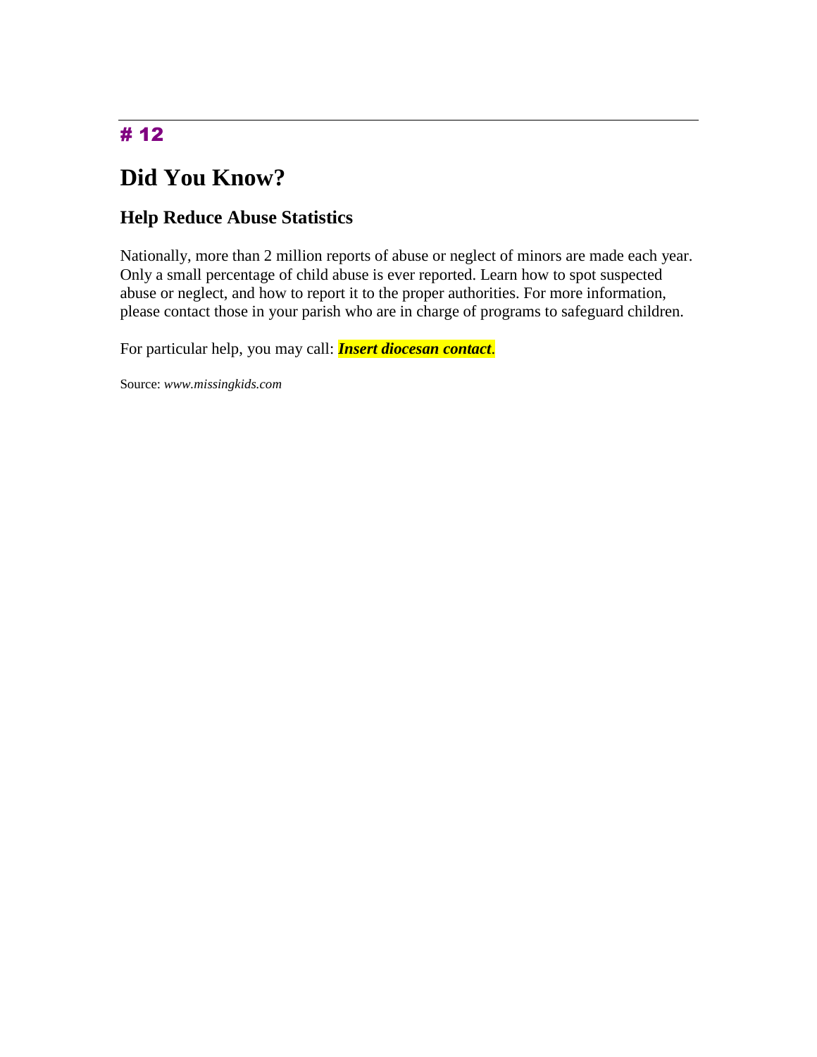---

# 12

# Did You Know?

## Help Reduce Abuse Statistics

Nationally, more than 2 million reports of abuse or neglect of minors are made each year. Only a small percentage of child abuse is ever reported. Learn how to spot suspected abuse or neglect, and how to report it to the proper authorities. For more information, please contact those in your parish who are in charge of programs to safeguard children.

For particular help, you may call: ***Insert diocesan contact***.

Source: *www.missingkids.com*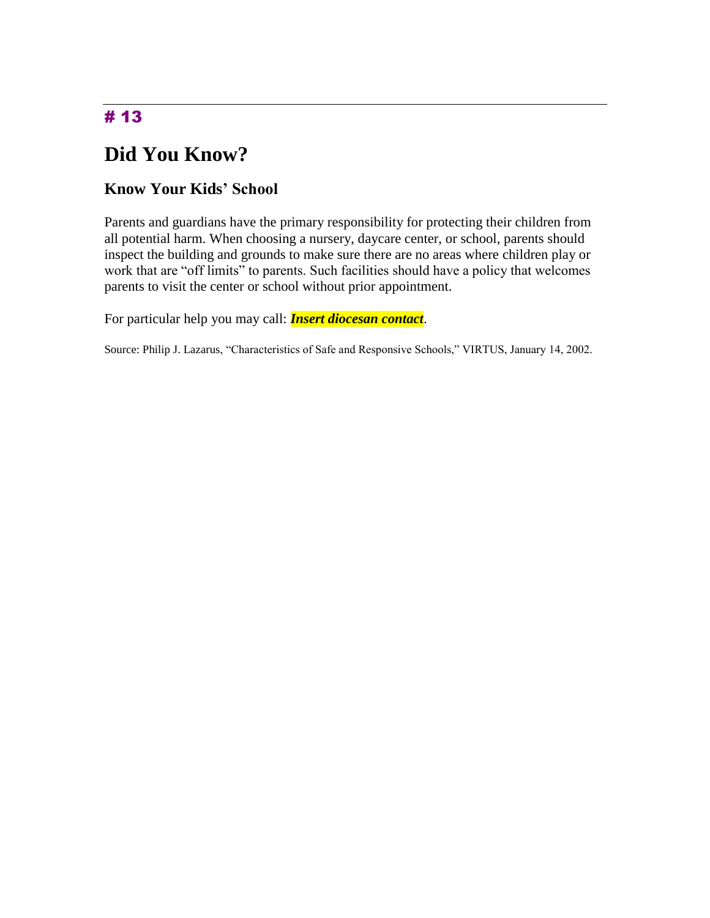# 13

# Did You Know?

## Know Your Kids' School

Parents and guardians have the primary responsibility for protecting their children from all potential harm. When choosing a nursery, daycare center, or school, parents should inspect the building and grounds to make sure there are no areas where children play or work that are "off limits" to parents. Such facilities should have a policy that welcomes parents to visit the center or school without prior appointment.

For particular help you may call: ***Insert diocesan contact***.

Source: Philip J. Lazarus, "Characteristics of Safe and Responsive Schools," VIRTUS, January 14, 2002.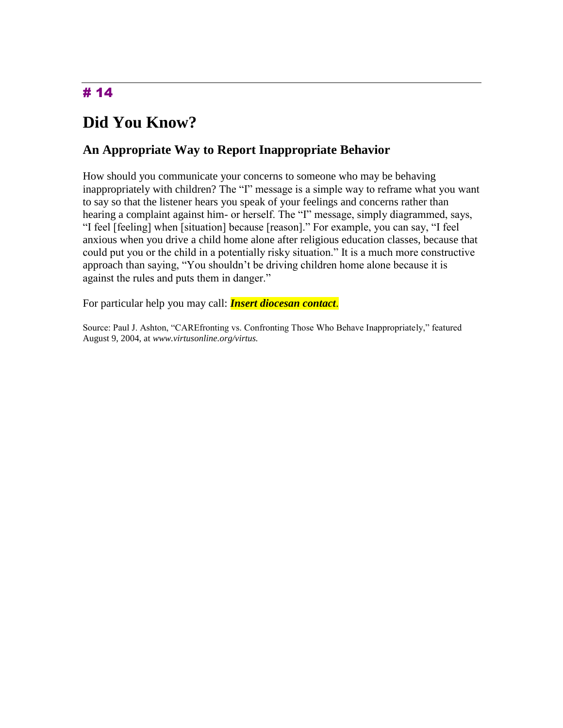**# 14**

# Did You Know?

## An Appropriate Way to Report Inappropriate Behavior

How should you communicate your concerns to someone who may be behaving inappropriately with children? The "I" message is a simple way to reframe what you want to say so that the listener hears you speak of your feelings and concerns rather than hearing a complaint against him- or herself. The "I" message, simply diagrammed, says, "I feel [feeling] when [situation] because [reason]." For example, you can say, "I feel anxious when you drive a child home alone after religious education classes, because that could put you or the child in a potentially risky situation." It is a much more constructive approach than saying, "You shouldn't be driving children home alone because it is against the rules and puts them in danger."

For particular help you may call: ***Insert diocesan contact***.

Source: Paul J. Ashton, "CAREfronting vs. Confronting Those Who Behave Inappropriately," featured August 9, 2004, at *www.virtusonline.org/virtus.*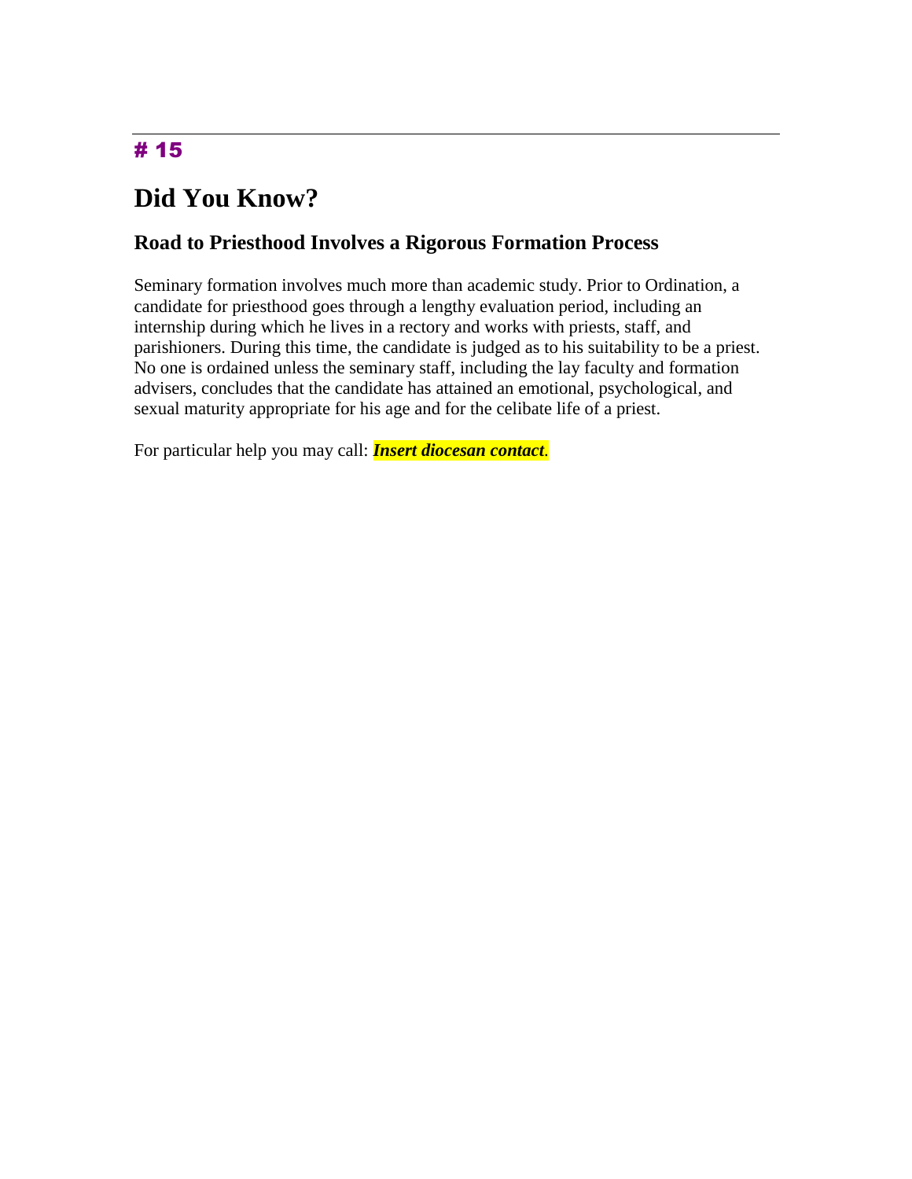---

# 15

# Did You Know?

## Road to Priesthood Involves a Rigorous Formation Process

Seminary formation involves much more than academic study. Prior to Ordination, a candidate for priesthood goes through a lengthy evaluation period, including an internship during which he lives in a rectory and works with priests, staff, and parishioners. During this time, the candidate is judged as to his suitability to be a priest. No one is ordained unless the seminary staff, including the lay faculty and formation advisers, concludes that the candidate has attained an emotional, psychological, and sexual maturity appropriate for his age and for the celibate life of a priest.

For particular help you may call: ***Insert diocesan contact***.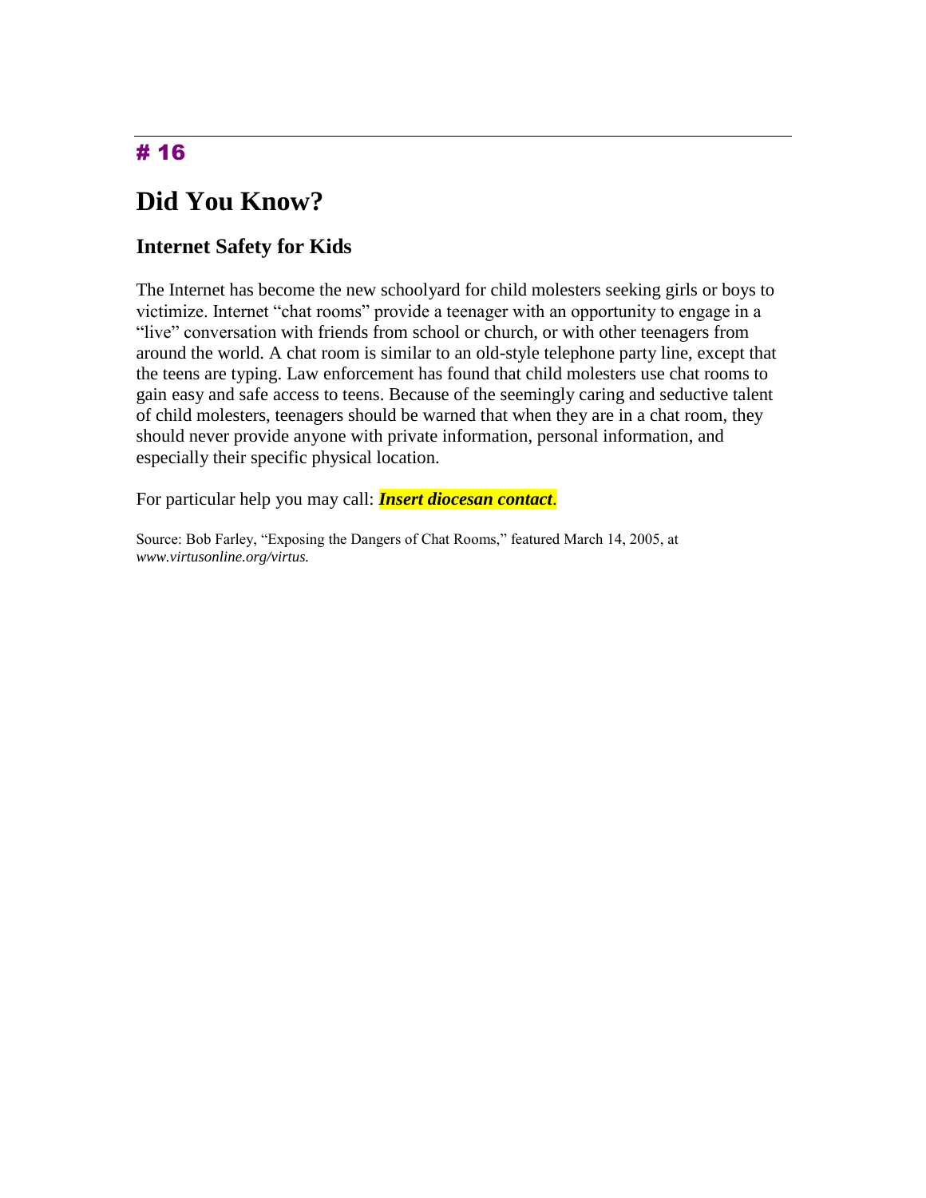# 16

## Did You Know?

### Internet Safety for Kids

The Internet has become the new schoolyard for child molesters seeking girls or boys to victimize. Internet "chat rooms" provide a teenager with an opportunity to engage in a "live" conversation with friends from school or church, or with other teenagers from around the world. A chat room is similar to an old-style telephone party line, except that the teens are typing. Law enforcement has found that child molesters use chat rooms to gain easy and safe access to teens. Because of the seemingly caring and seductive talent of child molesters, teenagers should be warned that when they are in a chat room, they should never provide anyone with private information, personal information, and especially their specific physical location.

For particular help you may call: ***Insert diocesan contact***.

Source: Bob Farley, "Exposing the Dangers of Chat Rooms," featured March 14, 2005, at *www.virtusonline.org/virtus.*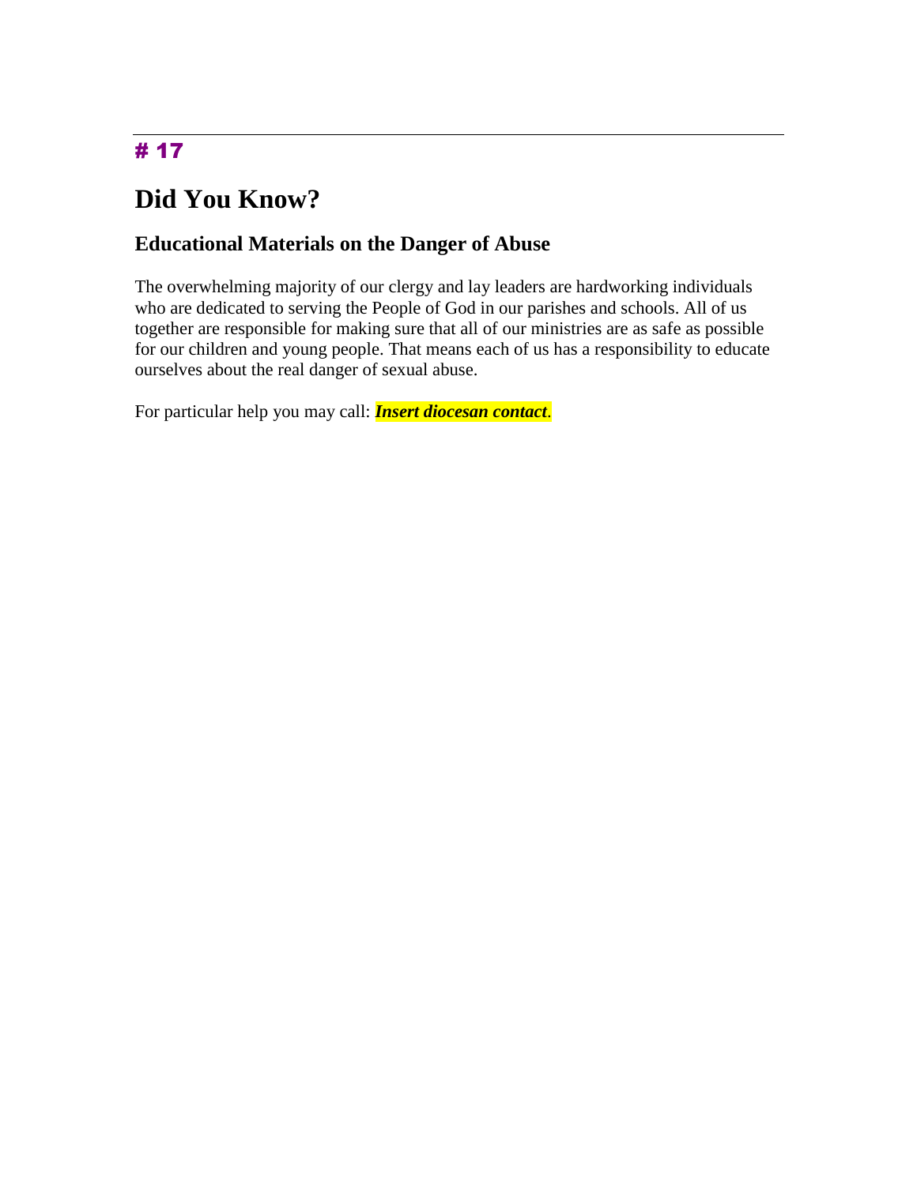# 17

# Did You Know?

## Educational Materials on the Danger of Abuse

The overwhelming majority of our clergy and lay leaders are hardworking individuals who are dedicated to serving the People of God in our parishes and schools. All of us together are responsible for making sure that all of our ministries are as safe as possible for our children and young people. That means each of us has a responsibility to educate ourselves about the real danger of sexual abuse.

For particular help you may call: ***Insert diocesan contact***.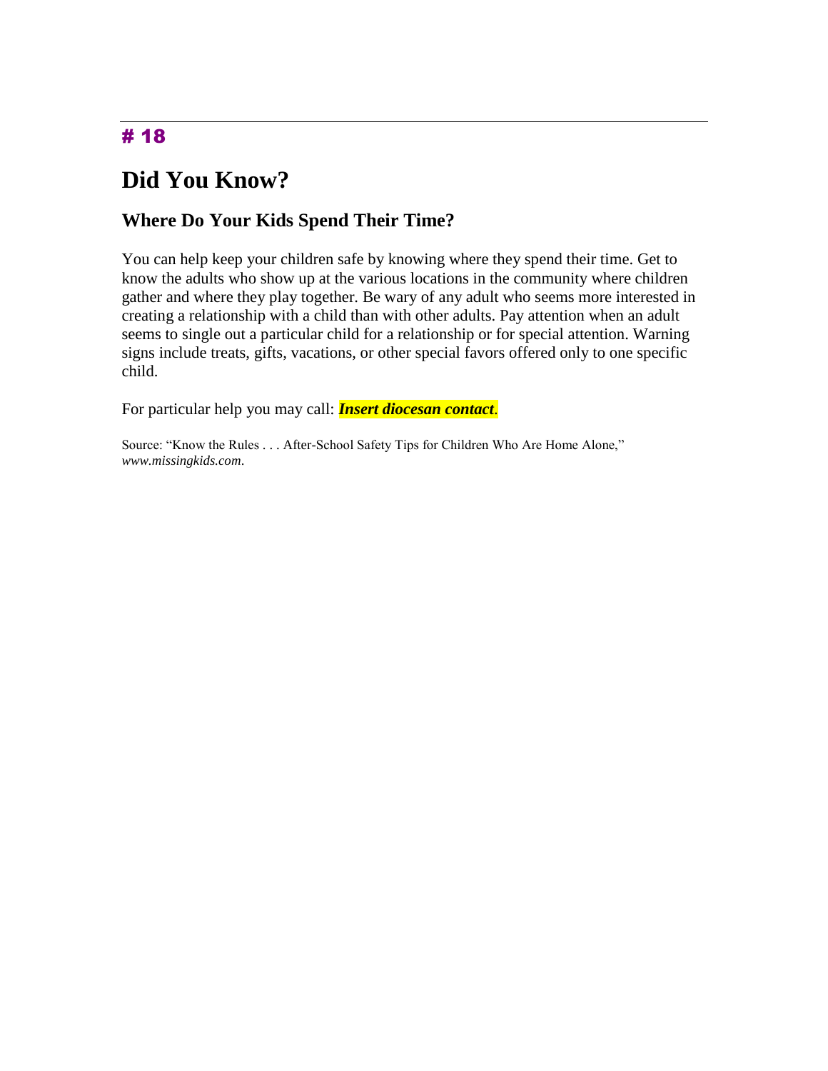# 18

# Did You Know?

## Where Do Your Kids Spend Their Time?

You can help keep your children safe by knowing where they spend their time. Get to know the adults who show up at the various locations in the community where children gather and where they play together. Be wary of any adult who seems more interested in creating a relationship with a child than with other adults. Pay attention when an adult seems to single out a particular child for a relationship or for special attention. Warning signs include treats, gifts, vacations, or other special favors offered only to one specific child.

For particular help you may call: ***Insert diocesan contact***.

Source: "Know the Rules . . . After-School Safety Tips for Children Who Are Home Alone," *www.missingkids.com*.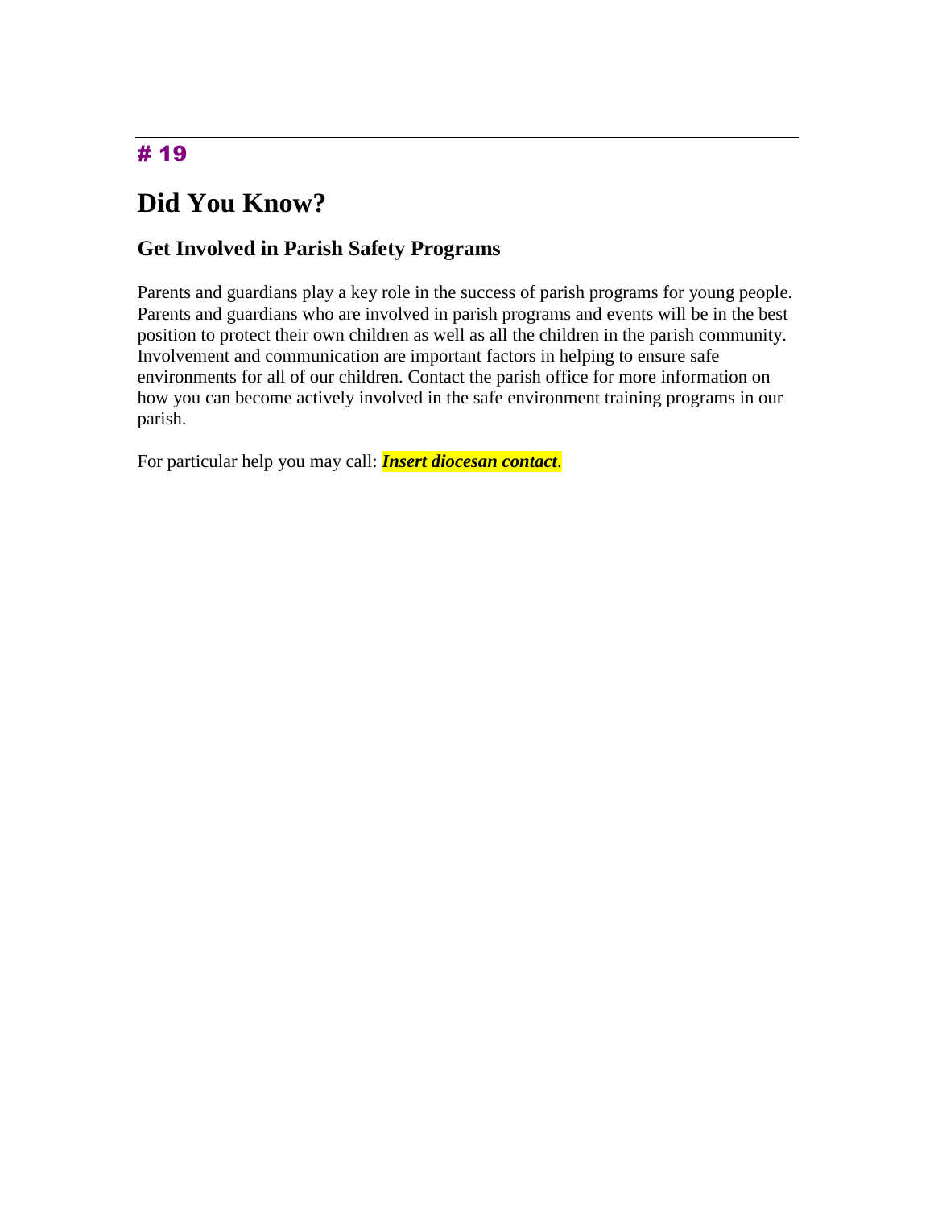# 19

# Did You Know?

## Get Involved in Parish Safety Programs

Parents and guardians play a key role in the success of parish programs for young people. Parents and guardians who are involved in parish programs and events will be in the best position to protect their own children as well as all the children in the parish community. Involvement and communication are important factors in helping to ensure safe environments for all of our children. Contact the parish office for more information on how you can become actively involved in the safe environment training programs in our parish.

For particular help you may call: ***Insert diocesan contact***.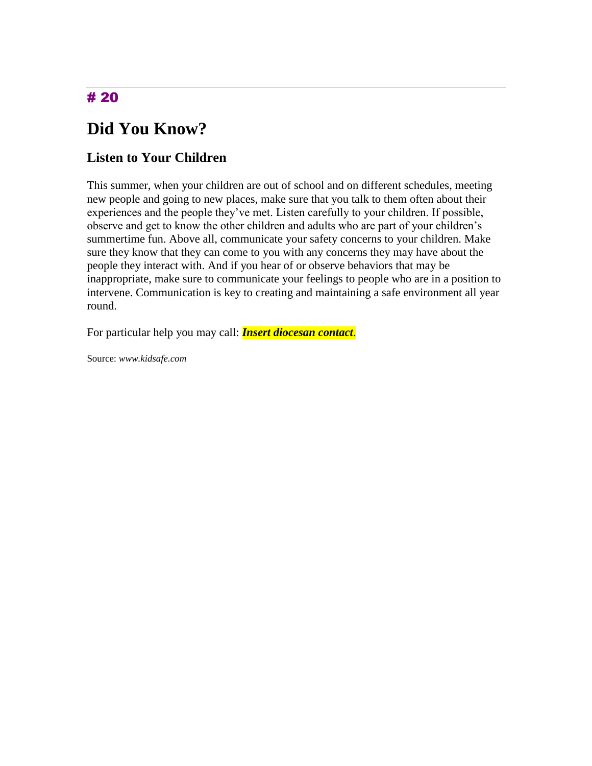# 20

# Did You Know?

## Listen to Your Children

This summer, when your children are out of school and on different schedules, meeting new people and going to new places, make sure that you talk to them often about their experiences and the people they've met. Listen carefully to your children. If possible, observe and get to know the other children and adults who are part of your children's summertime fun. Above all, communicate your safety concerns to your children. Make sure they know that they can come to you with any concerns they may have about the people they interact with. And if you hear of or observe behaviors that may be inappropriate, make sure to communicate your feelings to people who are in a position to intervene. Communication is key to creating and maintaining a safe environment all year round.

For particular help you may call: ***Insert diocesan contact***.

Source: *www.kidsafe.com*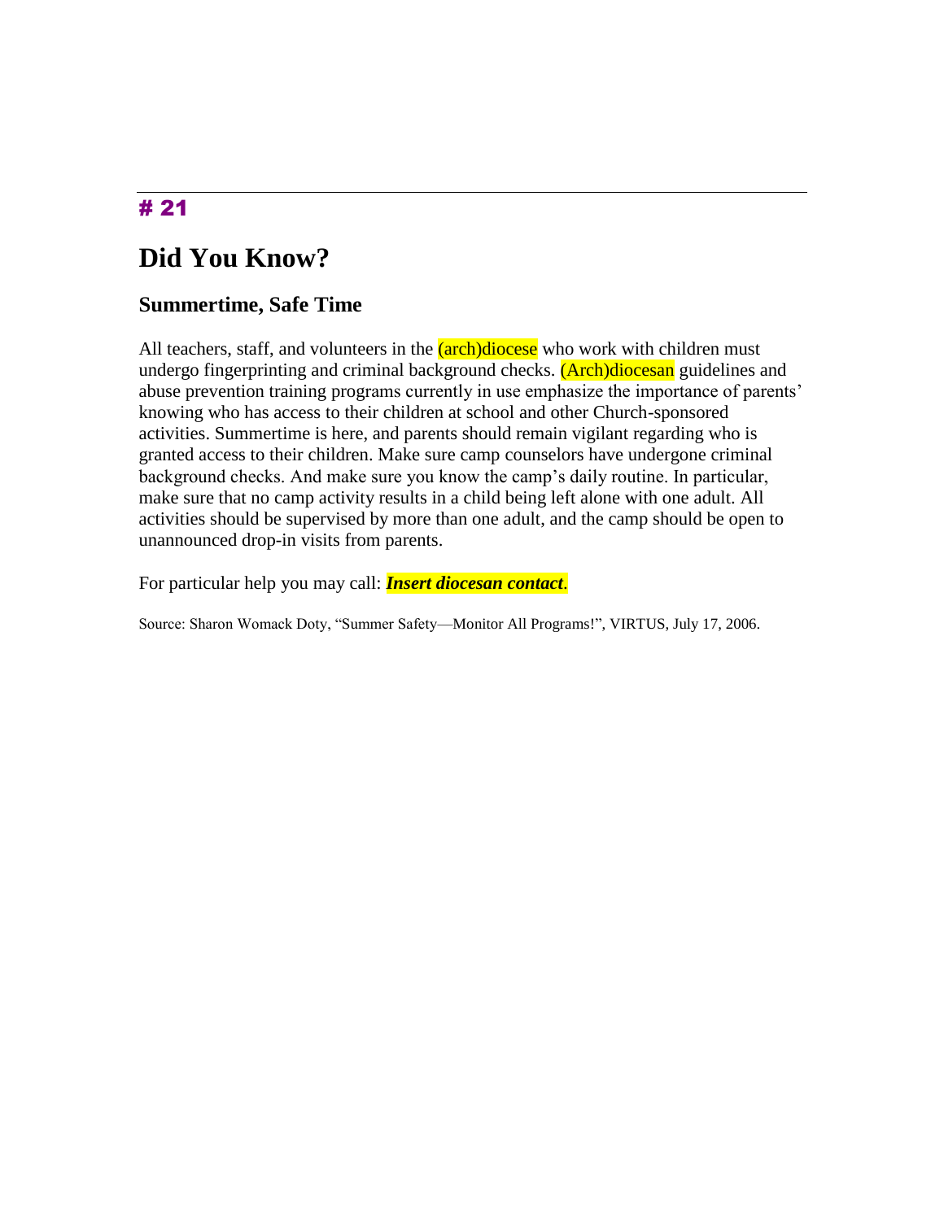# 21

# Did You Know?

## Summertime, Safe Time

All teachers, staff, and volunteers in the (arch)diocese who work with children must undergo fingerprinting and criminal background checks. (Arch)diocesan guidelines and abuse prevention training programs currently in use emphasize the importance of parents' knowing who has access to their children at school and other Church-sponsored activities. Summertime is here, and parents should remain vigilant regarding who is granted access to their children. Make sure camp counselors have undergone criminal background checks. And make sure you know the camp's daily routine. In particular, make sure that no camp activity results in a child being left alone with one adult. All activities should be supervised by more than one adult, and the camp should be open to unannounced drop-in visits from parents.

For particular help you may call: ***Insert diocesan contact***.

Source: Sharon Womack Doty, "Summer Safety—Monitor All Programs!", VIRTUS, July 17, 2006.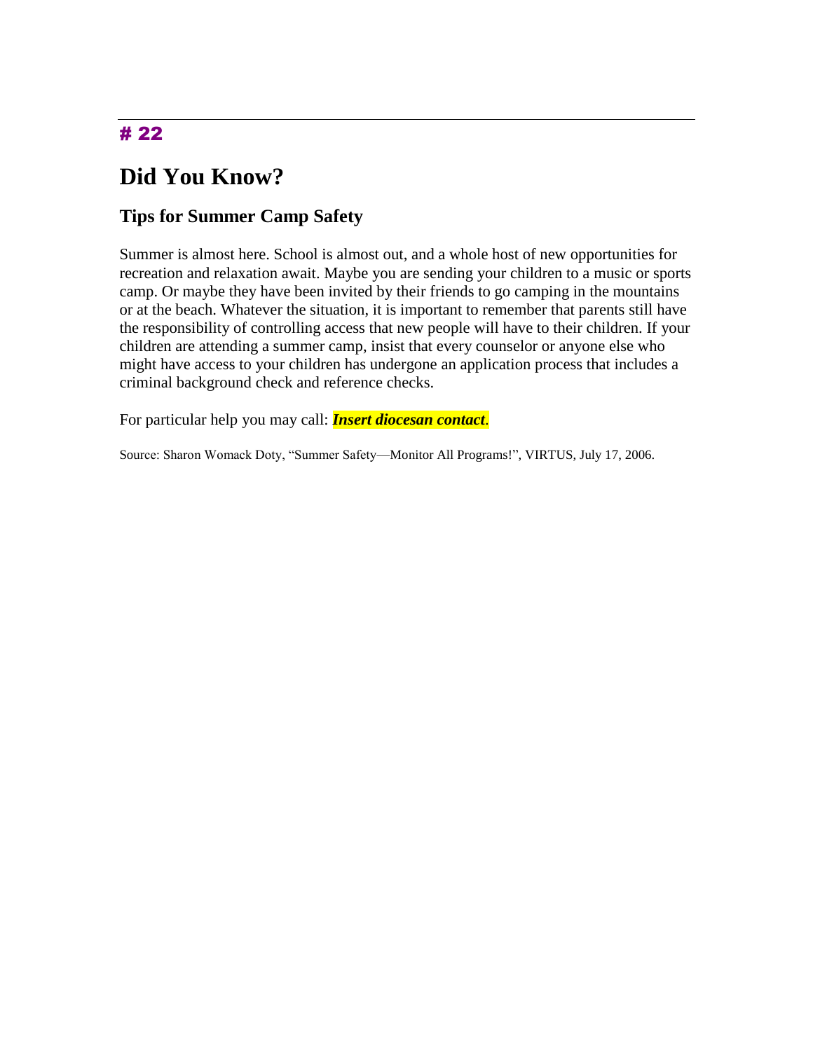# 22

# Did You Know?

## Tips for Summer Camp Safety

Summer is almost here. School is almost out, and a whole host of new opportunities for recreation and relaxation await. Maybe you are sending your children to a music or sports camp. Or maybe they have been invited by their friends to go camping in the mountains or at the beach. Whatever the situation, it is important to remember that parents still have the responsibility of controlling access that new people will have to their children. If your children are attending a summer camp, insist that every counselor or anyone else who might have access to your children has undergone an application process that includes a criminal background check and reference checks.

For particular help you may call: ***Insert diocesan contact***.

Source: Sharon Womack Doty, "Summer Safety—Monitor All Programs!", VIRTUS, July 17, 2006.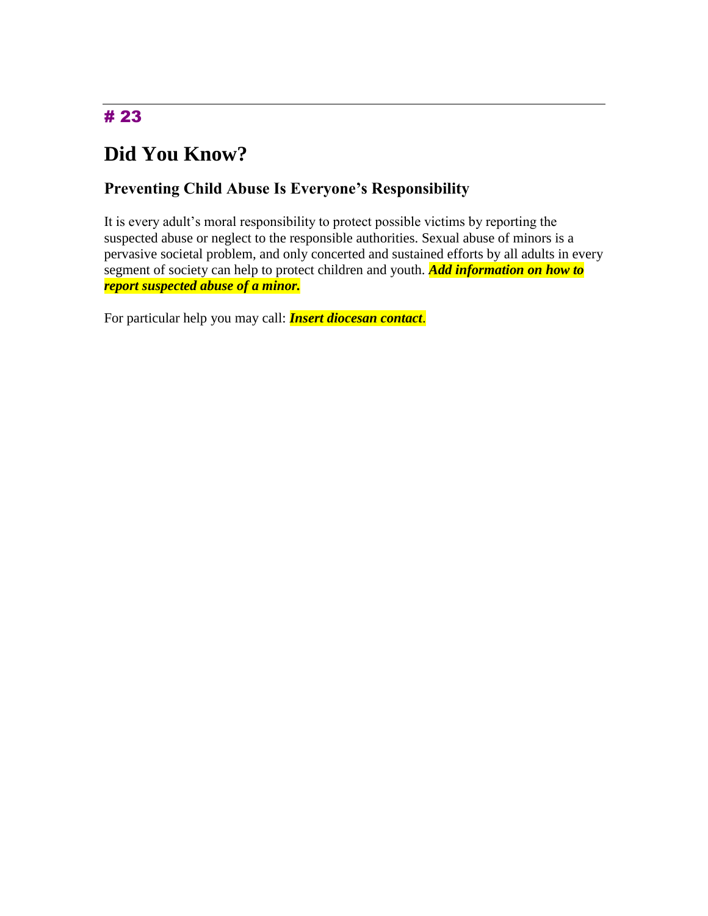# 23

# Did You Know?

## Preventing Child Abuse Is Everyone's Responsibility

It is every adult's moral responsibility to protect possible victims by reporting the suspected abuse or neglect to the responsible authorities. Sexual abuse of minors is a pervasive societal problem, and only concerted and sustained efforts by all adults in every segment of society can help to protect children and youth. ***Add information on how to report suspected abuse of a minor.***

For particular help you may call: ***Insert diocesan contact***.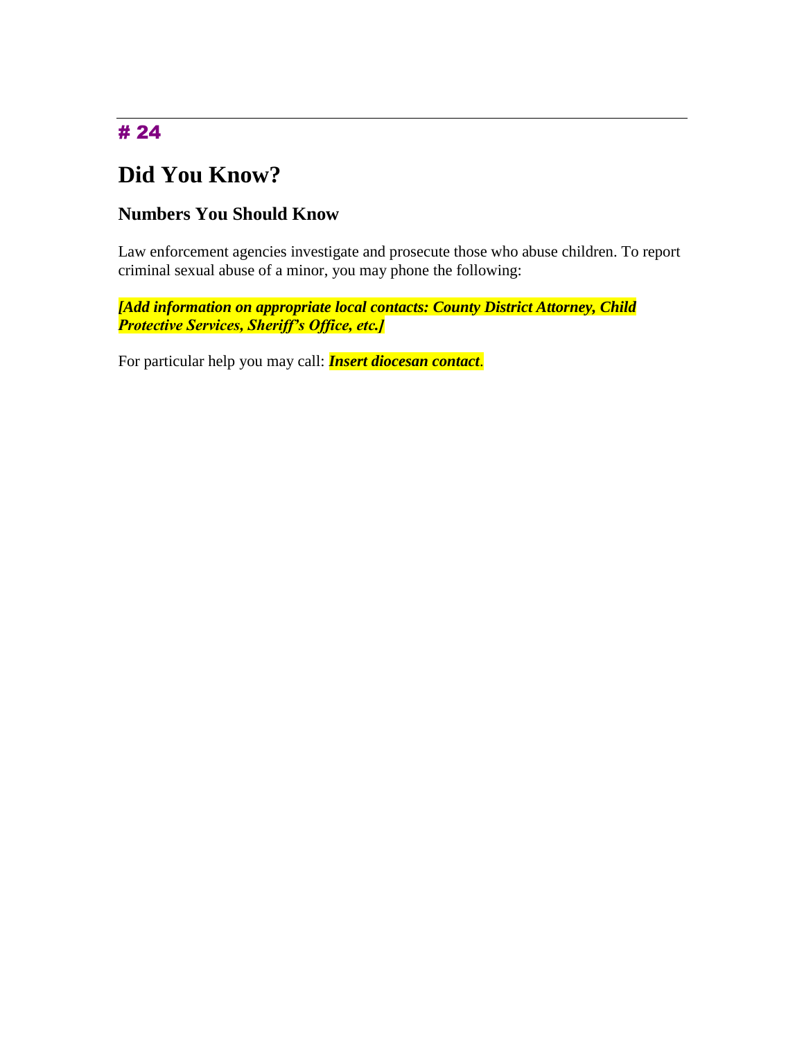# 24

# Did You Know?

## Numbers You Should Know

Law enforcement agencies investigate and prosecute those who abuse children. To report criminal sexual abuse of a minor, you may phone the following:

***[Add information on appropriate local contacts: County District Attorney, Child Protective Services, Sheriff's Office, etc.]***

For particular help you may call: ***Insert diocesan contact***.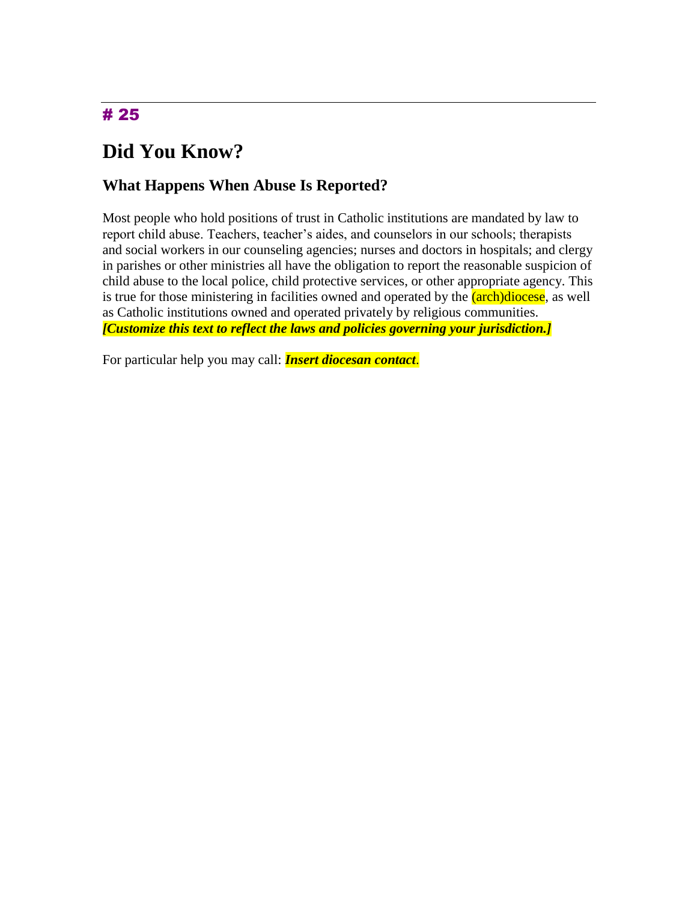# 25

# Did You Know?

## What Happens When Abuse Is Reported?

Most people who hold positions of trust in Catholic institutions are mandated by law to report child abuse. Teachers, teacher's aides, and counselors in our schools; therapists and social workers in our counseling agencies; nurses and doctors in hospitals; and clergy in parishes or other ministries all have the obligation to report the reasonable suspicion of child abuse to the local police, child protective services, or other appropriate agency. This is true for those ministering in facilities owned and operated by the (arch)diocese, as well as Catholic institutions owned and operated privately by religious communities. ***[Customize this text to reflect the laws and policies governing your jurisdiction.]***

For particular help you may call: ***Insert diocesan contact***.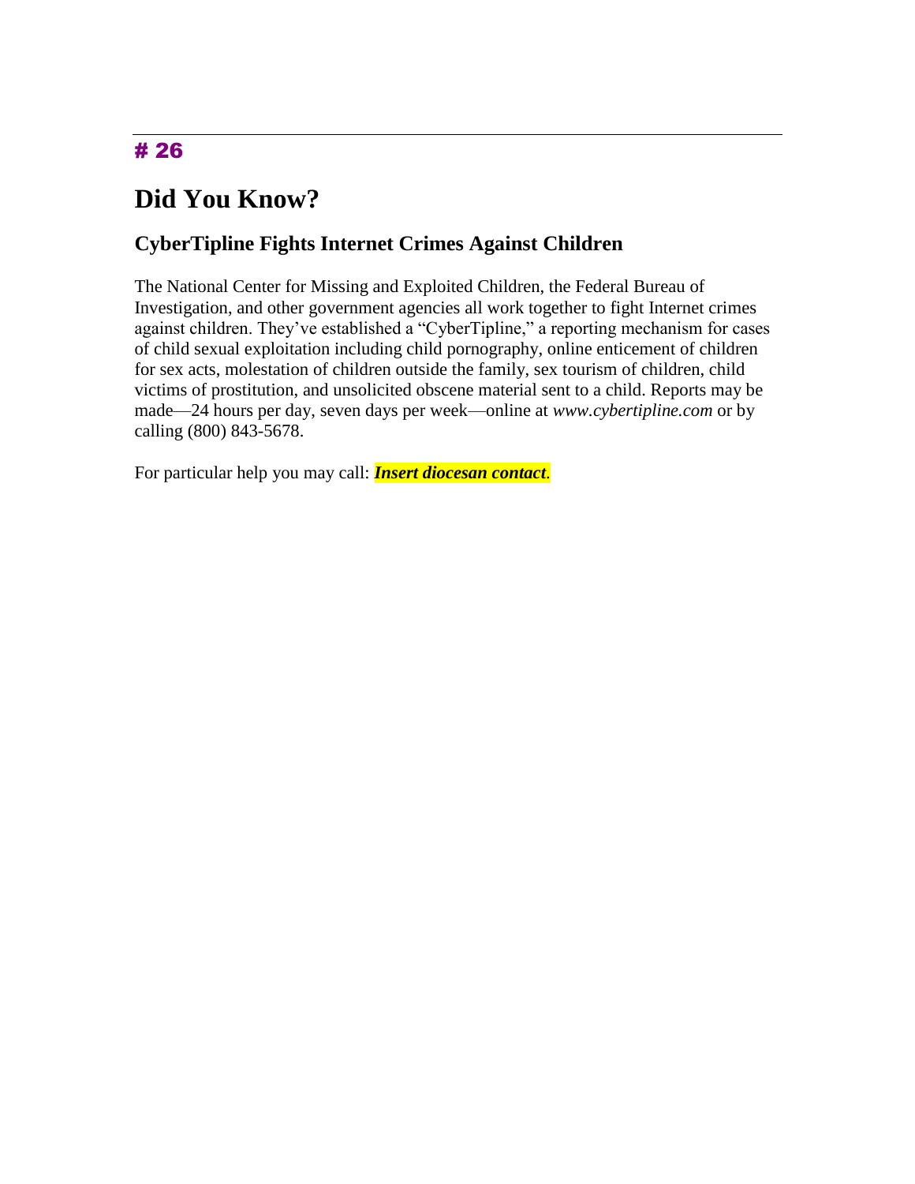# 26

## Did You Know?

### CyberTipline Fights Internet Crimes Against Children

The National Center for Missing and Exploited Children, the Federal Bureau of Investigation, and other government agencies all work together to fight Internet crimes against children. They've established a "CyberTipline," a reporting mechanism for cases of child sexual exploitation including child pornography, online enticement of children for sex acts, molestation of children outside the family, sex tourism of children, child victims of prostitution, and unsolicited obscene material sent to a child. Reports may be made—24 hours per day, seven days per week—online at *www.cybertipline.com* or by calling (800) 843-5678.

For particular help you may call: ***Insert diocesan contact***.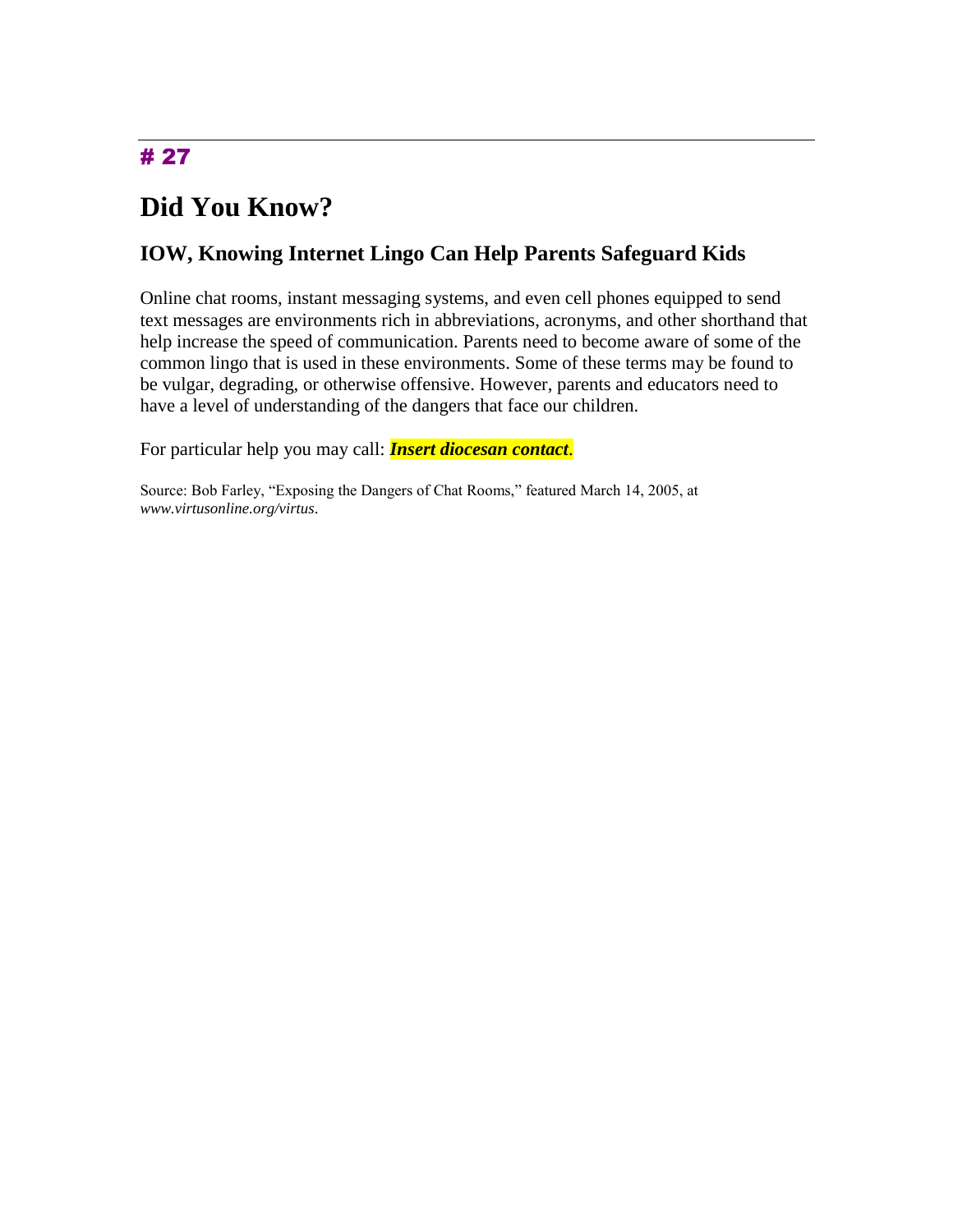# 27

# Did You Know?

## IOW, Knowing Internet Lingo Can Help Parents Safeguard Kids

Online chat rooms, instant messaging systems, and even cell phones equipped to send text messages are environments rich in abbreviations, acronyms, and other shorthand that help increase the speed of communication. Parents need to become aware of some of the common lingo that is used in these environments. Some of these terms may be found to be vulgar, degrading, or otherwise offensive. However, parents and educators need to have a level of understanding of the dangers that face our children.

For particular help you may call: ***Insert diocesan contact***.

Source: Bob Farley, "Exposing the Dangers of Chat Rooms," featured March 14, 2005, at *www.virtusonline.org/virtus*.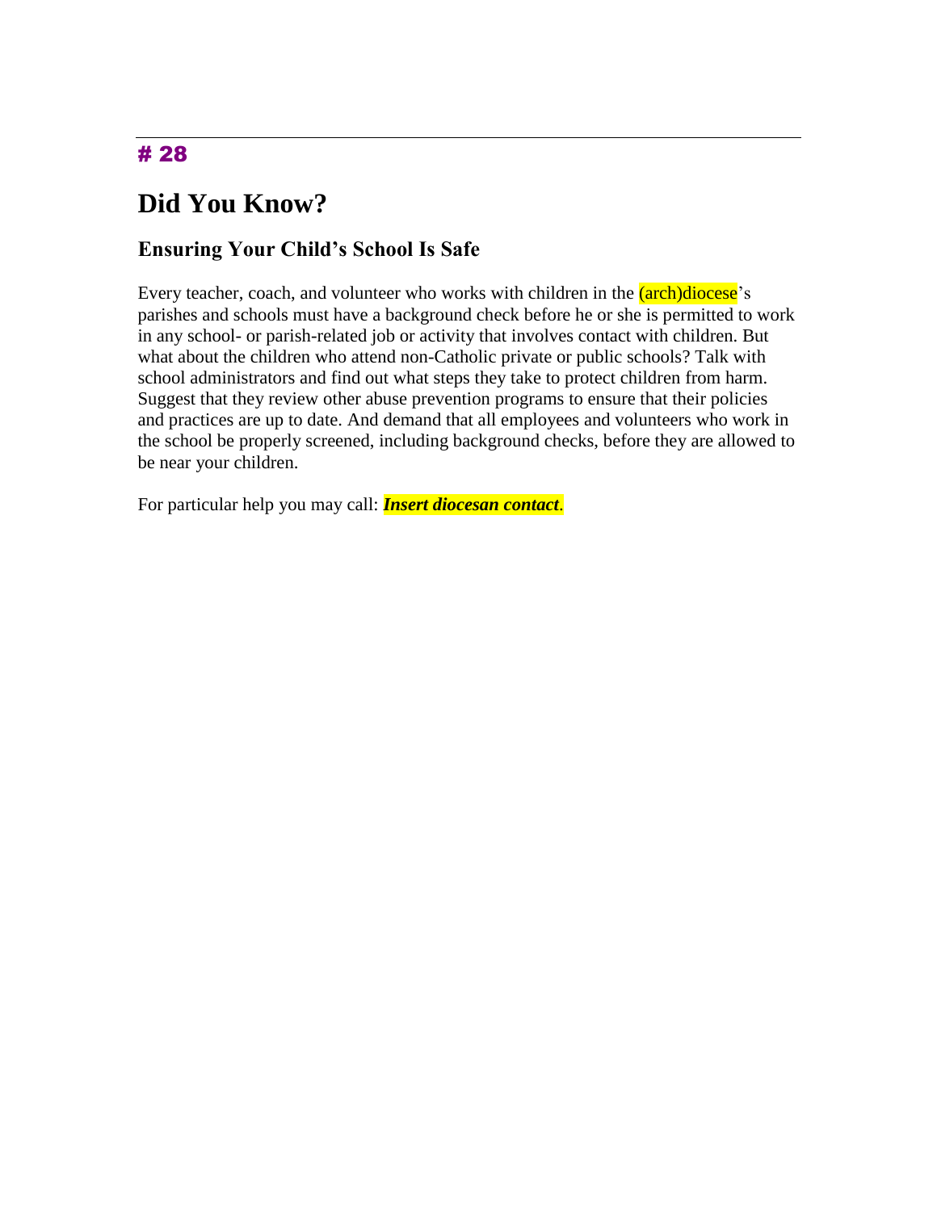# 28

## Did You Know?

### Ensuring Your Child's School Is Safe

Every teacher, coach, and volunteer who works with children in the (arch)diocese's parishes and schools must have a background check before he or she is permitted to work in any school- or parish-related job or activity that involves contact with children. But what about the children who attend non-Catholic private or public schools? Talk with school administrators and find out what steps they take to protect children from harm. Suggest that they review other abuse prevention programs to ensure that their policies and practices are up to date. And demand that all employees and volunteers who work in the school be properly screened, including background checks, before they are allowed to be near your children.

For particular help you may call: ***Insert diocesan contact***.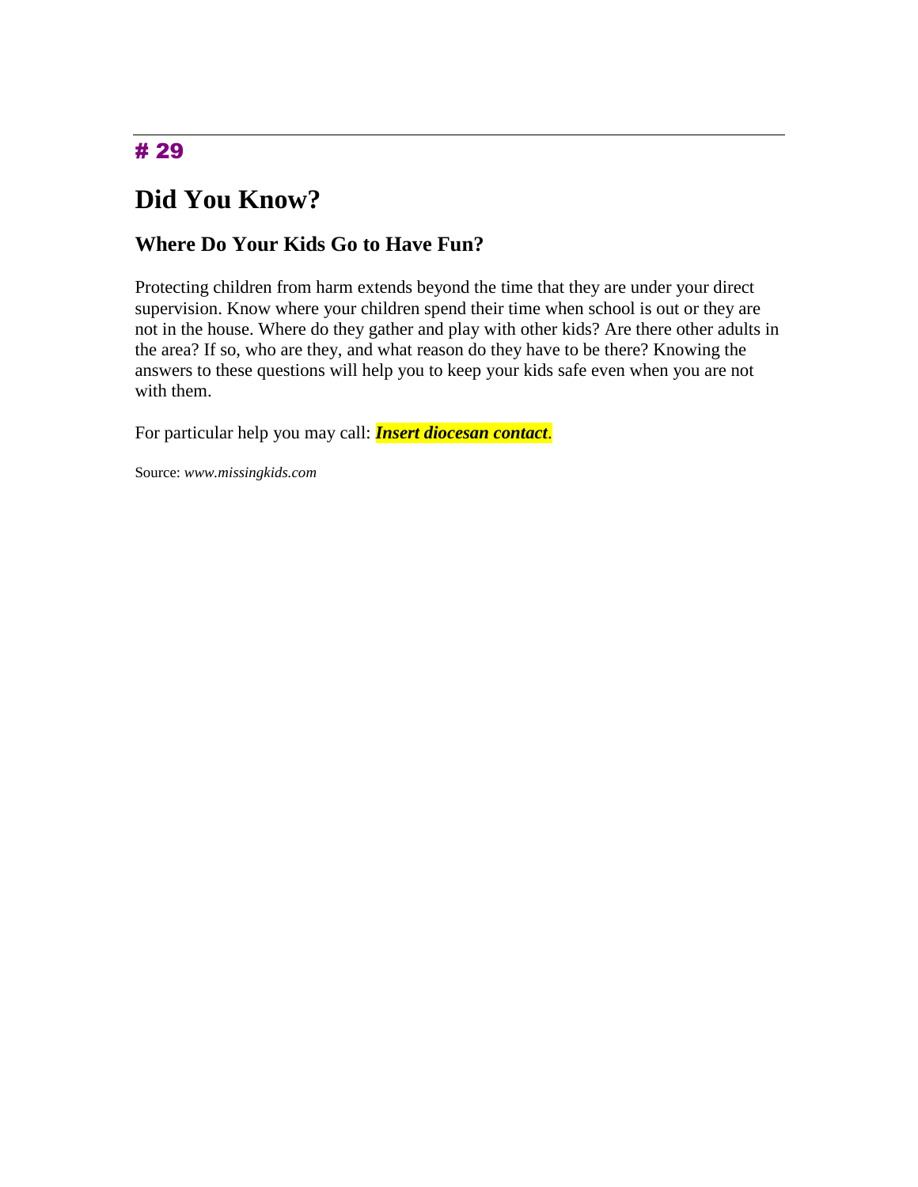# 29

## Did You Know?

### Where Do Your Kids Go to Have Fun?

Protecting children from harm extends beyond the time that they are under your direct supervision. Know where your children spend their time when school is out or they are not in the house. Where do they gather and play with other kids? Are there other adults in the area? If so, who are they, and what reason do they have to be there? Knowing the answers to these questions will help you to keep your kids safe even when you are not with them.

For particular help you may call: ***Insert diocesan contact***.

Source: *www.missingkids.com*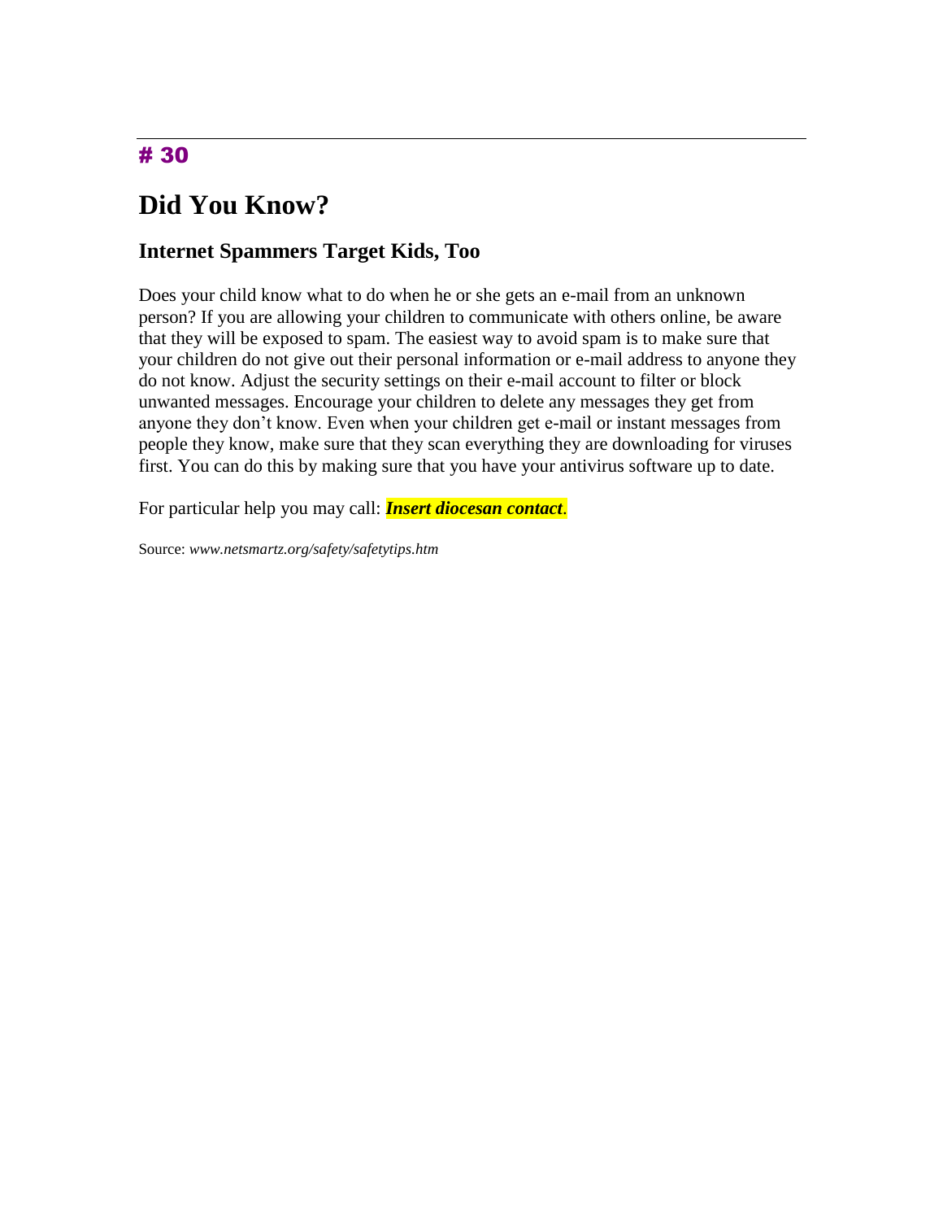# 30

# Did You Know?

## Internet Spammers Target Kids, Too

Does your child know what to do when he or she gets an e-mail from an unknown person? If you are allowing your children to communicate with others online, be aware that they will be exposed to spam. The easiest way to avoid spam is to make sure that your children do not give out their personal information or e-mail address to anyone they do not know. Adjust the security settings on their e-mail account to filter or block unwanted messages. Encourage your children to delete any messages they get from anyone they don't know. Even when your children get e-mail or instant messages from people they know, make sure that they scan everything they are downloading for viruses first. You can do this by making sure that you have your antivirus software up to date.

For particular help you may call: ***Insert diocesan contact***.

Source: *www.netsmartz.org/safety/safetytips.htm*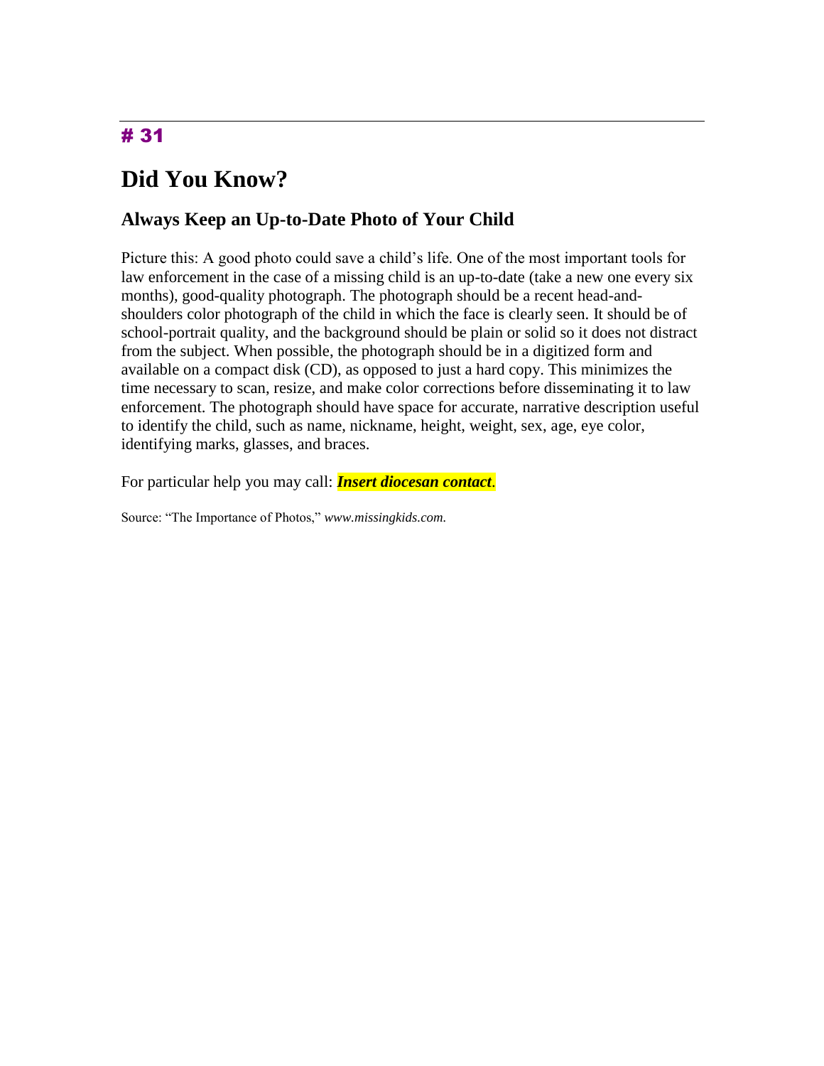# 31

## Did You Know?

### Always Keep an Up-to-Date Photo of Your Child

Picture this: A good photo could save a child's life. One of the most important tools for law enforcement in the case of a missing child is an up-to-date (take a new one every six months), good-quality photograph. The photograph should be a recent head-and-shoulders color photograph of the child in which the face is clearly seen. It should be of school-portrait quality, and the background should be plain or solid so it does not distract from the subject. When possible, the photograph should be in a digitized form and available on a compact disk (CD), as opposed to just a hard copy. This minimizes the time necessary to scan, resize, and make color corrections before disseminating it to law enforcement. The photograph should have space for accurate, narrative description useful to identify the child, such as name, nickname, height, weight, sex, age, eye color, identifying marks, glasses, and braces.

For particular help you may call: ***Insert diocesan contact***.

Source: "The Importance of Photos," *www.missingkids.com.*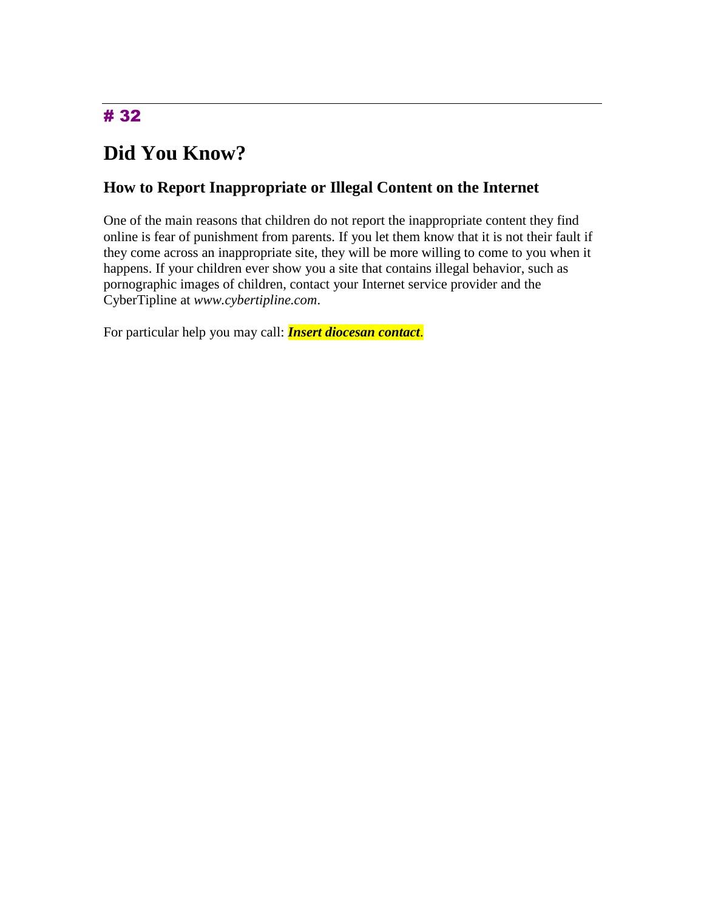# 32

# Did You Know?

## How to Report Inappropriate or Illegal Content on the Internet

One of the main reasons that children do not report the inappropriate content they find online is fear of punishment from parents. If you let them know that it is not their fault if they come across an inappropriate site, they will be more willing to come to you when it happens. If your children ever show you a site that contains illegal behavior, such as pornographic images of children, contact your Internet service provider and the CyberTipline at *www.cybertipline.com*.

For particular help you may call: ***Insert diocesan contact***.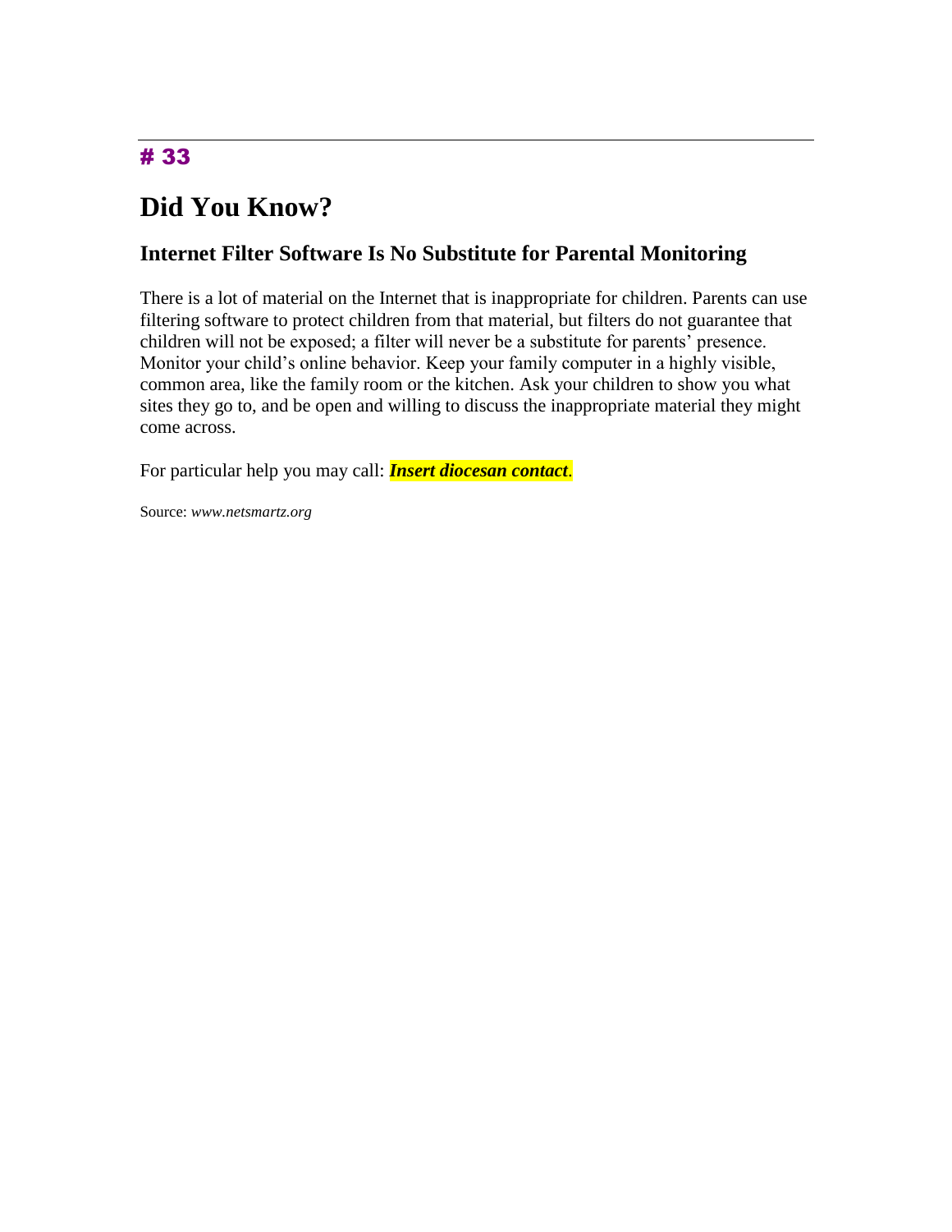# 33

## Did You Know?

### Internet Filter Software Is No Substitute for Parental Monitoring

There is a lot of material on the Internet that is inappropriate for children. Parents can use filtering software to protect children from that material, but filters do not guarantee that children will not be exposed; a filter will never be a substitute for parents' presence. Monitor your child's online behavior. Keep your family computer in a highly visible, common area, like the family room or the kitchen. Ask your children to show you what sites they go to, and be open and willing to discuss the inappropriate material they might come across.

For particular help you may call: ***Insert diocesan contact***.

Source: *www.netsmartz.org*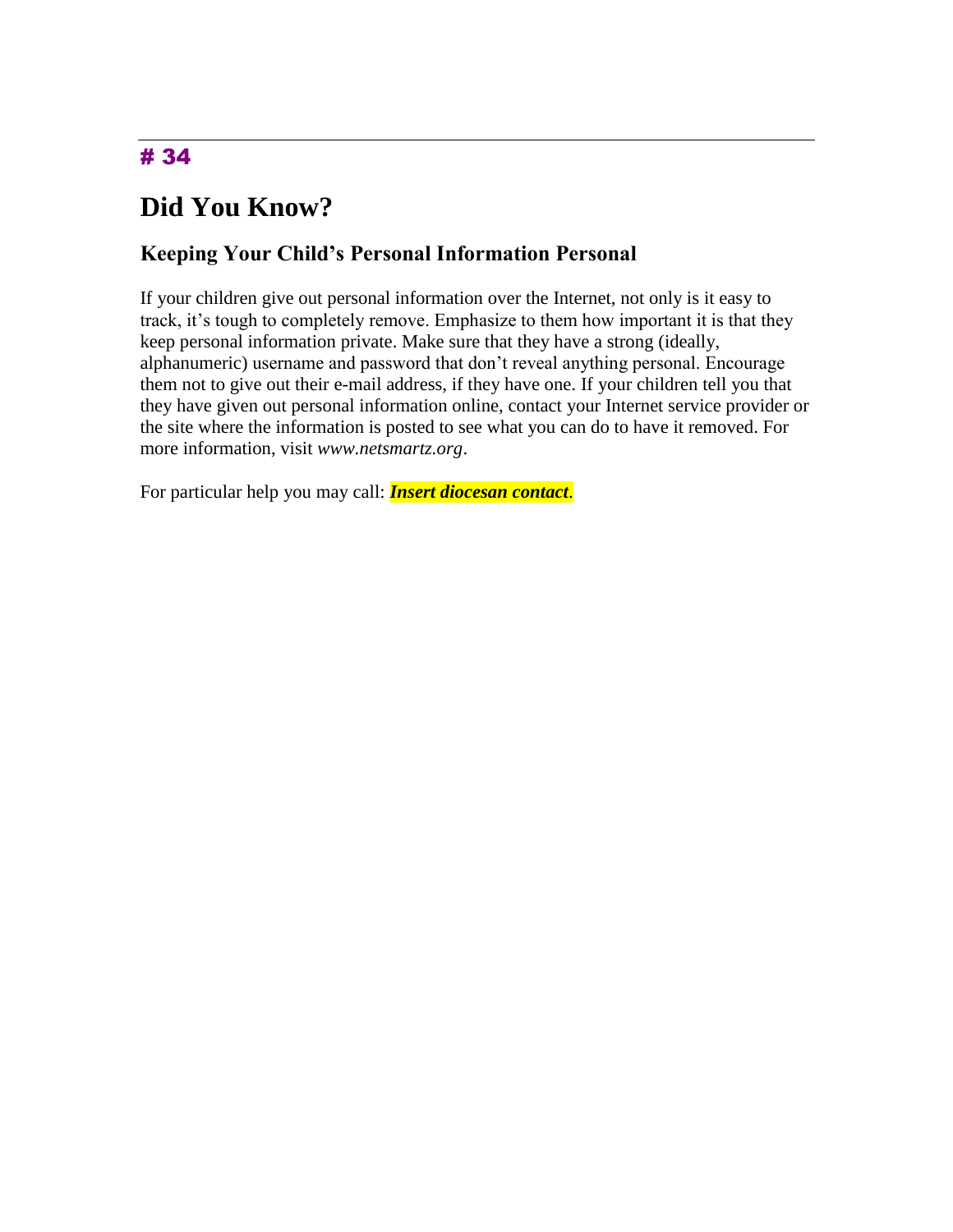# 34

# Did You Know?

## Keeping Your Child's Personal Information Personal

If your children give out personal information over the Internet, not only is it easy to track, it's tough to completely remove. Emphasize to them how important it is that they keep personal information private. Make sure that they have a strong (ideally, alphanumeric) username and password that don't reveal anything personal. Encourage them not to give out their e-mail address, if they have one. If your children tell you that they have given out personal information online, contact your Internet service provider or the site where the information is posted to see what you can do to have it removed. For more information, visit *www.netsmartz.org*.

For particular help you may call: ***Insert diocesan contact***.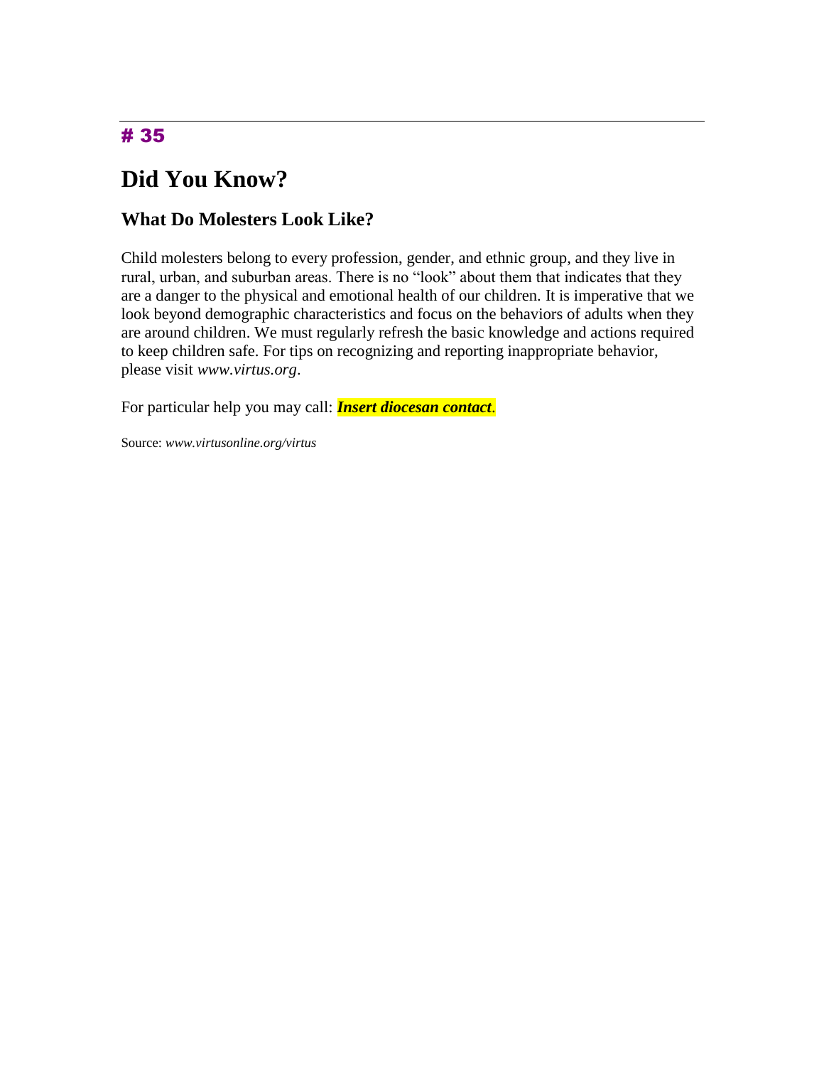# 35

# Did You Know?

## What Do Molesters Look Like?

Child molesters belong to every profession, gender, and ethnic group, and they live in rural, urban, and suburban areas. There is no "look" about them that indicates that they are a danger to the physical and emotional health of our children. It is imperative that we look beyond demographic characteristics and focus on the behaviors of adults when they are around children. We must regularly refresh the basic knowledge and actions required to keep children safe. For tips on recognizing and reporting inappropriate behavior, please visit *www.virtus.org*.

For particular help you may call: ***Insert diocesan contact***.

Source: *www.virtusonline.org/virtus*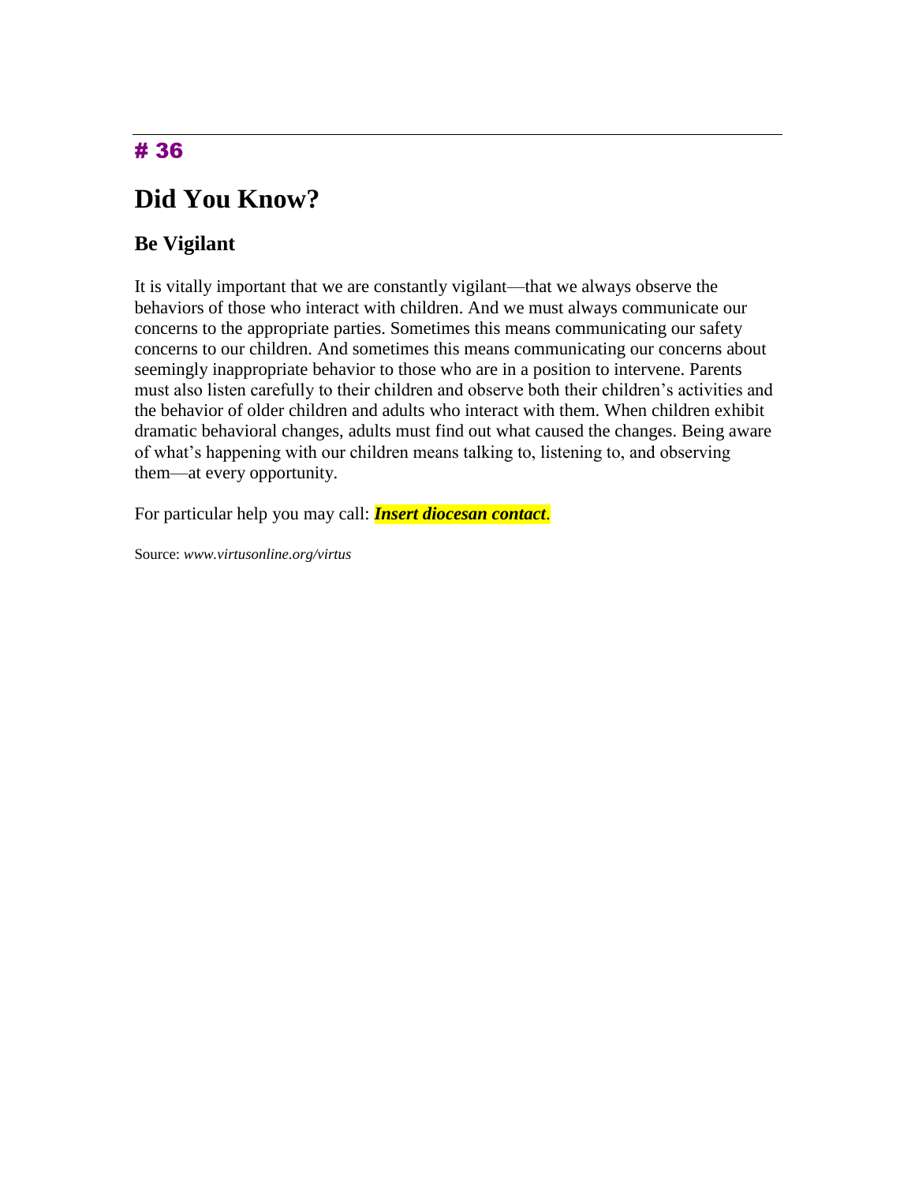# 36

# Did You Know?

## Be Vigilant

It is vitally important that we are constantly vigilant—that we always observe the behaviors of those who interact with children. And we must always communicate our concerns to the appropriate parties. Sometimes this means communicating our safety concerns to our children. And sometimes this means communicating our concerns about seemingly inappropriate behavior to those who are in a position to intervene. Parents must also listen carefully to their children and observe both their children's activities and the behavior of older children and adults who interact with them. When children exhibit dramatic behavioral changes, adults must find out what caused the changes. Being aware of what's happening with our children means talking to, listening to, and observing them—at every opportunity.

For particular help you may call: ***Insert diocesan contact***.

Source: *www.virtusonline.org/virtus*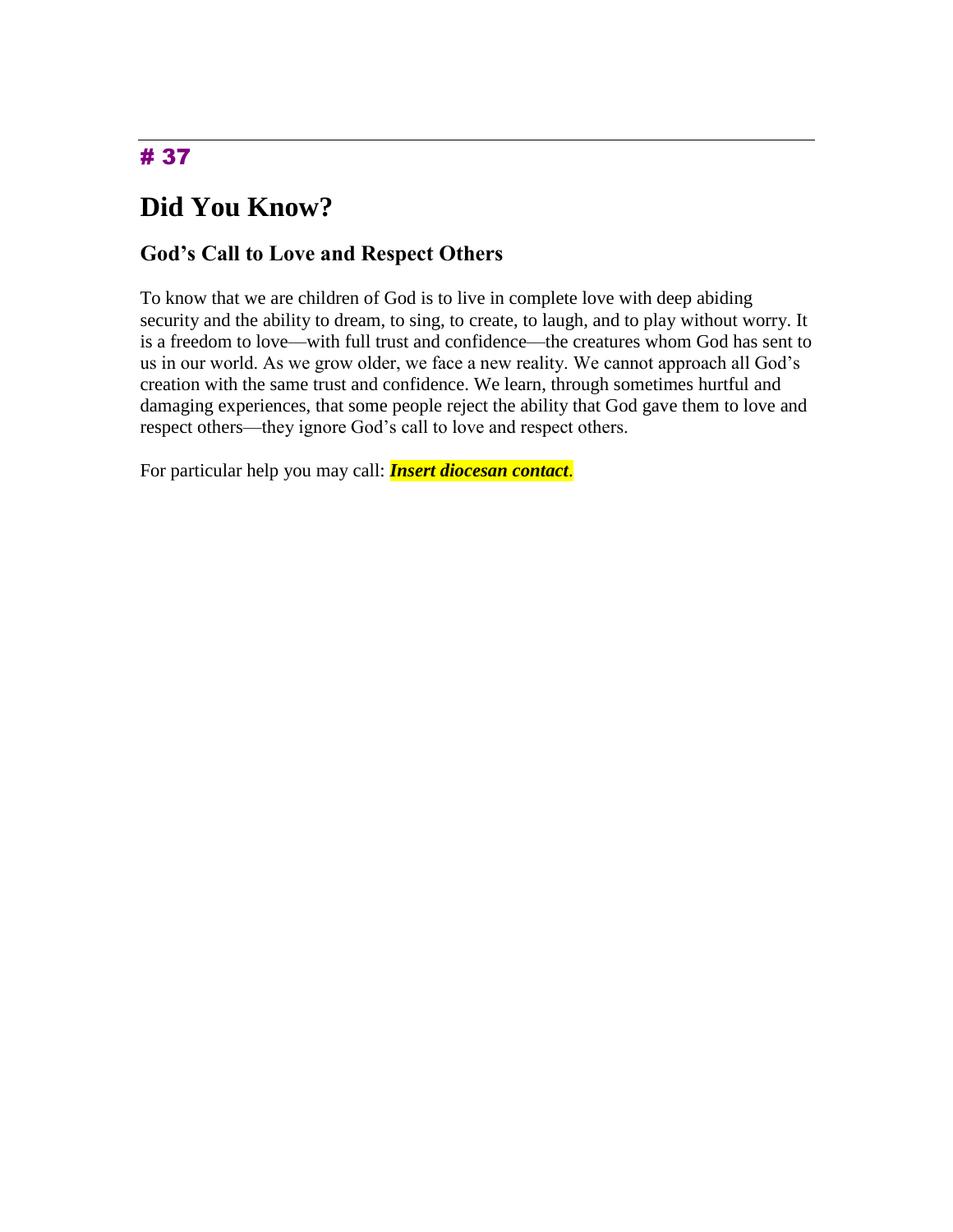# 37

# Did You Know?

## God’s Call to Love and Respect Others

To know that we are children of God is to live in complete love with deep abiding security and the ability to dream, to sing, to create, to laugh, and to play without worry. It is a freedom to love—with full trust and confidence—the creatures whom God has sent to us in our world. As we grow older, we face a new reality. We cannot approach all God’s creation with the same trust and confidence. We learn, through sometimes hurtful and damaging experiences, that some people reject the ability that God gave them to love and respect others—they ignore God’s call to love and respect others.

For particular help you may call: ***Insert diocesan contact***.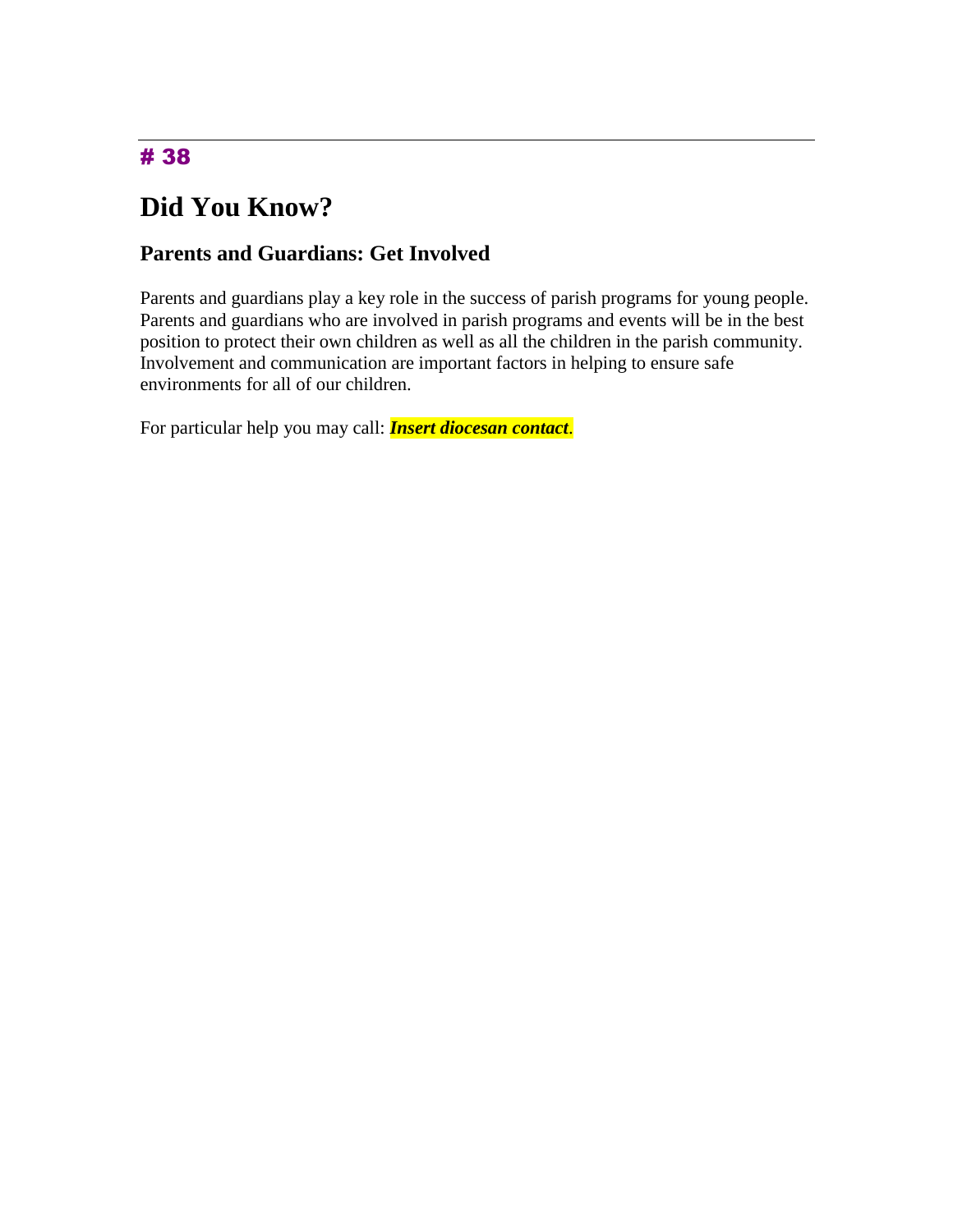# 38

# Did You Know?

## Parents and Guardians: Get Involved

Parents and guardians play a key role in the success of parish programs for young people. Parents and guardians who are involved in parish programs and events will be in the best position to protect their own children as well as all the children in the parish community. Involvement and communication are important factors in helping to ensure safe environments for all of our children.

For particular help you may call: ***Insert diocesan contact***.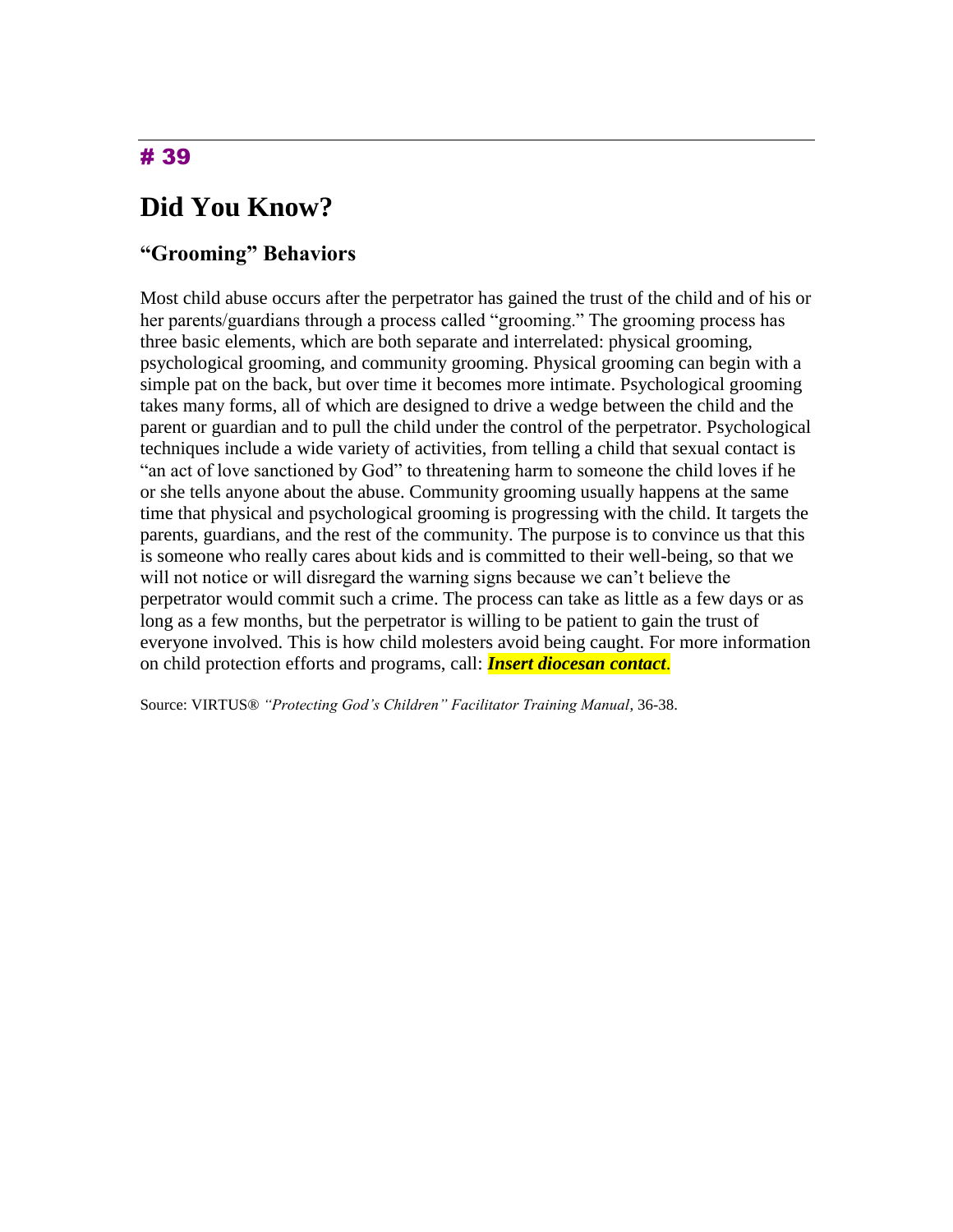# # 39

## Did You Know?

### "Grooming" Behaviors

Most child abuse occurs after the perpetrator has gained the trust of the child and of his or her parents/guardians through a process called "grooming." The grooming process has three basic elements, which are both separate and interrelated: physical grooming, psychological grooming, and community grooming. Physical grooming can begin with a simple pat on the back, but over time it becomes more intimate. Psychological grooming takes many forms, all of which are designed to drive a wedge between the child and the parent or guardian and to pull the child under the control of the perpetrator. Psychological techniques include a wide variety of activities, from telling a child that sexual contact is "an act of love sanctioned by God" to threatening harm to someone the child loves if he or she tells anyone about the abuse. Community grooming usually happens at the same time that physical and psychological grooming is progressing with the child. It targets the parents, guardians, and the rest of the community. The purpose is to convince us that this is someone who really cares about kids and is committed to their well-being, so that we will not notice or will disregard the warning signs because we can't believe the perpetrator would commit such a crime. The process can take as little as a few days or as long as a few months, but the perpetrator is willing to be patient to gain the trust of everyone involved. This is how child molesters avoid being caught. For more information on child protection efforts and programs, call: ***Insert diocesan contact***.

Source: VIRTUS® *"Protecting God's Children" Facilitator Training Manual*, 36-38.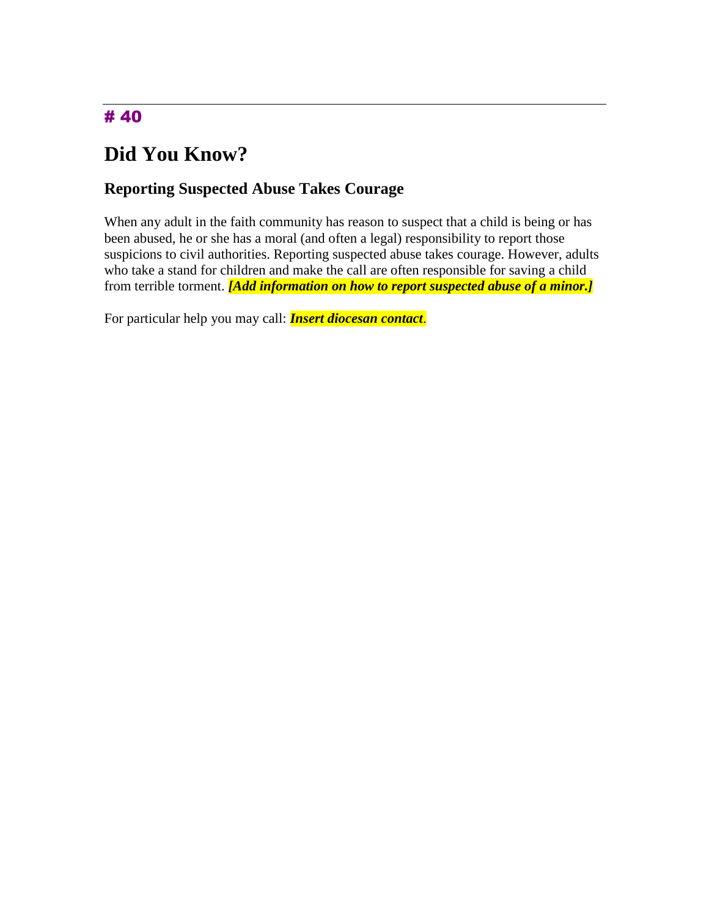# 40

# Did You Know?

## Reporting Suspected Abuse Takes Courage

When any adult in the faith community has reason to suspect that a child is being or has been abused, he or she has a moral (and often a legal) responsibility to report those suspicions to civil authorities. Reporting suspected abuse takes courage. However, adults who take a stand for children and make the call are often responsible for saving a child from terrible torment. ***[Add information on how to report suspected abuse of a minor.]***

For particular help you may call: ***Insert diocesan contact***.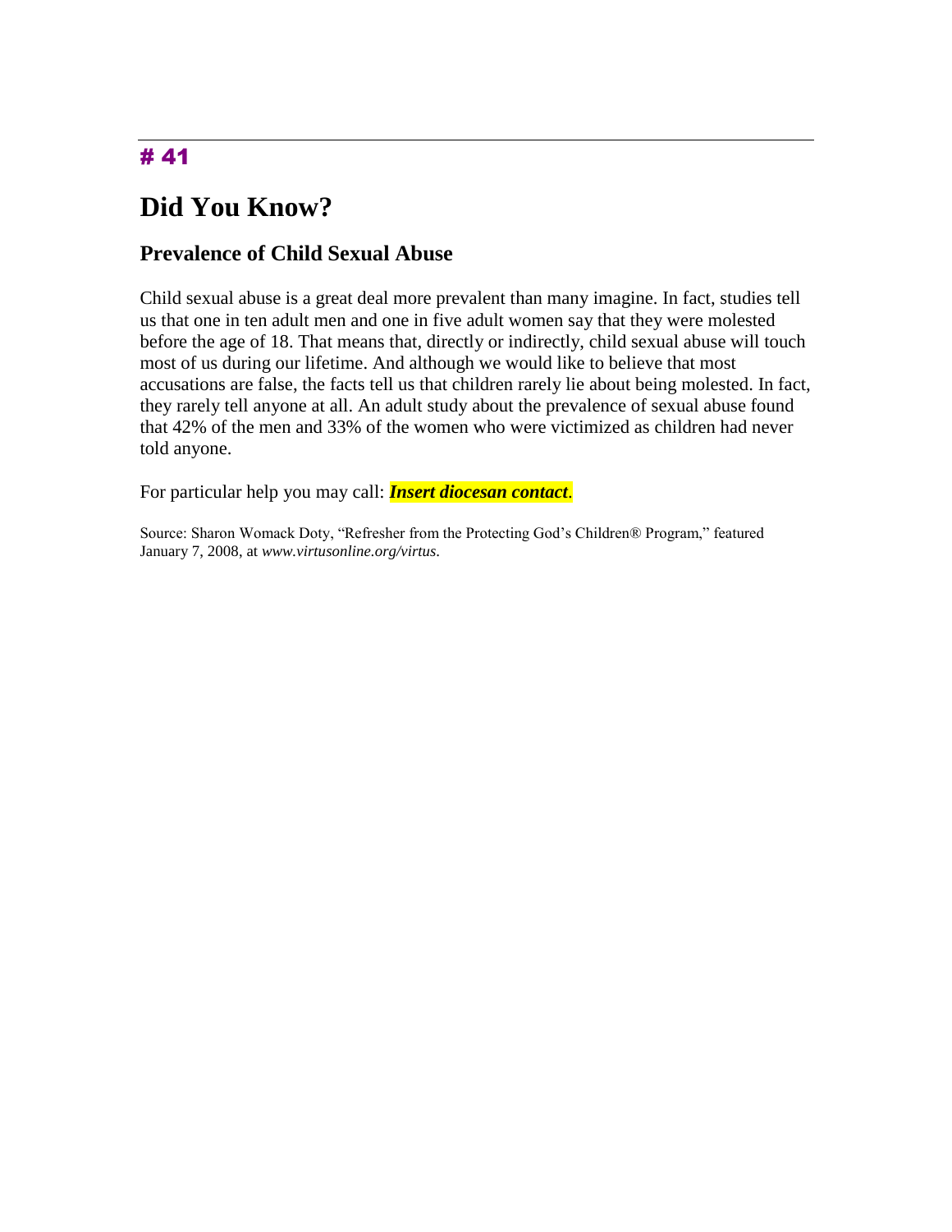# 41

# Did You Know?

## Prevalence of Child Sexual Abuse

Child sexual abuse is a great deal more prevalent than many imagine. In fact, studies tell us that one in ten adult men and one in five adult women say that they were molested before the age of 18. That means that, directly or indirectly, child sexual abuse will touch most of us during our lifetime. And although we would like to believe that most accusations are false, the facts tell us that children rarely lie about being molested. In fact, they rarely tell anyone at all. An adult study about the prevalence of sexual abuse found that 42% of the men and 33% of the women who were victimized as children had never told anyone.

For particular help you may call: ***Insert diocesan contact***.

Source: Sharon Womack Doty, "Refresher from the Protecting God's Children® Program," featured January 7, 2008, at *www.virtusonline.org/virtus*.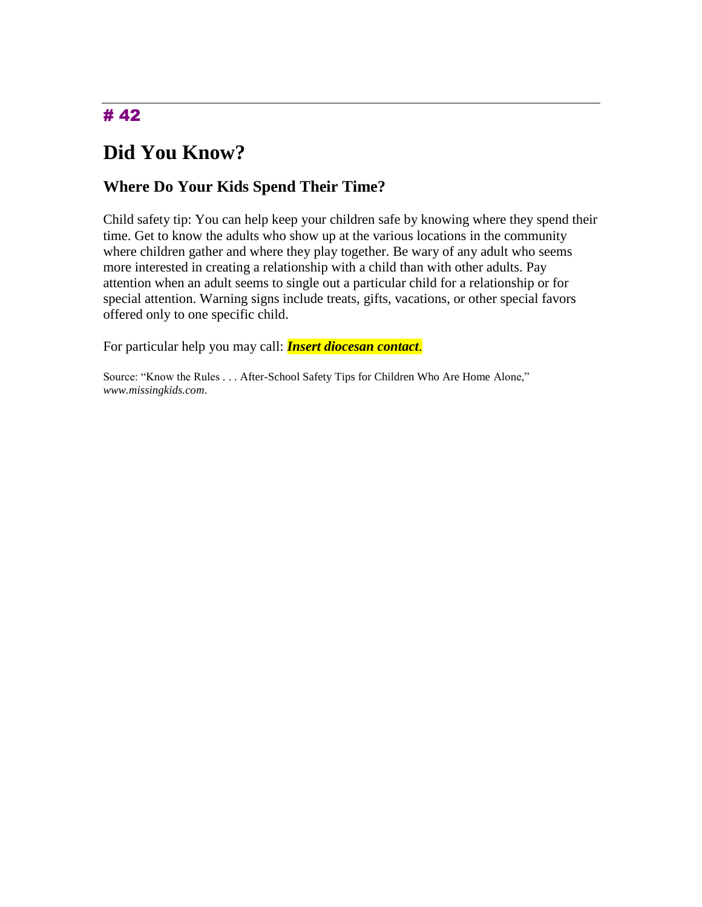# 42

# Did You Know?

## Where Do Your Kids Spend Their Time?

Child safety tip: You can help keep your children safe by knowing where they spend their time. Get to know the adults who show up at the various locations in the community where children gather and where they play together. Be wary of any adult who seems more interested in creating a relationship with a child than with other adults. Pay attention when an adult seems to single out a particular child for a relationship or for special attention. Warning signs include treats, gifts, vacations, or other special favors offered only to one specific child.

For particular help you may call: ***Insert diocesan contact***.

Source: "Know the Rules . . . After-School Safety Tips for Children Who Are Home Alone," *www.missingkids.com*.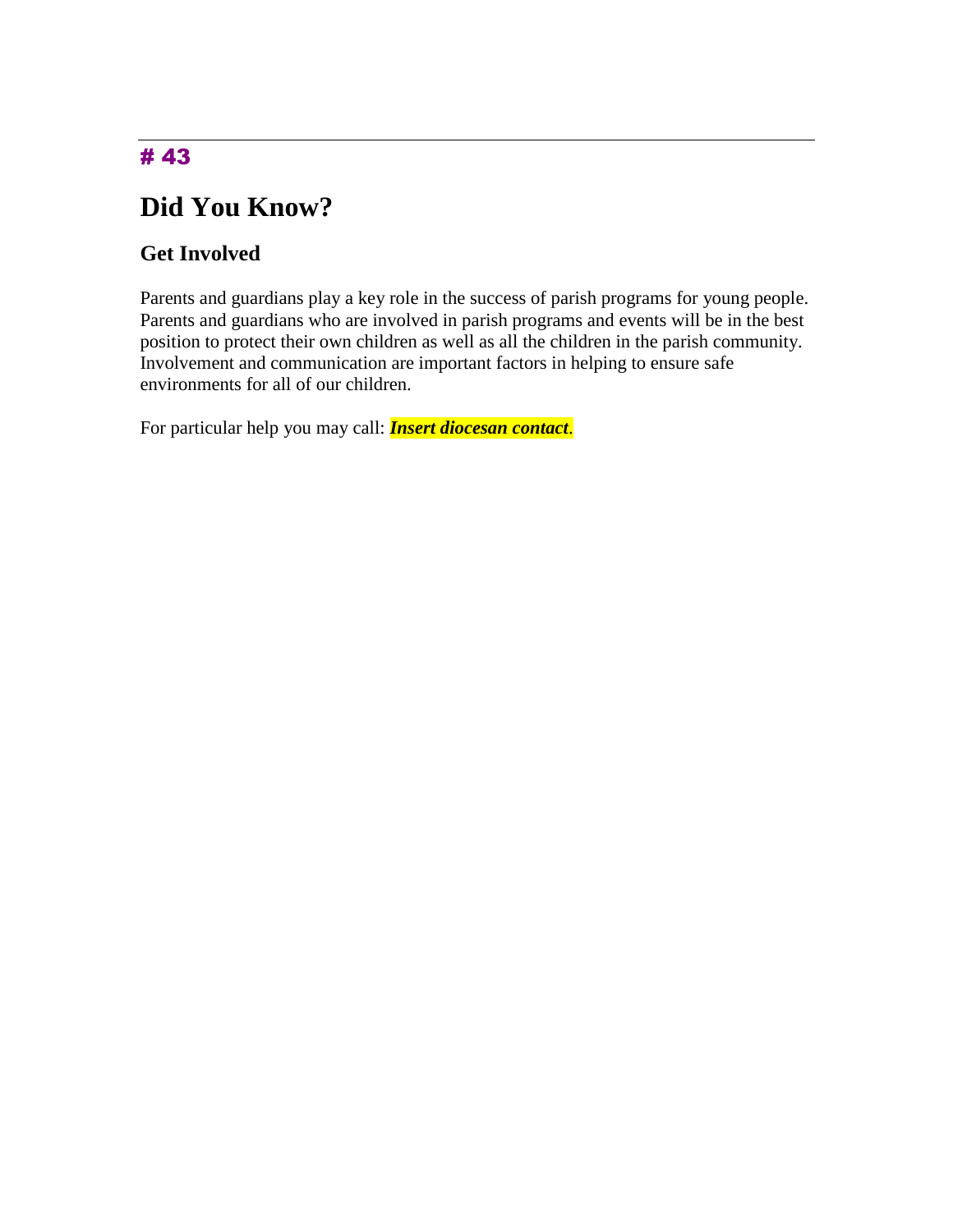# 43

# Did You Know?

## Get Involved

Parents and guardians play a key role in the success of parish programs for young people. Parents and guardians who are involved in parish programs and events will be in the best position to protect their own children as well as all the children in the parish community. Involvement and communication are important factors in helping to ensure safe environments for all of our children.

For particular help you may call: ***Insert diocesan contact***.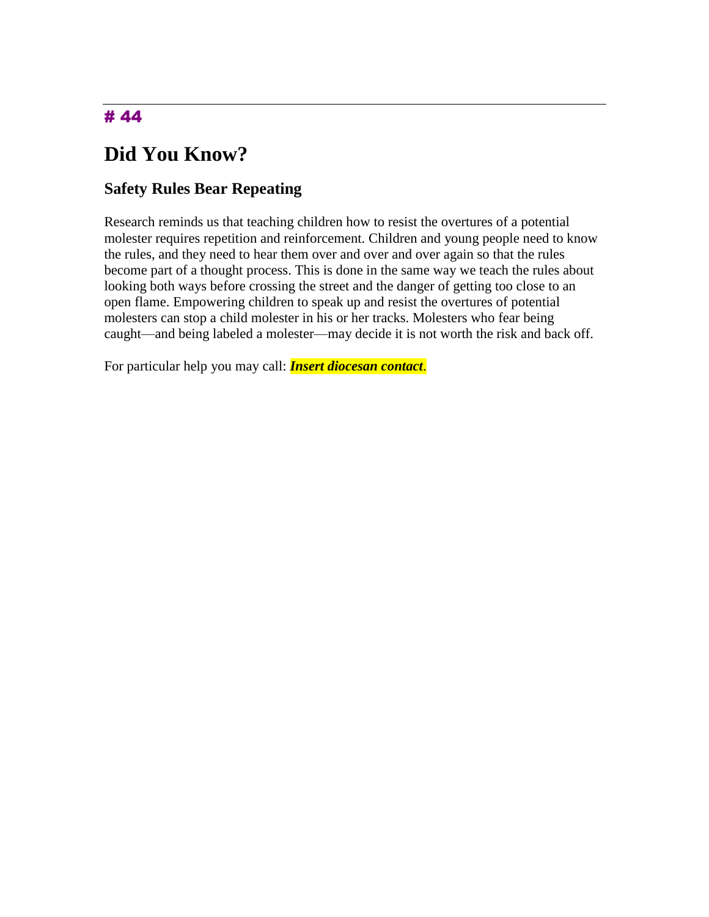# 44

# Did You Know?

## Safety Rules Bear Repeating

Research reminds us that teaching children how to resist the overtures of a potential molester requires repetition and reinforcement. Children and young people need to know the rules, and they need to hear them over and over and over again so that the rules become part of a thought process. This is done in the same way we teach the rules about looking both ways before crossing the street and the danger of getting too close to an open flame. Empowering children to speak up and resist the overtures of potential molesters can stop a child molester in his or her tracks. Molesters who fear being caught—and being labeled a molester—may decide it is not worth the risk and back off.

For particular help you may call: ***Insert diocesan contact***.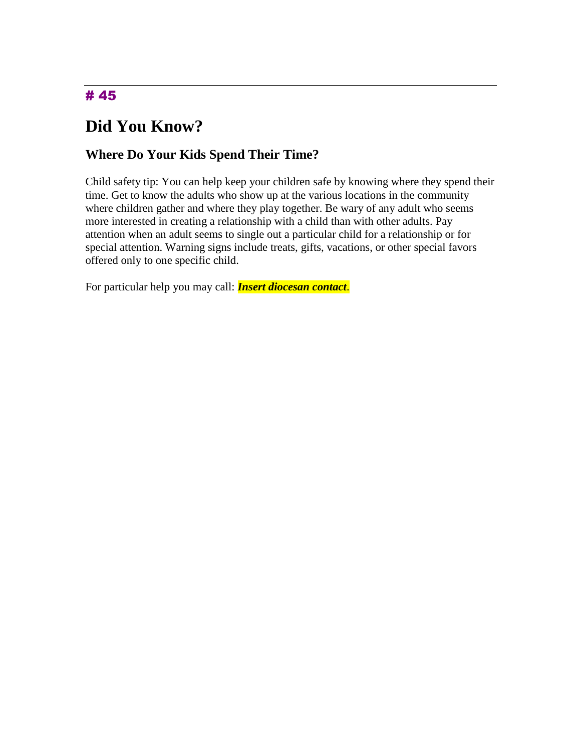---

# 45

# Did You Know?

## Where Do Your Kids Spend Their Time?

Child safety tip: You can help keep your children safe by knowing where they spend their time. Get to know the adults who show up at the various locations in the community where children gather and where they play together. Be wary of any adult who seems more interested in creating a relationship with a child than with other adults. Pay attention when an adult seems to single out a particular child for a relationship or for special attention. Warning signs include treats, gifts, vacations, or other special favors offered only to one specific child.

For particular help you may call: ***Insert diocesan contact***.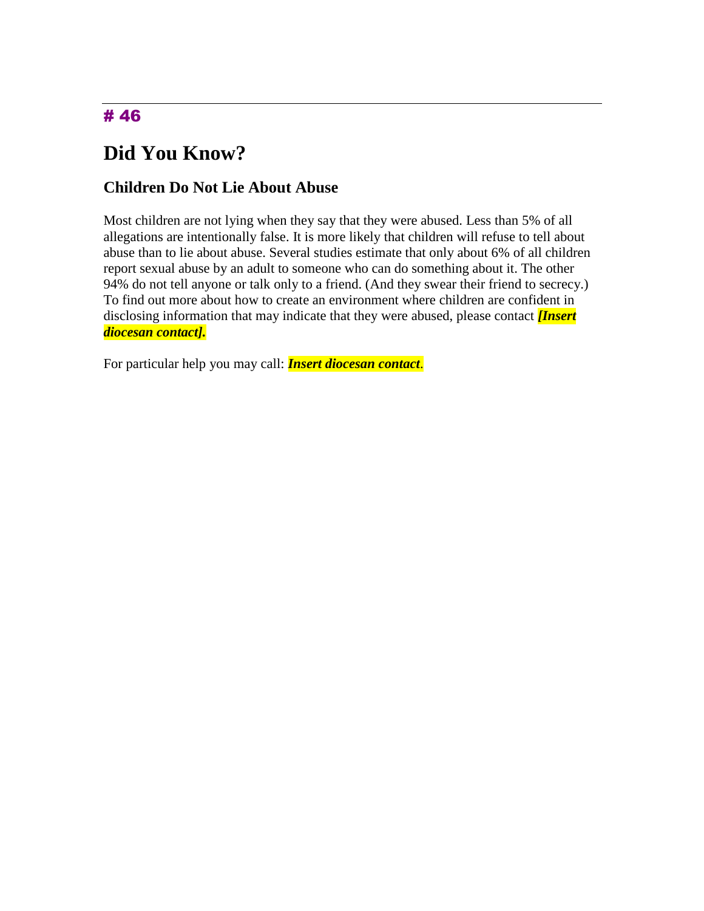# 46

## Did You Know?

### Children Do Not Lie About Abuse

Most children are not lying when they say that they were abused. Less than 5% of all allegations are intentionally false. It is more likely that children will refuse to tell about abuse than to lie about abuse. Several studies estimate that only about 6% of all children report sexual abuse by an adult to someone who can do something about it. The other 94% do not tell anyone or talk only to a friend. (And they swear their friend to secrecy.) To find out more about how to create an environment where children are confident in disclosing information that may indicate that they were abused, please contact ***[Insert diocesan contact].***

For particular help you may call: ***Insert diocesan contact***.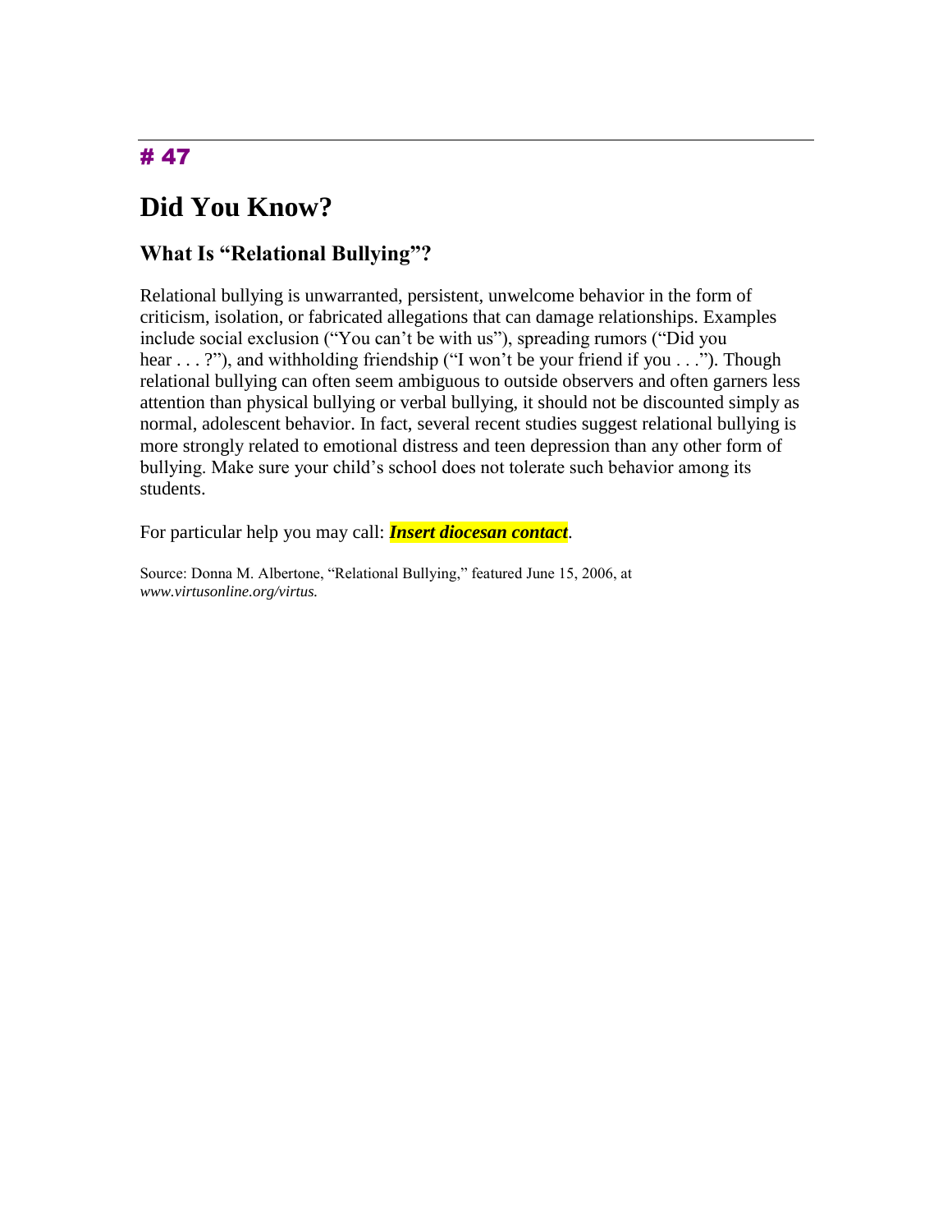# 47

# Did You Know?

## What Is "Relational Bullying"?

Relational bullying is unwarranted, persistent, unwelcome behavior in the form of criticism, isolation, or fabricated allegations that can damage relationships. Examples include social exclusion ("You can't be with us"), spreading rumors ("Did you hear . . . ?"), and withholding friendship ("I won't be your friend if you . . ."). Though relational bullying can often seem ambiguous to outside observers and often garners less attention than physical bullying or verbal bullying, it should not be discounted simply as normal, adolescent behavior. In fact, several recent studies suggest relational bullying is more strongly related to emotional distress and teen depression than any other form of bullying. Make sure your child's school does not tolerate such behavior among its students.

For particular help you may call: ***Insert diocesan contact***.

Source: Donna M. Albertone, "Relational Bullying," featured June 15, 2006, at *www.virtusonline.org/virtus.*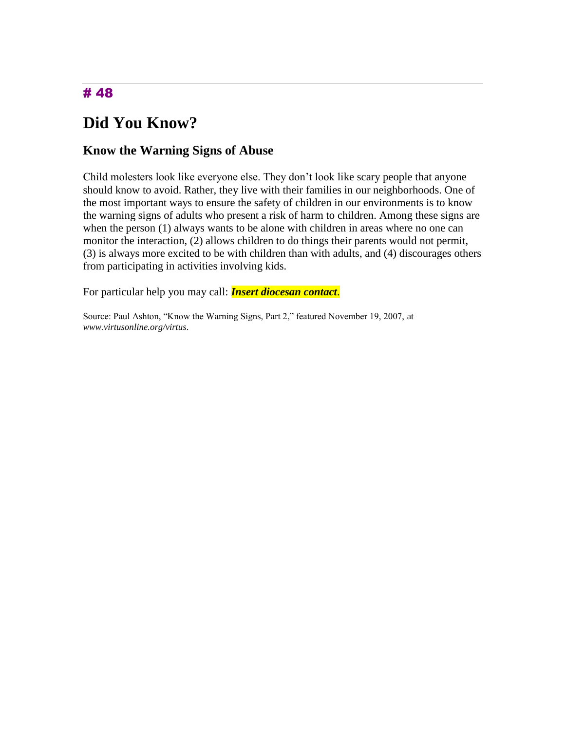# 48

## Did You Know?

### Know the Warning Signs of Abuse

Child molesters look like everyone else. They don't look like scary people that anyone should know to avoid. Rather, they live with their families in our neighborhoods. One of the most important ways to ensure the safety of children in our environments is to know the warning signs of adults who present a risk of harm to children. Among these signs are when the person (1) always wants to be alone with children in areas where no one can monitor the interaction, (2) allows children to do things their parents would not permit, (3) is always more excited to be with children than with adults, and (4) discourages others from participating in activities involving kids.

For particular help you may call: ***Insert diocesan contact***.

Source: Paul Ashton, "Know the Warning Signs, Part 2," featured November 19, 2007, at *www.virtusonline.org/virtus*.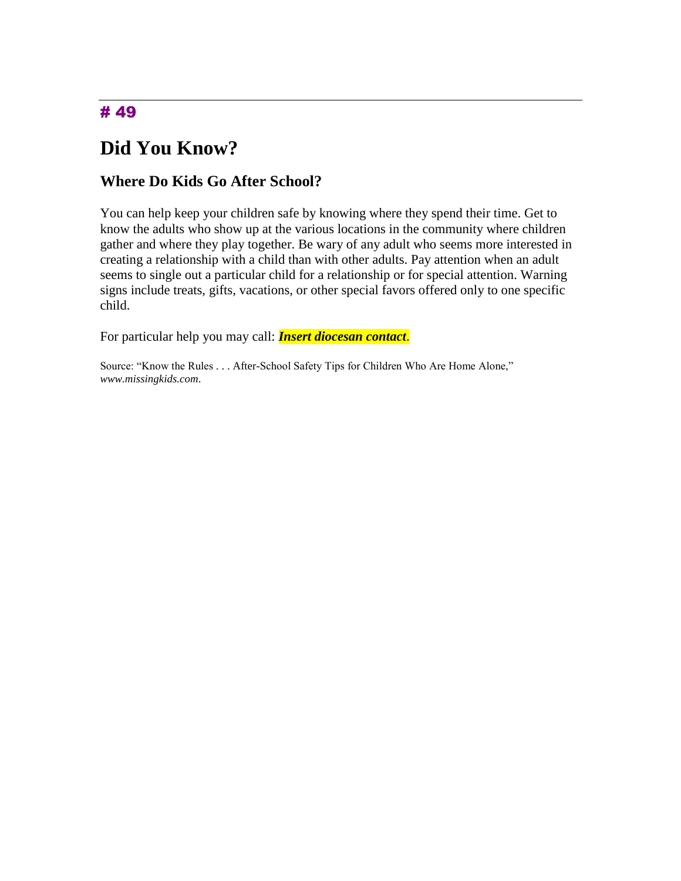# 49

# Did You Know?

## Where Do Kids Go After School?

You can help keep your children safe by knowing where they spend their time. Get to know the adults who show up at the various locations in the community where children gather and where they play together. Be wary of any adult who seems more interested in creating a relationship with a child than with other adults. Pay attention when an adult seems to single out a particular child for a relationship or for special attention. Warning signs include treats, gifts, vacations, or other special favors offered only to one specific child.

For particular help you may call: ***Insert diocesan contact***.

Source: "Know the Rules . . . After-School Safety Tips for Children Who Are Home Alone," *www.missingkids.com*.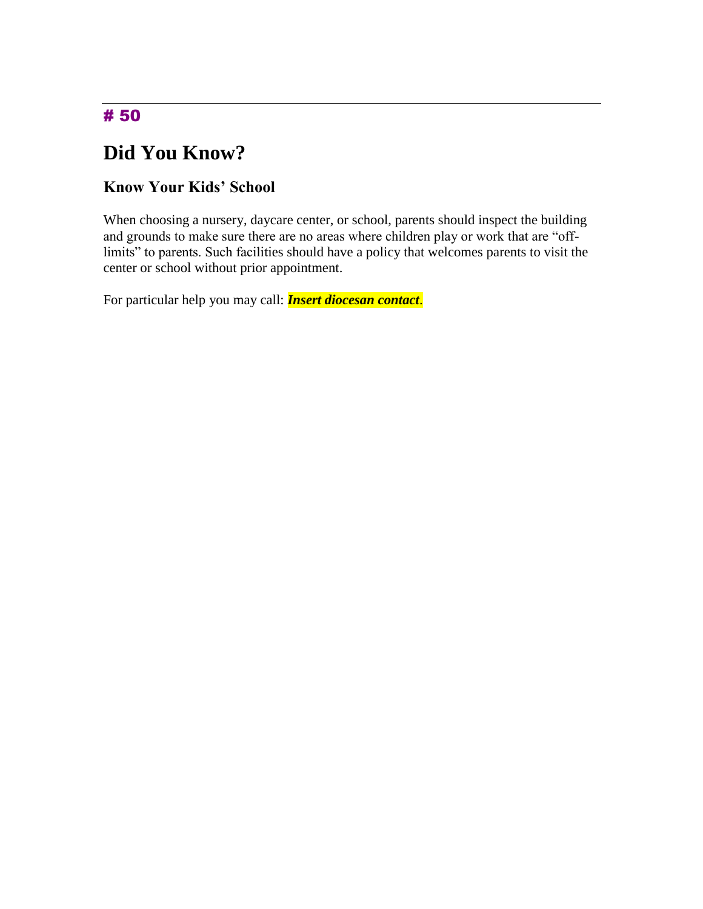# 50

# Did You Know?

### Know Your Kids' School

When choosing a nursery, daycare center, or school, parents should inspect the building and grounds to make sure there are no areas where children play or work that are "off-limits" to parents. Such facilities should have a policy that welcomes parents to visit the center or school without prior appointment.

For particular help you may call: ***Insert diocesan contact***.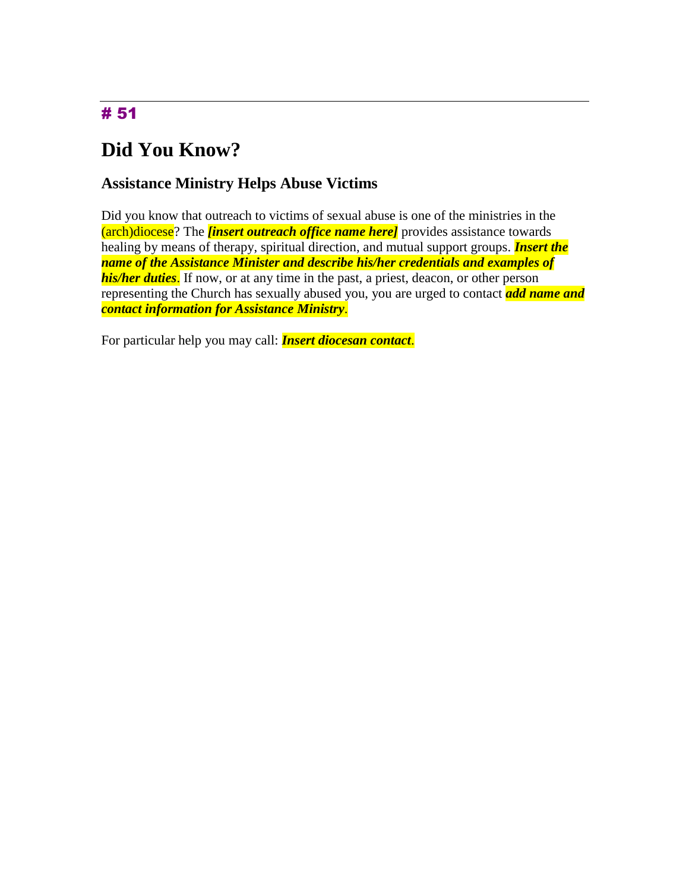# 51

## Did You Know?

### Assistance Ministry Helps Abuse Victims

Did you know that outreach to victims of sexual abuse is one of the ministries in the (arch)diocese? The ***[insert outreach office name here]*** provides assistance towards healing by means of therapy, spiritual direction, and mutual support groups. ***Insert the name of the Assistance Minister and describe his/her credentials and examples of his/her duties***. If now, or at any time in the past, a priest, deacon, or other person representing the Church has sexually abused you, you are urged to contact ***add name and contact information for Assistance Ministry***.

For particular help you may call: ***Insert diocesan contact***.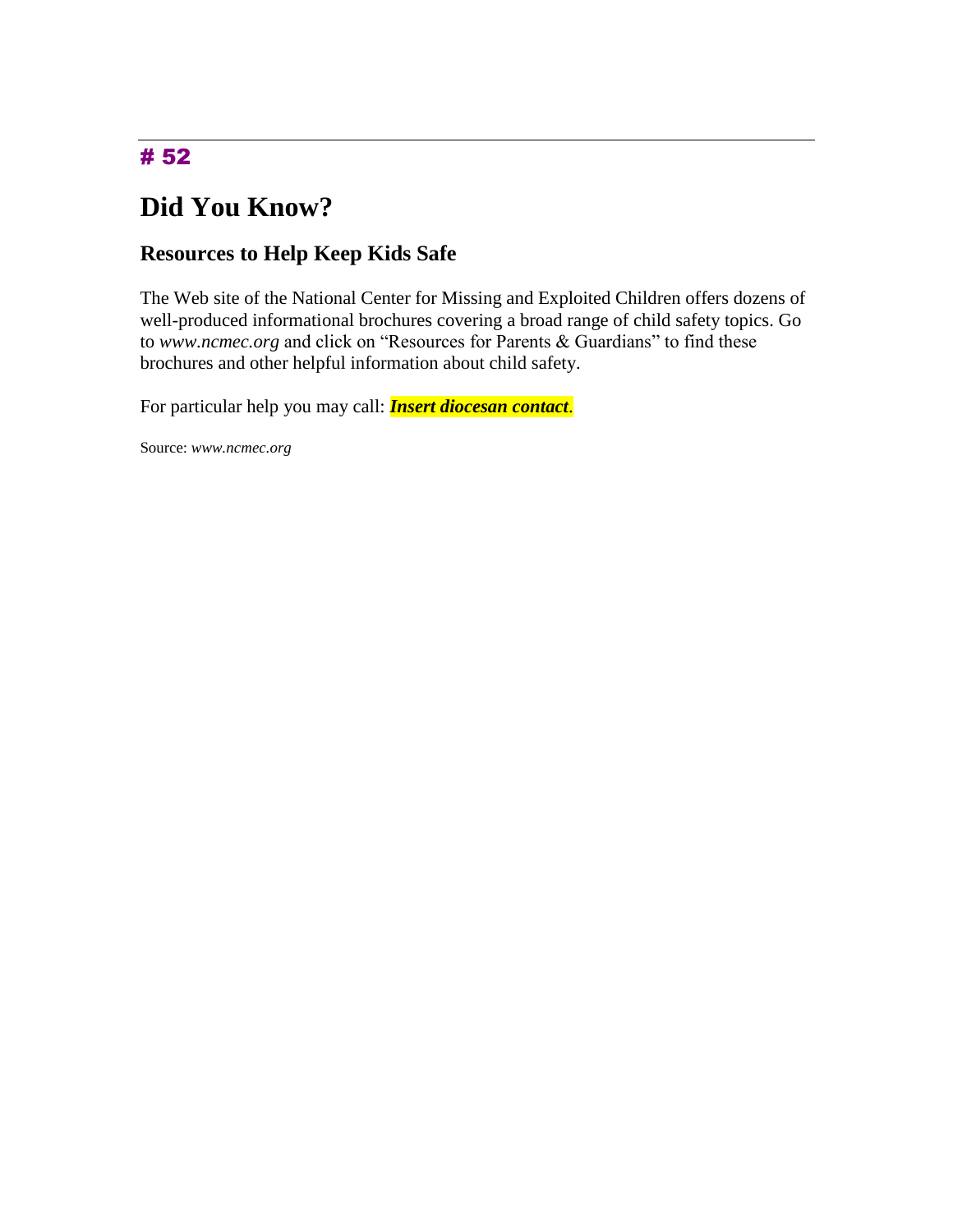# 52

# Did You Know?

## Resources to Help Keep Kids Safe

The Web site of the National Center for Missing and Exploited Children offers dozens of well-produced informational brochures covering a broad range of child safety topics. Go to *www.ncmec.org* and click on "Resources for Parents & Guardians" to find these brochures and other helpful information about child safety.

For particular help you may call: ***Insert diocesan contact***.

Source: *www.ncmec.org*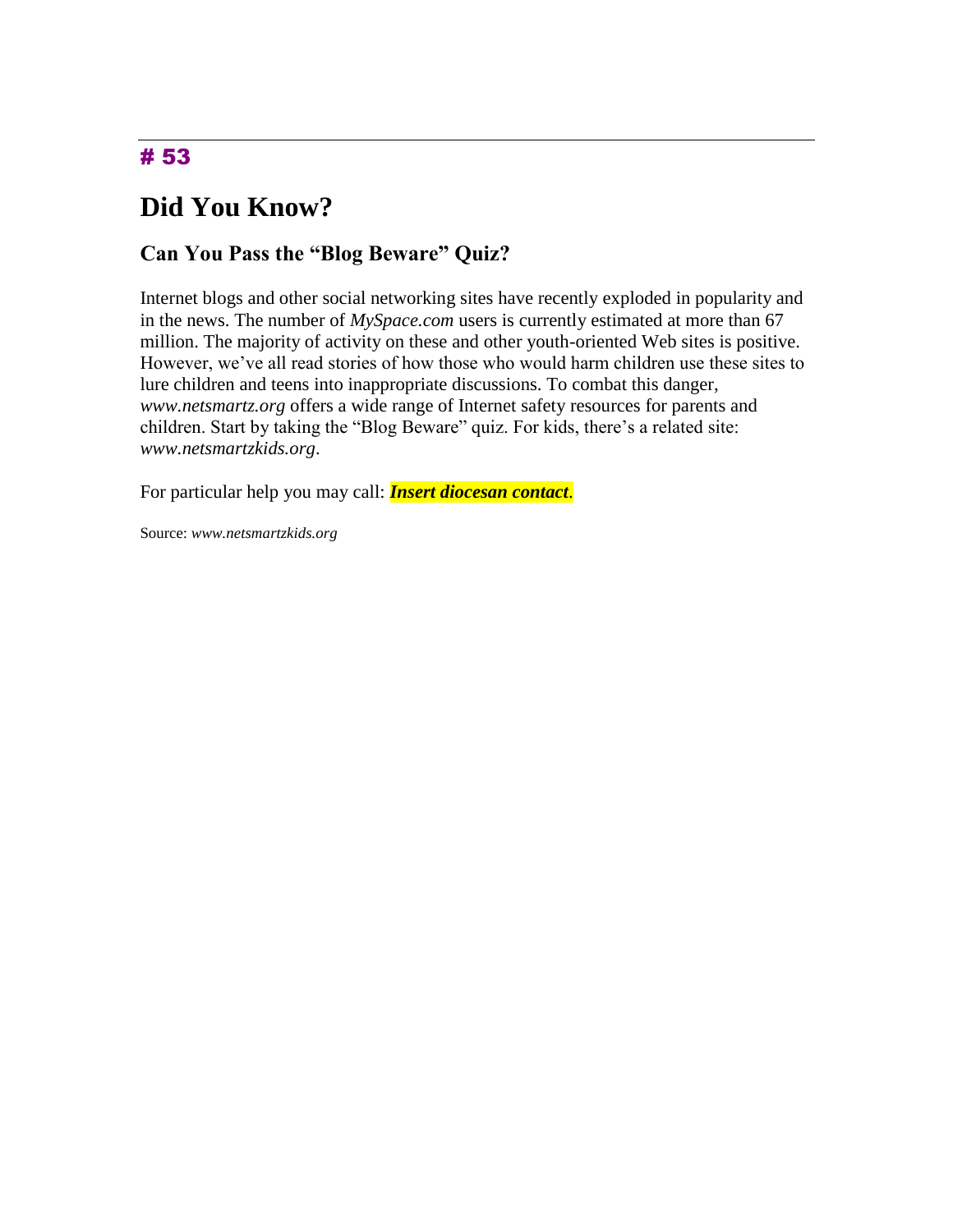# # 53

## Did You Know?

### Can You Pass the "Blog Beware" Quiz?

Internet blogs and other social networking sites have recently exploded in popularity and in the news. The number of *MySpace.com* users is currently estimated at more than 67 million. The majority of activity on these and other youth-oriented Web sites is positive. However, we've all read stories of how those who would harm children use these sites to lure children and teens into inappropriate discussions. To combat this danger, *www.netsmartz.org* offers a wide range of Internet safety resources for parents and children. Start by taking the "Blog Beware" quiz. For kids, there's a related site: *www.netsmartzkids.org*.

For particular help you may call: ***Insert diocesan contact***.

Source: *www.netsmartzkids.org*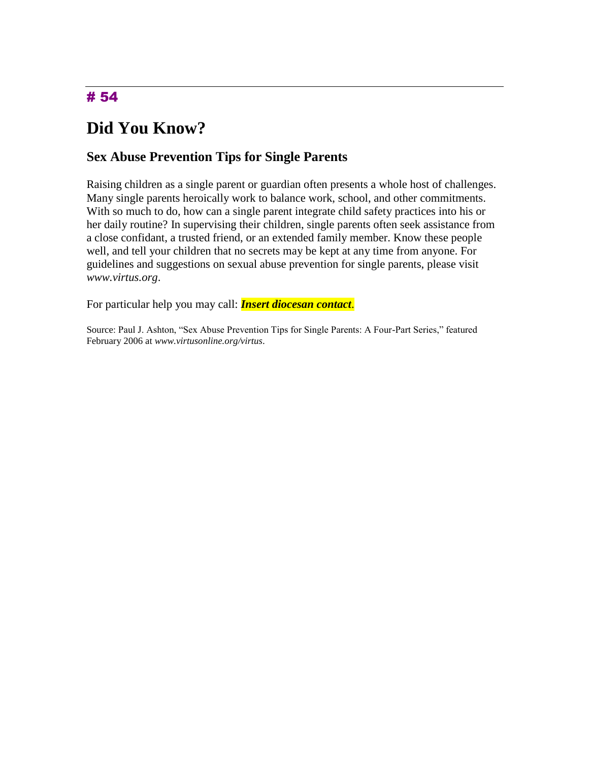# 54

# Did You Know?

## Sex Abuse Prevention Tips for Single Parents

Raising children as a single parent or guardian often presents a whole host of challenges. Many single parents heroically work to balance work, school, and other commitments. With so much to do, how can a single parent integrate child safety practices into his or her daily routine? In supervising their children, single parents often seek assistance from a close confidant, a trusted friend, or an extended family member. Know these people well, and tell your children that no secrets may be kept at any time from anyone. For guidelines and suggestions on sexual abuse prevention for single parents, please visit *www.virtus.org*.

For particular help you may call: ***Insert diocesan contact***.

Source: Paul J. Ashton, "Sex Abuse Prevention Tips for Single Parents: A Four-Part Series," featured February 2006 at *www.virtusonline.org/virtus*.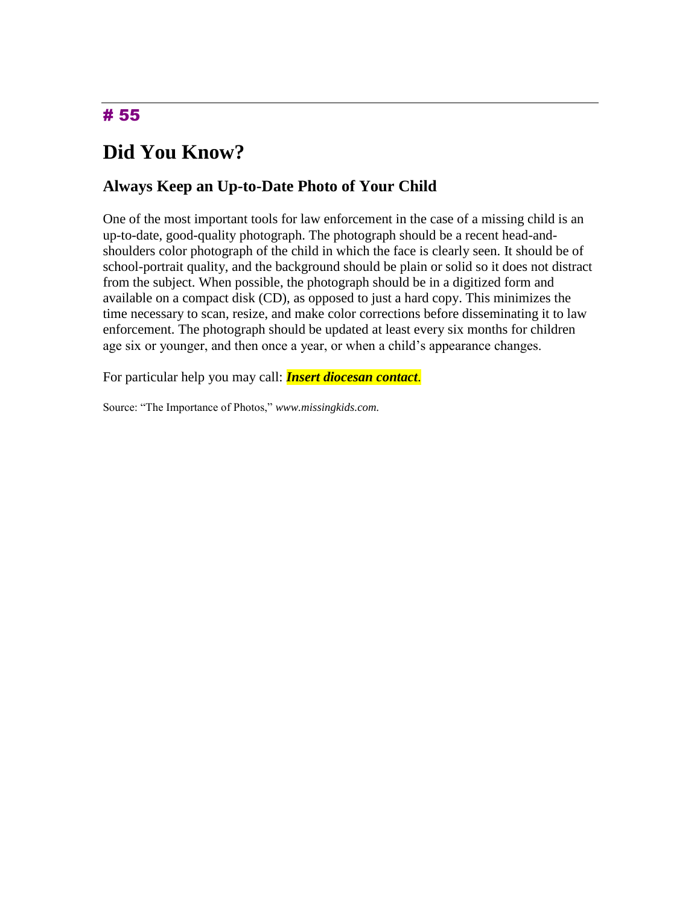# 55

# Did You Know?

## Always Keep an Up-to-Date Photo of Your Child

One of the most important tools for law enforcement in the case of a missing child is an up-to-date, good-quality photograph. The photograph should be a recent head-and-shoulders color photograph of the child in which the face is clearly seen. It should be of school-portrait quality, and the background should be plain or solid so it does not distract from the subject. When possible, the photograph should be in a digitized form and available on a compact disk (CD), as opposed to just a hard copy. This minimizes the time necessary to scan, resize, and make color corrections before disseminating it to law enforcement. The photograph should be updated at least every six months for children age six or younger, and then once a year, or when a child's appearance changes.

For particular help you may call: ***Insert diocesan contact***.

Source: "The Importance of Photos," *www.missingkids.com.*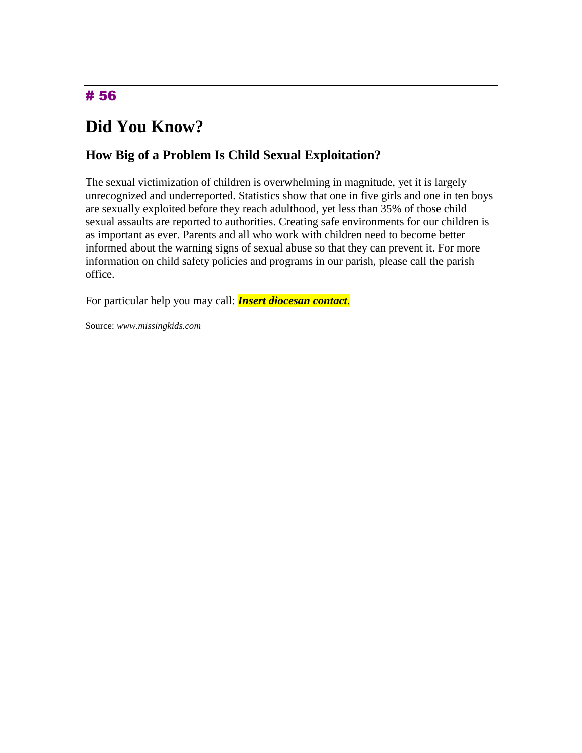# 56

# Did You Know?

## How Big of a Problem Is Child Sexual Exploitation?

The sexual victimization of children is overwhelming in magnitude, yet it is largely unrecognized and underreported. Statistics show that one in five girls and one in ten boys are sexually exploited before they reach adulthood, yet less than 35% of those child sexual assaults are reported to authorities. Creating safe environments for our children is as important as ever. Parents and all who work with children need to become better informed about the warning signs of sexual abuse so that they can prevent it. For more information on child safety policies and programs in our parish, please call the parish office.

For particular help you may call: ***Insert diocesan contact***.

Source: *www.missingkids.com*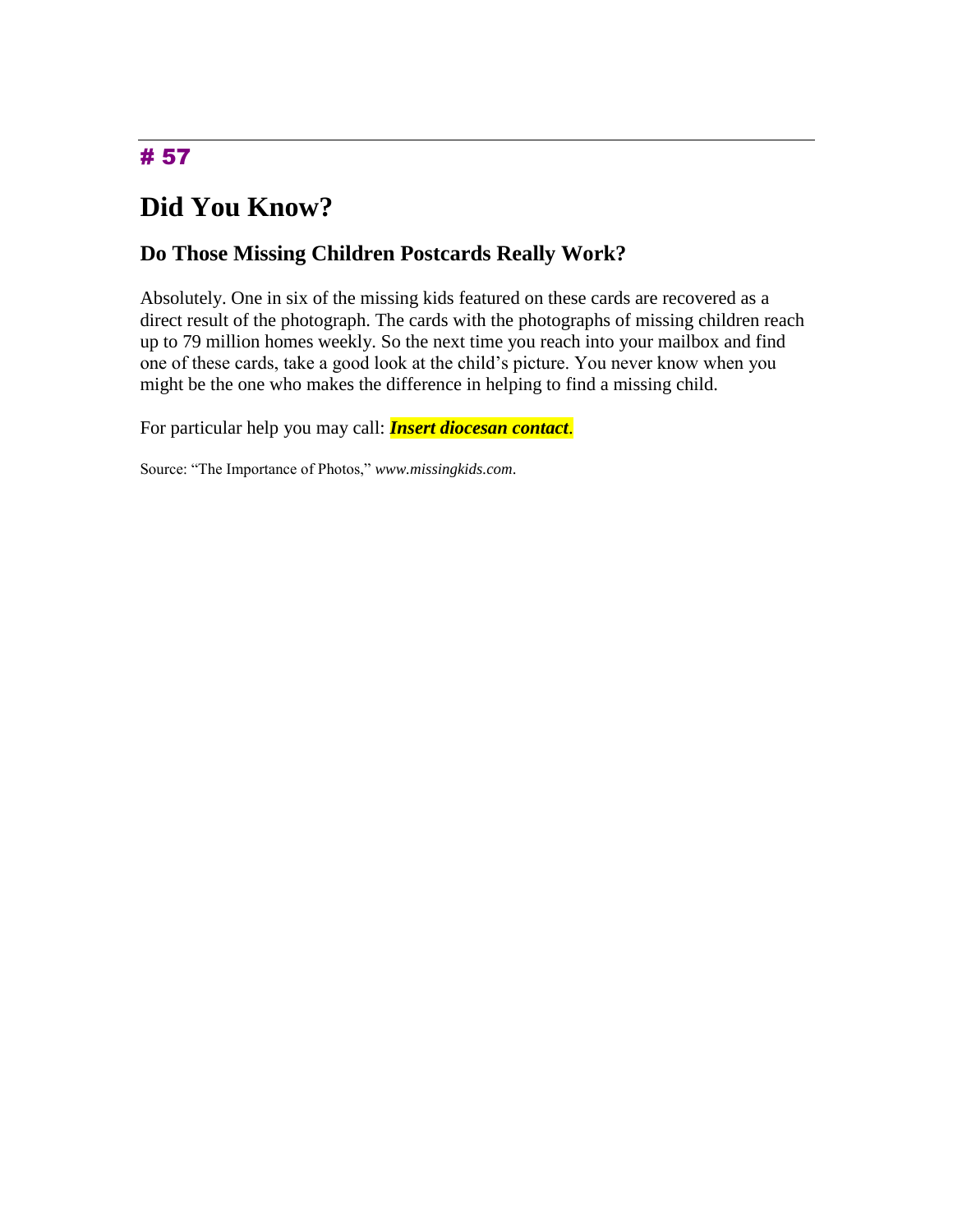---

**# 57**

# Did You Know?

## Do Those Missing Children Postcards Really Work?

Absolutely. One in six of the missing kids featured on these cards are recovered as a direct result of the photograph. The cards with the photographs of missing children reach up to 79 million homes weekly. So the next time you reach into your mailbox and find one of these cards, take a good look at the child's picture. You never know when you might be the one who makes the difference in helping to find a missing child.

For particular help you may call: ***Insert diocesan contact***.

Source: "The Importance of Photos," *www.missingkids.com*.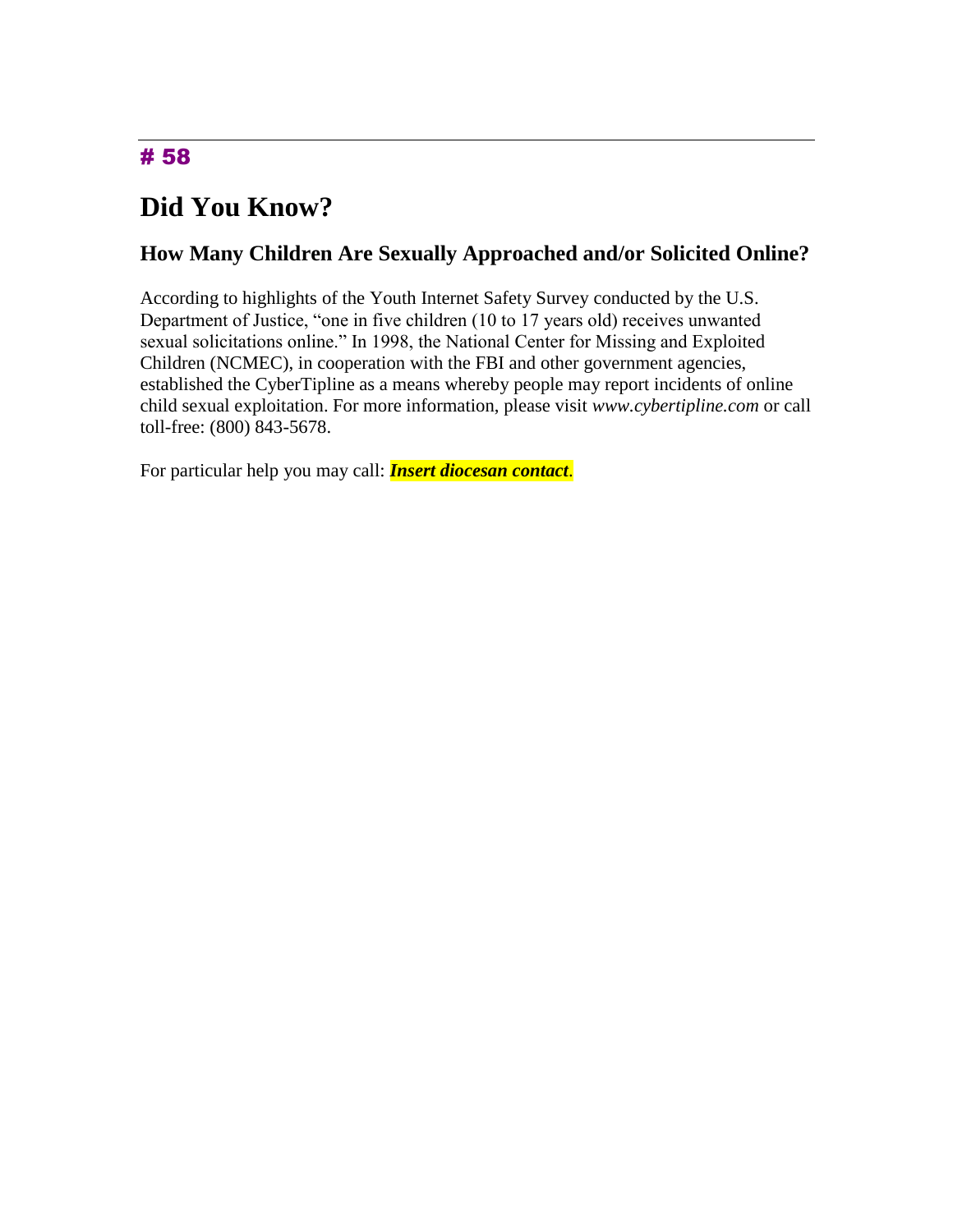# 58

## Did You Know?

### How Many Children Are Sexually Approached and/or Solicited Online?

According to highlights of the Youth Internet Safety Survey conducted by the U.S. Department of Justice, "one in five children (10 to 17 years old) receives unwanted sexual solicitations online." In 1998, the National Center for Missing and Exploited Children (NCMEC), in cooperation with the FBI and other government agencies, established the CyberTipline as a means whereby people may report incidents of online child sexual exploitation. For more information, please visit *www.cybertipline.com* or call toll-free: (800) 843-5678.

For particular help you may call: ***Insert diocesan contact***.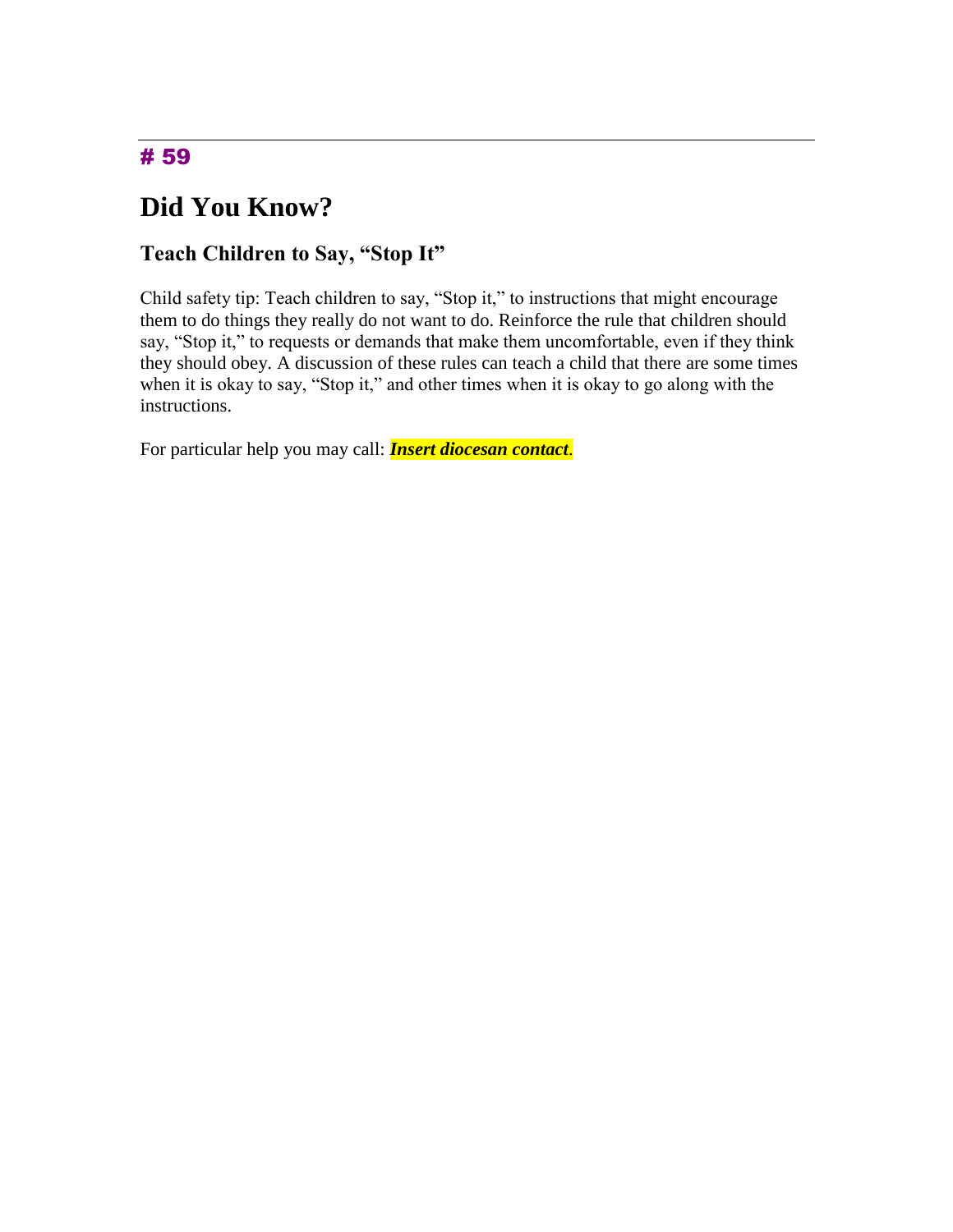# 59

## Did You Know?

### Teach Children to Say, "Stop It"

Child safety tip: Teach children to say, "Stop it," to instructions that might encourage them to do things they really do not want to do. Reinforce the rule that children should say, "Stop it," to requests or demands that make them uncomfortable, even if they think they should obey. A discussion of these rules can teach a child that there are some times when it is okay to say, "Stop it," and other times when it is okay to go along with the instructions.

For particular help you may call: ***Insert diocesan contact***.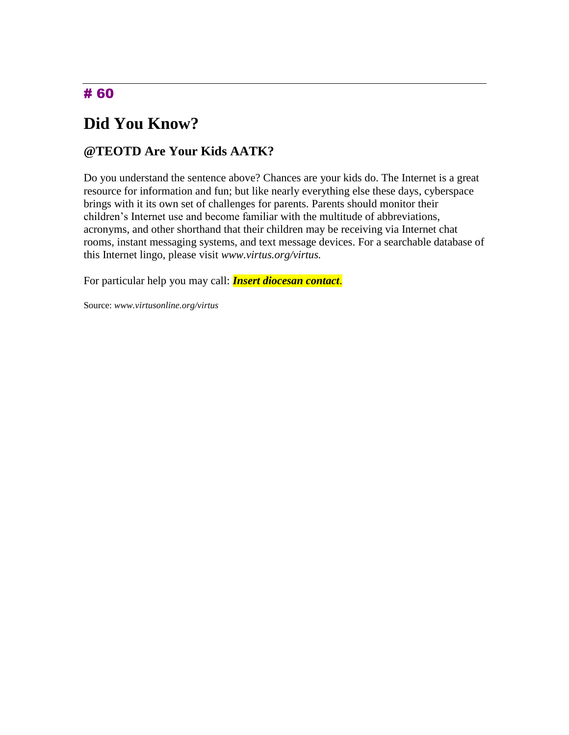# 60

# Did You Know?

## @TEOTD Are Your Kids AATK?

Do you understand the sentence above? Chances are your kids do. The Internet is a great resource for information and fun; but like nearly everything else these days, cyberspace brings with it its own set of challenges for parents. Parents should monitor their children's Internet use and become familiar with the multitude of abbreviations, acronyms, and other shorthand that their children may be receiving via Internet chat rooms, instant messaging systems, and text message devices. For a searchable database of this Internet lingo, please visit *www.virtus.org/virtus.*

For particular help you may call: ***Insert diocesan contact***.

Source: *www.virtusonline.org/virtus*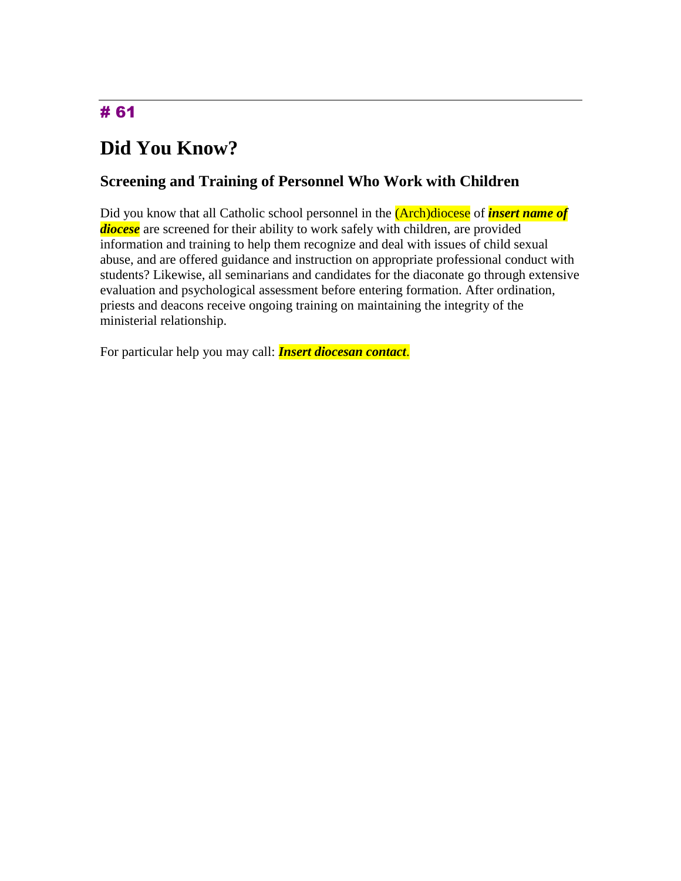# 61

# Did You Know?

## Screening and Training of Personnel Who Work with Children

Did you know that all Catholic school personnel in the (Arch)diocese of ***insert name of diocese*** are screened for their ability to work safely with children, are provided information and training to help them recognize and deal with issues of child sexual abuse, and are offered guidance and instruction on appropriate professional conduct with students? Likewise, all seminarians and candidates for the diaconate go through extensive evaluation and psychological assessment before entering formation. After ordination, priests and deacons receive ongoing training on maintaining the integrity of the ministerial relationship.

For particular help you may call: ***Insert diocesan contact***.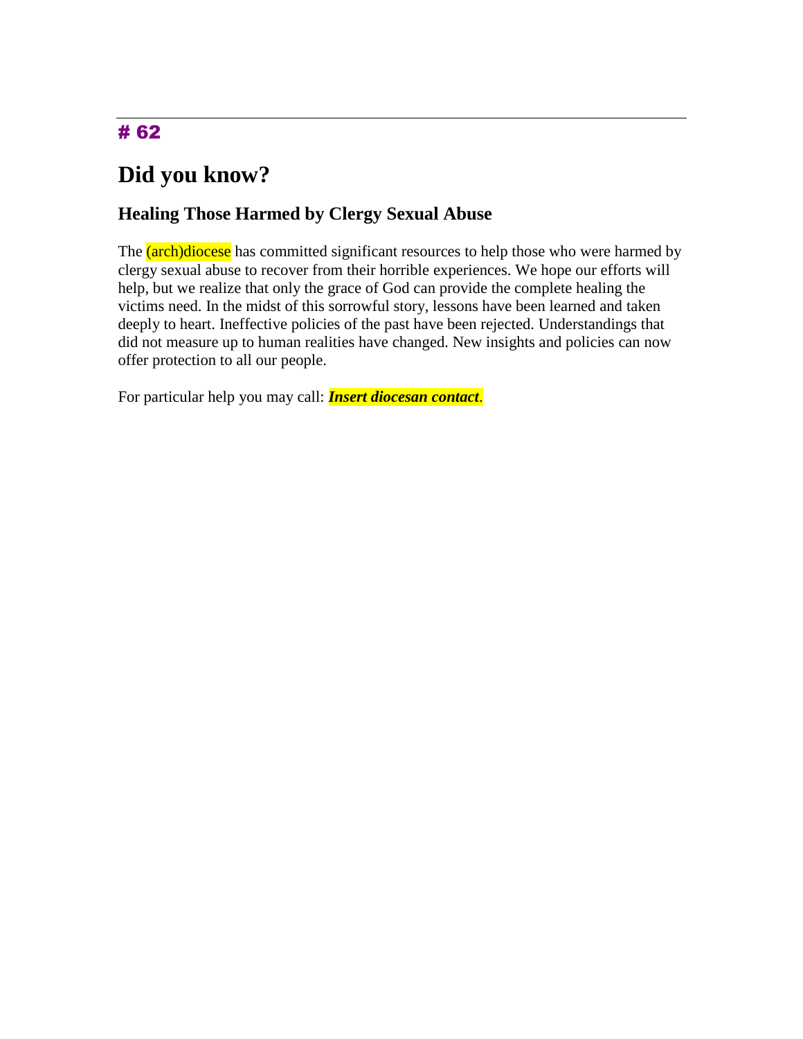# 62

# Did you know?

## Healing Those Harmed by Clergy Sexual Abuse

The (arch)diocese has committed significant resources to help those who were harmed by clergy sexual abuse to recover from their horrible experiences. We hope our efforts will help, but we realize that only the grace of God can provide the complete healing the victims need. In the midst of this sorrowful story, lessons have been learned and taken deeply to heart. Ineffective policies of the past have been rejected. Understandings that did not measure up to human realities have changed. New insights and policies can now offer protection to all our people.

For particular help you may call: ***Insert diocesan contact***.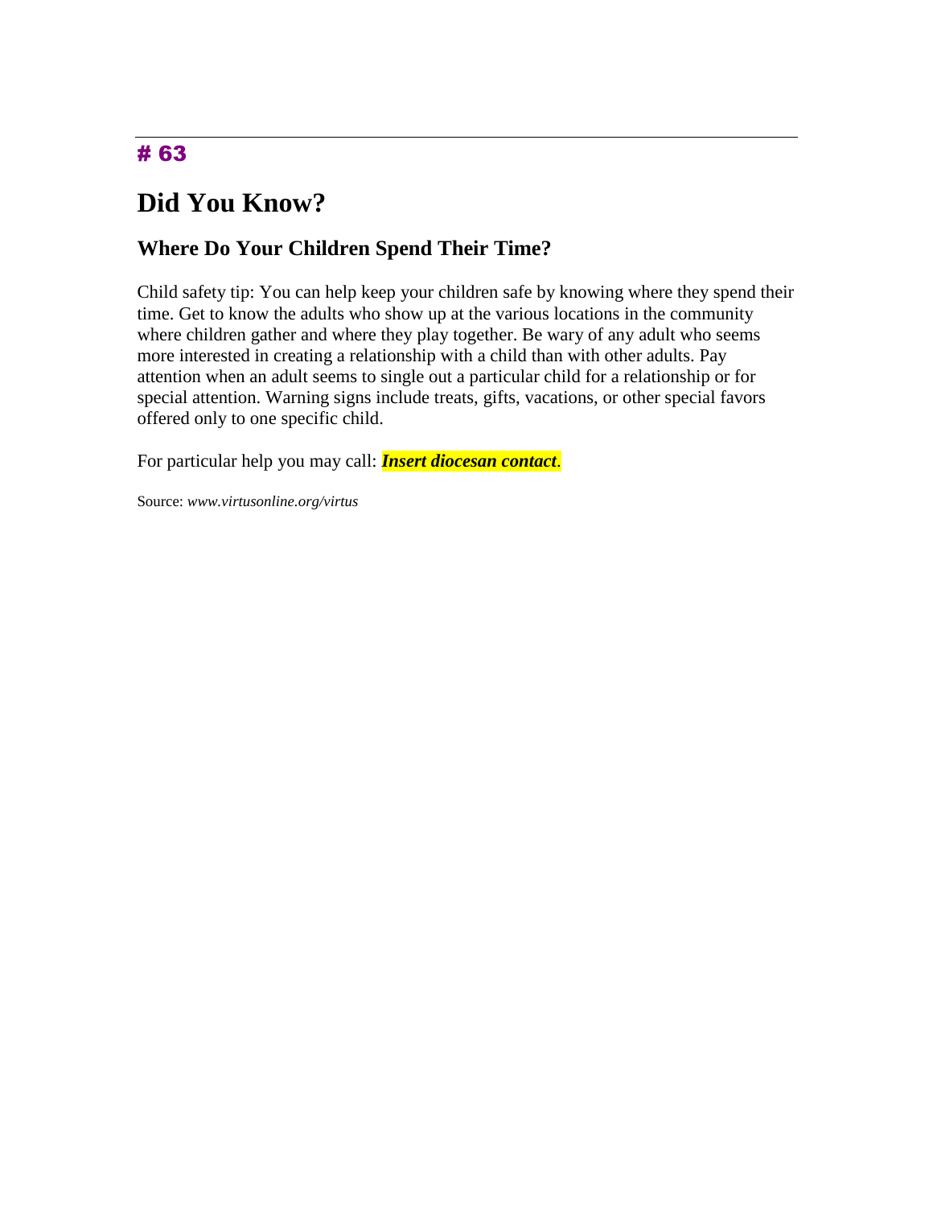# 63

# Did You Know?

## Where Do Your Children Spend Their Time?

Child safety tip: You can help keep your children safe by knowing where they spend their time. Get to know the adults who show up at the various locations in the community where children gather and where they play together. Be wary of any adult who seems more interested in creating a relationship with a child than with other adults. Pay attention when an adult seems to single out a particular child for a relationship or for special attention. Warning signs include treats, gifts, vacations, or other special favors offered only to one specific child.

For particular help you may call: ***Insert diocesan contact***.

Source: *www.virtusonline.org/virtus*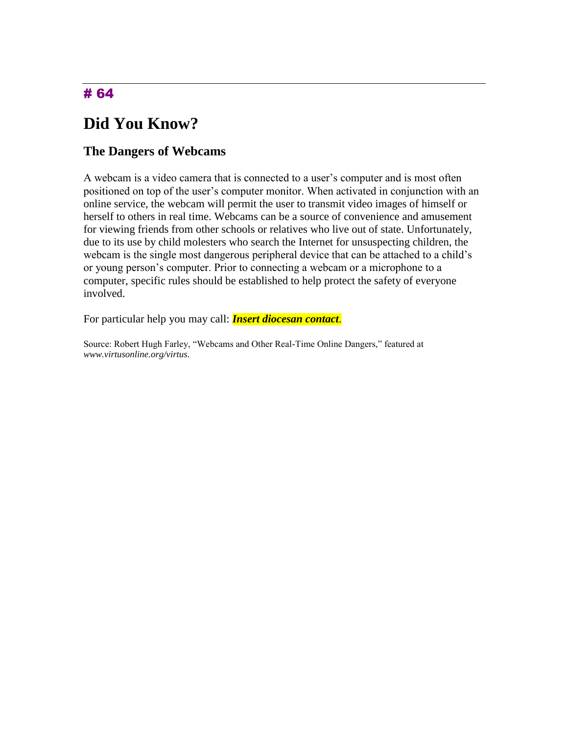# 64

# Did You Know?

## The Dangers of Webcams

A webcam is a video camera that is connected to a user's computer and is most often positioned on top of the user's computer monitor. When activated in conjunction with an online service, the webcam will permit the user to transmit video images of himself or herself to others in real time. Webcams can be a source of convenience and amusement for viewing friends from other schools or relatives who live out of state. Unfortunately, due to its use by child molesters who search the Internet for unsuspecting children, the webcam is the single most dangerous peripheral device that can be attached to a child's or young person's computer. Prior to connecting a webcam or a microphone to a computer, specific rules should be established to help protect the safety of everyone involved.

For particular help you may call: ***Insert diocesan contact***.

Source: Robert Hugh Farley, "Webcams and Other Real-Time Online Dangers," featured at *www.virtusonline.org/virtus*.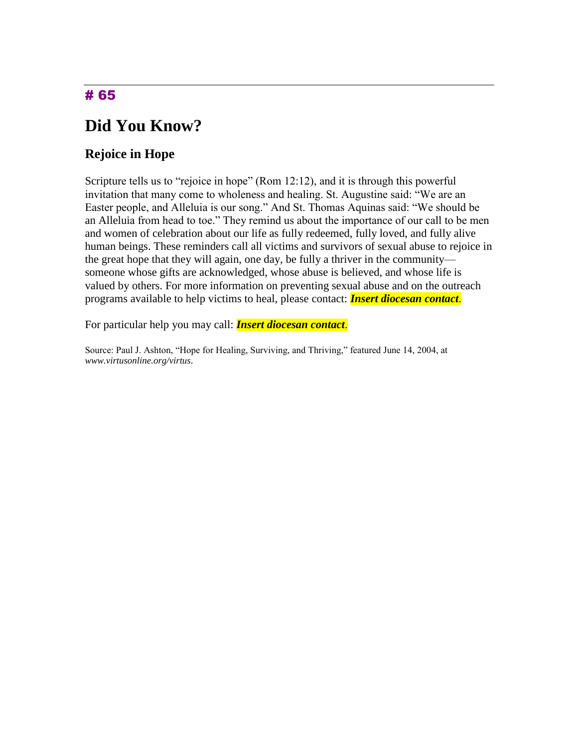# # 65

## Did You Know?

### Rejoice in Hope

Scripture tells us to "rejoice in hope" (Rom 12:12), and it is through this powerful invitation that many come to wholeness and healing. St. Augustine said: "We are an Easter people, and Alleluia is our song." And St. Thomas Aquinas said: "We should be an Alleluia from head to toe." They remind us about the importance of our call to be men and women of celebration about our life as fully redeemed, fully loved, and fully alive human beings. These reminders call all victims and survivors of sexual abuse to rejoice in the great hope that they will again, one day, be fully a thriver in the community—someone whose gifts are acknowledged, whose abuse is believed, and whose life is valued by others. For more information on preventing sexual abuse and on the outreach programs available to help victims to heal, please contact: ***Insert diocesan contact***.

For particular help you may call: ***Insert diocesan contact***.

Source: Paul J. Ashton, "Hope for Healing, Surviving, and Thriving," featured June 14, 2004, at *www.virtusonline.org/virtus*.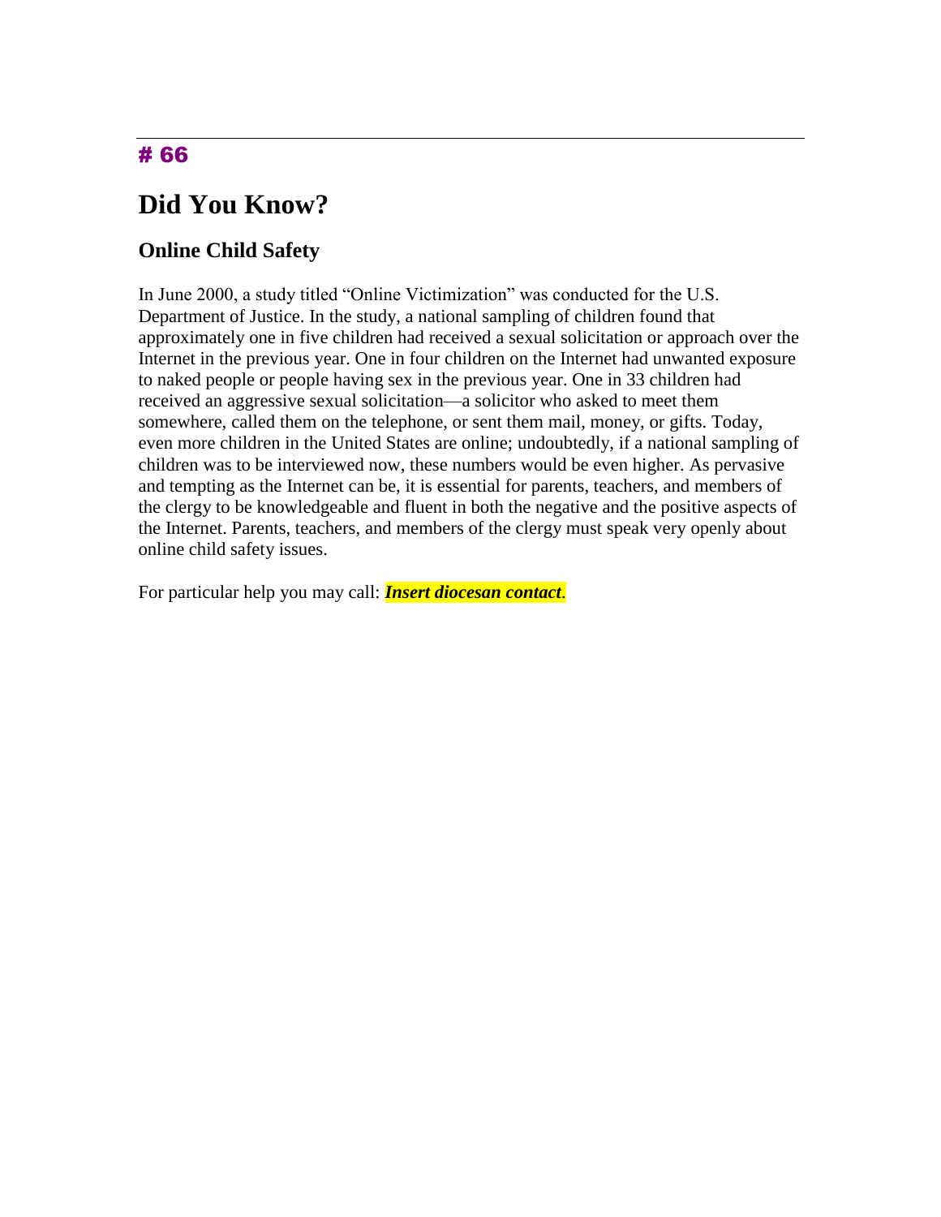# 66

# Did You Know?

## Online Child Safety

In June 2000, a study titled "Online Victimization" was conducted for the U.S. Department of Justice. In the study, a national sampling of children found that approximately one in five children had received a sexual solicitation or approach over the Internet in the previous year. One in four children on the Internet had unwanted exposure to naked people or people having sex in the previous year. One in 33 children had received an aggressive sexual solicitation—a solicitor who asked to meet them somewhere, called them on the telephone, or sent them mail, money, or gifts. Today, even more children in the United States are online; undoubtedly, if a national sampling of children was to be interviewed now, these numbers would be even higher. As pervasive and tempting as the Internet can be, it is essential for parents, teachers, and members of the clergy to be knowledgeable and fluent in both the negative and the positive aspects of the Internet. Parents, teachers, and members of the clergy must speak very openly about online child safety issues.

For particular help you may call: ***Insert diocesan contact***.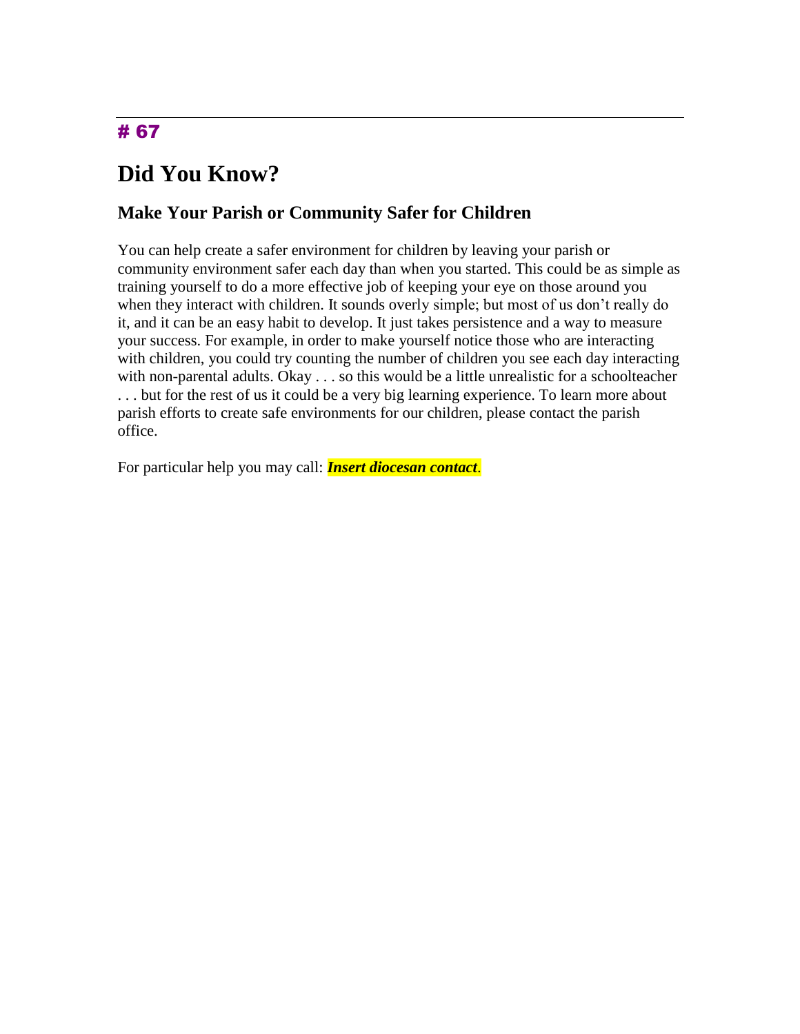# 67

# Did You Know?

## Make Your Parish or Community Safer for Children

You can help create a safer environment for children by leaving your parish or community environment safer each day than when you started. This could be as simple as training yourself to do a more effective job of keeping your eye on those around you when they interact with children. It sounds overly simple; but most of us don't really do it, and it can be an easy habit to develop. It just takes persistence and a way to measure your success. For example, in order to make yourself notice those who are interacting with children, you could try counting the number of children you see each day interacting with non-parental adults. Okay . . . so this would be a little unrealistic for a schoolteacher . . . but for the rest of us it could be a very big learning experience. To learn more about parish efforts to create safe environments for our children, please contact the parish office.

For particular help you may call: ***Insert diocesan contact***.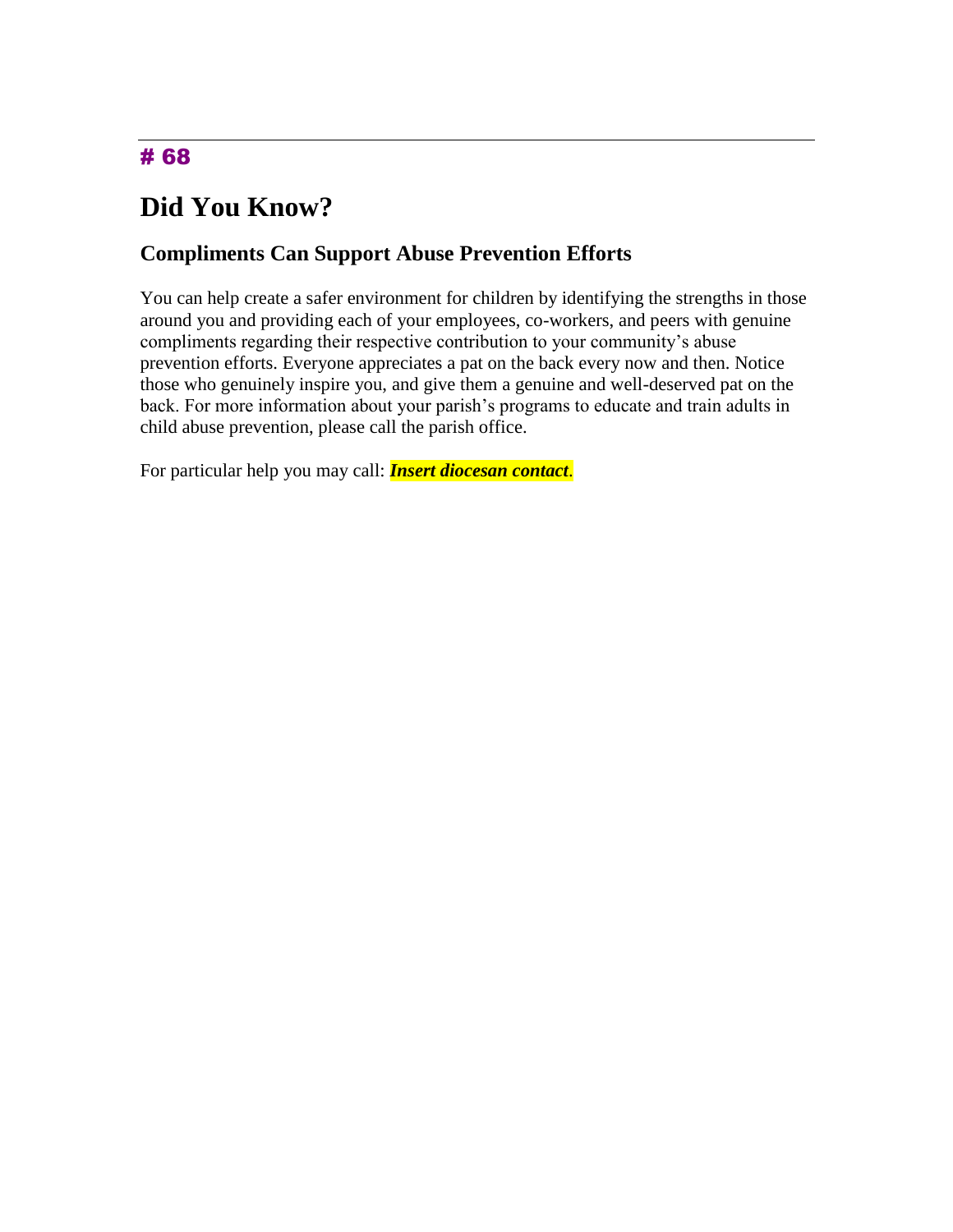# 68

# Did You Know?

## Compliments Can Support Abuse Prevention Efforts

You can help create a safer environment for children by identifying the strengths in those around you and providing each of your employees, co-workers, and peers with genuine compliments regarding their respective contribution to your community's abuse prevention efforts. Everyone appreciates a pat on the back every now and then. Notice those who genuinely inspire you, and give them a genuine and well-deserved pat on the back. For more information about your parish's programs to educate and train adults in child abuse prevention, please call the parish office.

For particular help you may call: ***Insert diocesan contact***.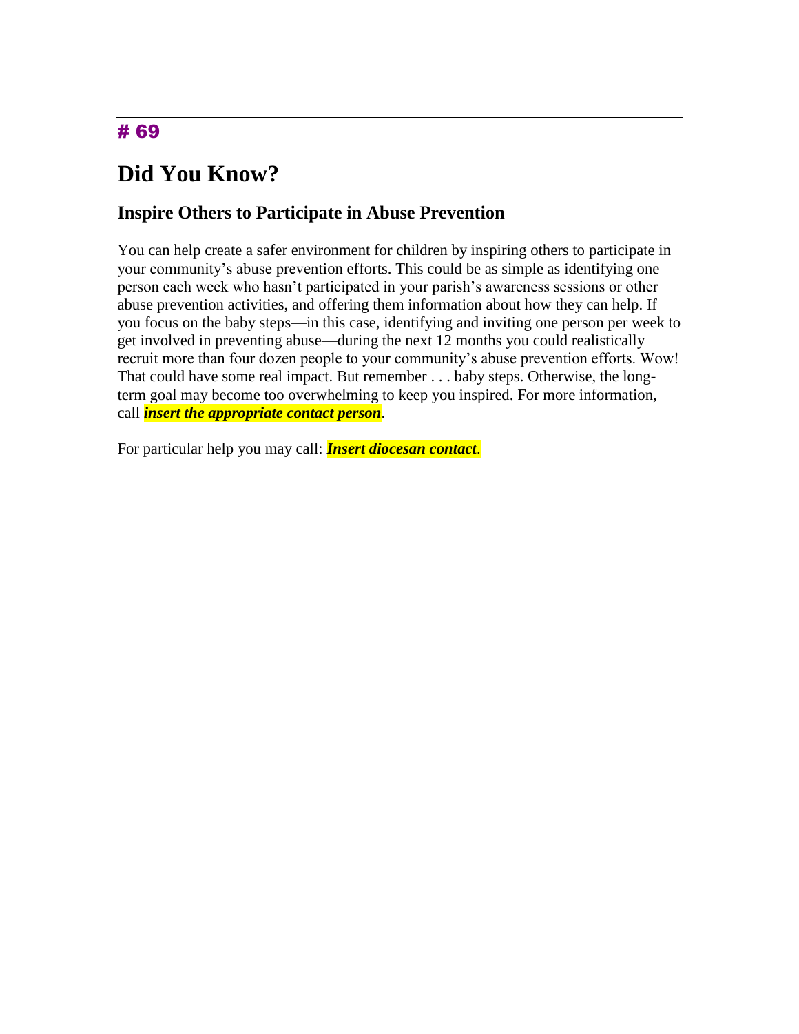# # 69

## Did You Know?

### Inspire Others to Participate in Abuse Prevention

You can help create a safer environment for children by inspiring others to participate in your community's abuse prevention efforts. This could be as simple as identifying one person each week who hasn't participated in your parish's awareness sessions or other abuse prevention activities, and offering them information about how they can help. If you focus on the baby steps—in this case, identifying and inviting one person per week to get involved in preventing abuse—during the next 12 months you could realistically recruit more than four dozen people to your community's abuse prevention efforts. Wow! That could have some real impact. But remember . . . baby steps. Otherwise, the long-term goal may become too overwhelming to keep you inspired. For more information, call ***insert the appropriate contact person***.

For particular help you may call: ***Insert diocesan contact***.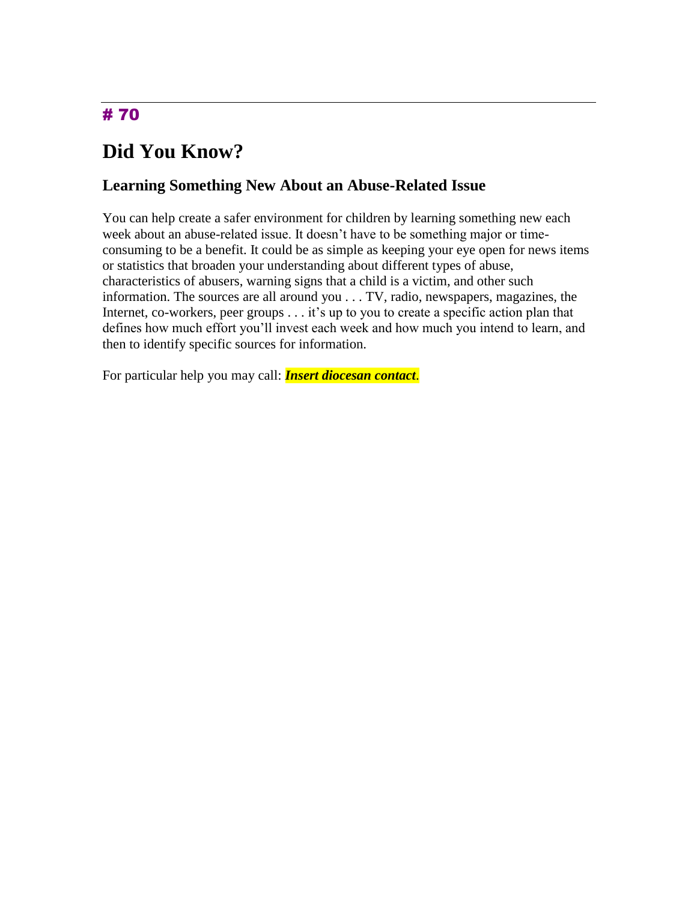# 70

# Did You Know?

## Learning Something New About an Abuse-Related Issue

You can help create a safer environment for children by learning something new each week about an abuse-related issue. It doesn't have to be something major or time-consuming to be a benefit. It could be as simple as keeping your eye open for news items or statistics that broaden your understanding about different types of abuse, characteristics of abusers, warning signs that a child is a victim, and other such information. The sources are all around you . . . TV, radio, newspapers, magazines, the Internet, co-workers, peer groups . . . it's up to you to create a specific action plan that defines how much effort you'll invest each week and how much you intend to learn, and then to identify specific sources for information.

For particular help you may call: ***Insert diocesan contact***.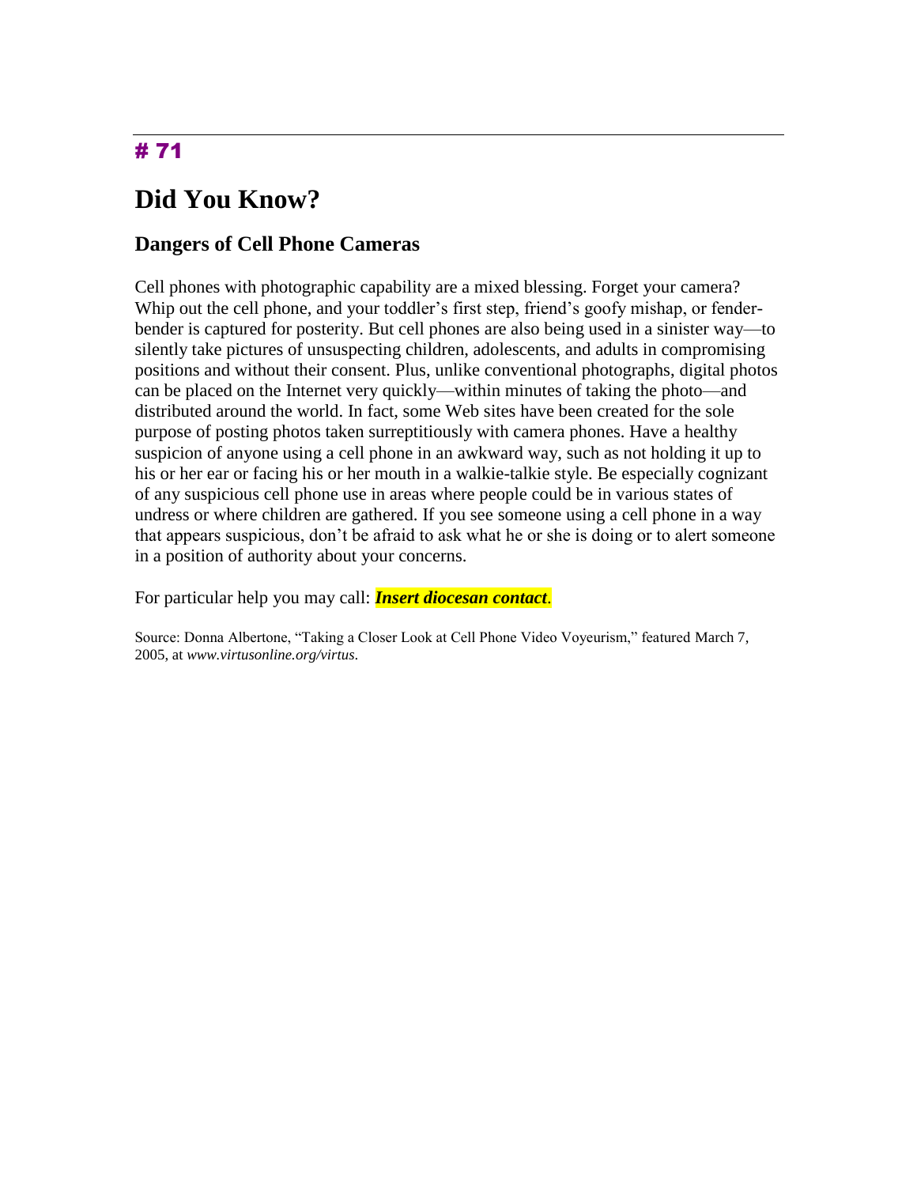# 71

# Did You Know?

## Dangers of Cell Phone Cameras

Cell phones with photographic capability are a mixed blessing. Forget your camera? Whip out the cell phone, and your toddler's first step, friend's goofy mishap, or fender-bender is captured for posterity. But cell phones are also being used in a sinister way—to silently take pictures of unsuspecting children, adolescents, and adults in compromising positions and without their consent. Plus, unlike conventional photographs, digital photos can be placed on the Internet very quickly—within minutes of taking the photo—and distributed around the world. In fact, some Web sites have been created for the sole purpose of posting photos taken surreptitiously with camera phones. Have a healthy suspicion of anyone using a cell phone in an awkward way, such as not holding it up to his or her ear or facing his or her mouth in a walkie-talkie style. Be especially cognizant of any suspicious cell phone use in areas where people could be in various states of undress or where children are gathered. If you see someone using a cell phone in a way that appears suspicious, don't be afraid to ask what he or she is doing or to alert someone in a position of authority about your concerns.

For particular help you may call: ***Insert diocesan contact***.

Source: Donna Albertone, "Taking a Closer Look at Cell Phone Video Voyeurism," featured March 7, 2005, at *www.virtusonline.org/virtus*.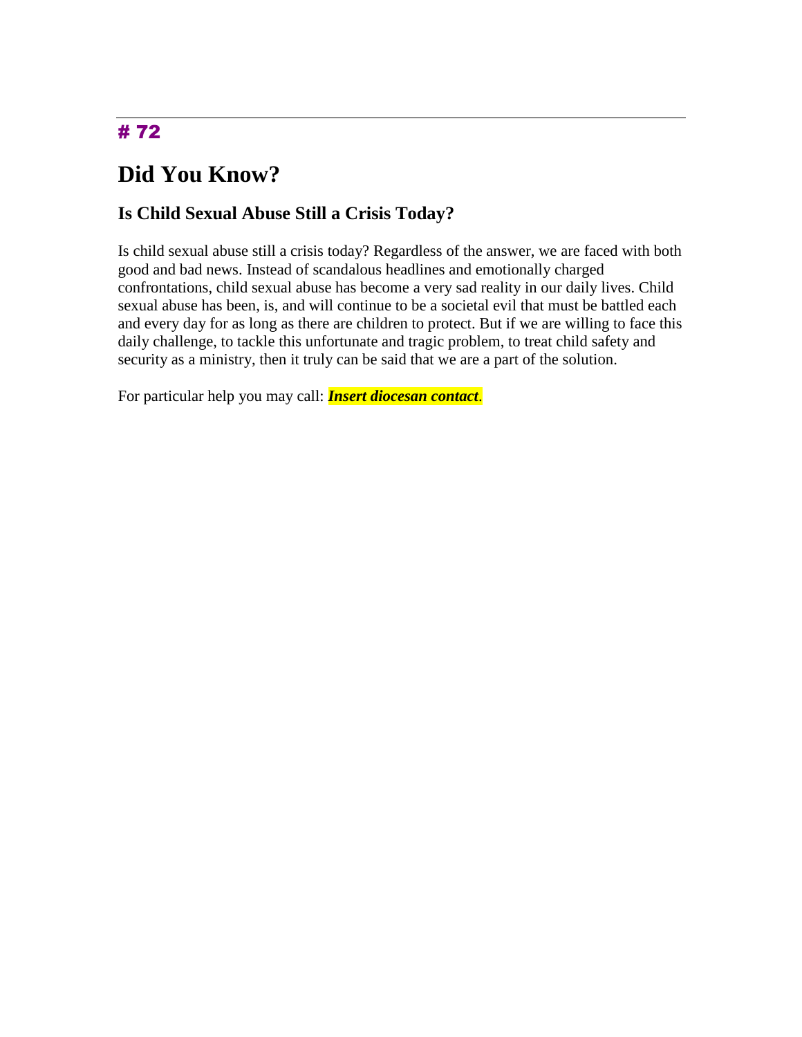# # 72

## Did You Know?

### Is Child Sexual Abuse Still a Crisis Today?

Is child sexual abuse still a crisis today? Regardless of the answer, we are faced with both good and bad news. Instead of scandalous headlines and emotionally charged confrontations, child sexual abuse has become a very sad reality in our daily lives. Child sexual abuse has been, is, and will continue to be a societal evil that must be battled each and every day for as long as there are children to protect. But if we are willing to face this daily challenge, to tackle this unfortunate and tragic problem, to treat child safety and security as a ministry, then it truly can be said that we are a part of the solution.

For particular help you may call: ***Insert diocesan contact***.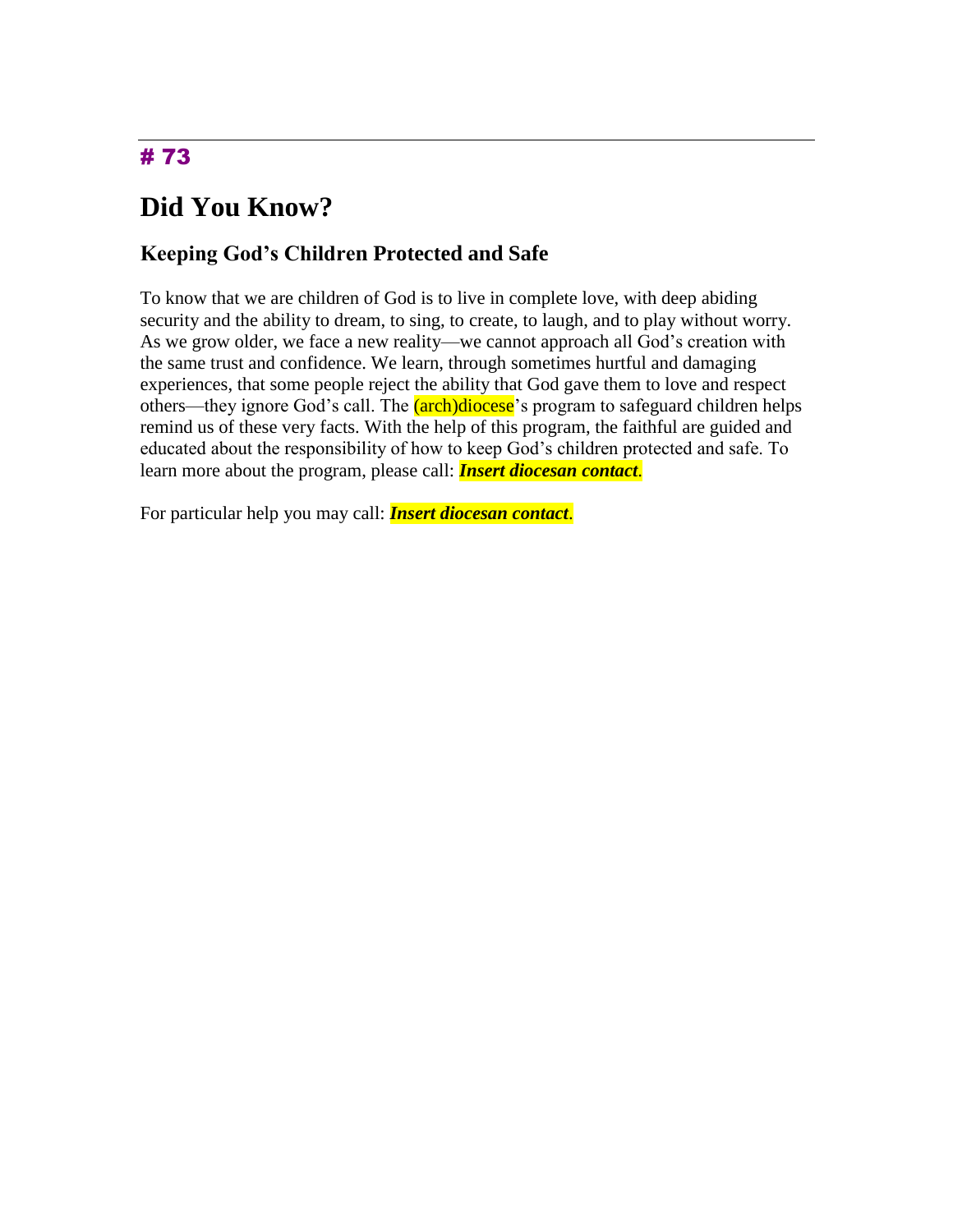# 73

## Did You Know?

### Keeping God’s Children Protected and Safe

To know that we are children of God is to live in complete love, with deep abiding security and the ability to dream, to sing, to create, to laugh, and to play without worry. As we grow older, we face a new reality—we cannot approach all God’s creation with the same trust and confidence. We learn, through sometimes hurtful and damaging experiences, that some people reject the ability that God gave them to love and respect others—they ignore God’s call. The (arch)diocese’s program to safeguard children helps remind us of these very facts. With the help of this program, the faithful are guided and educated about the responsibility of how to keep God’s children protected and safe. To learn more about the program, please call: ***Insert diocesan contact***.

For particular help you may call: ***Insert diocesan contact***.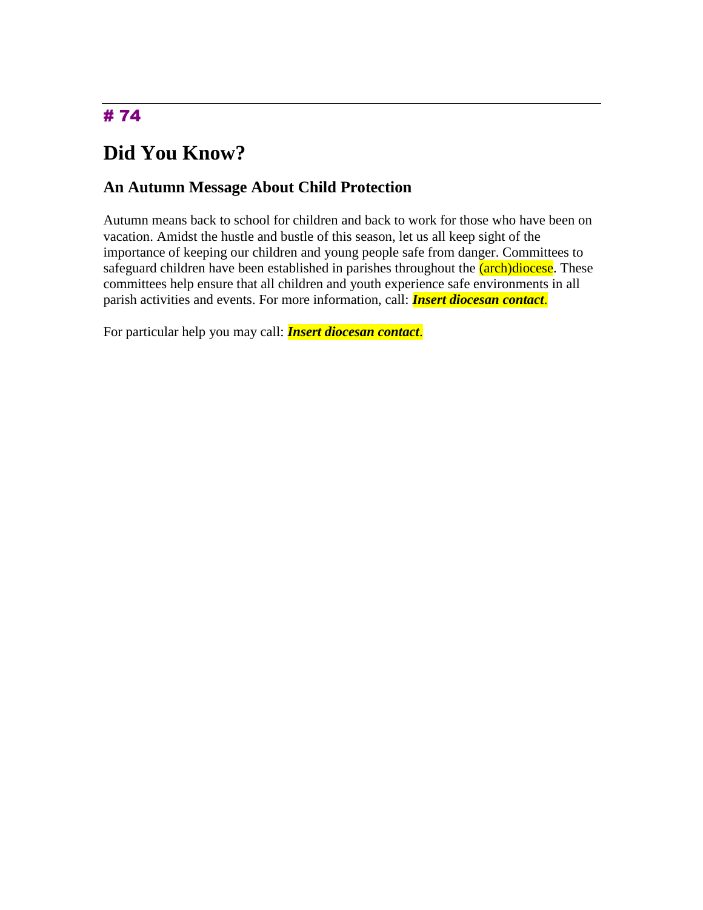# 74

## Did You Know?

### An Autumn Message About Child Protection

Autumn means back to school for children and back to work for those who have been on vacation. Amidst the hustle and bustle of this season, let us all keep sight of the importance of keeping our children and young people safe from danger. Committees to safeguard children have been established in parishes throughout the (arch)diocese. These committees help ensure that all children and youth experience safe environments in all parish activities and events. For more information, call: ***Insert diocesan contact***.

For particular help you may call: ***Insert diocesan contact***.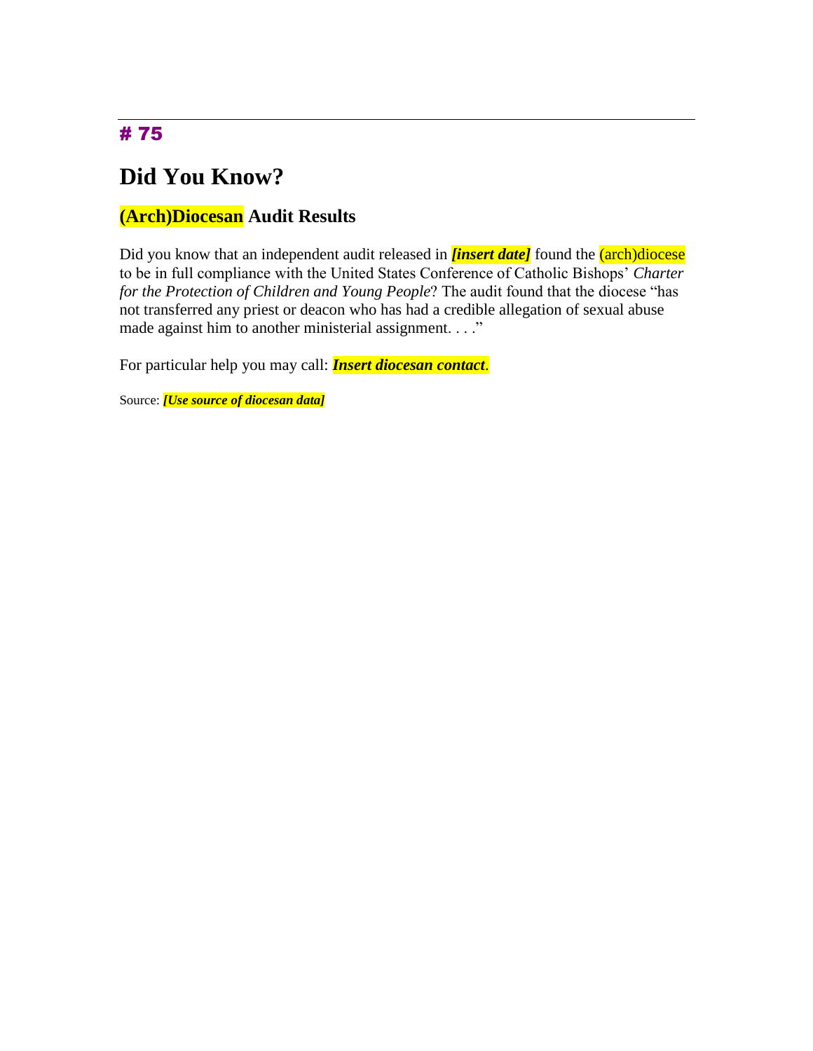# 75

## Did You Know?

### (Arch)Diocesan Audit Results

Did you know that an independent audit released in ***[insert date]*** found the (arch)diocese to be in full compliance with the United States Conference of Catholic Bishops' *Charter for the Protection of Children and Young People*? The audit found that the diocese "has not transferred any priest or deacon who has had a credible allegation of sexual abuse made against him to another ministerial assignment. . . ."

For particular help you may call: ***Insert diocesan contact***.

Source: ***[Use source of diocesan data]***